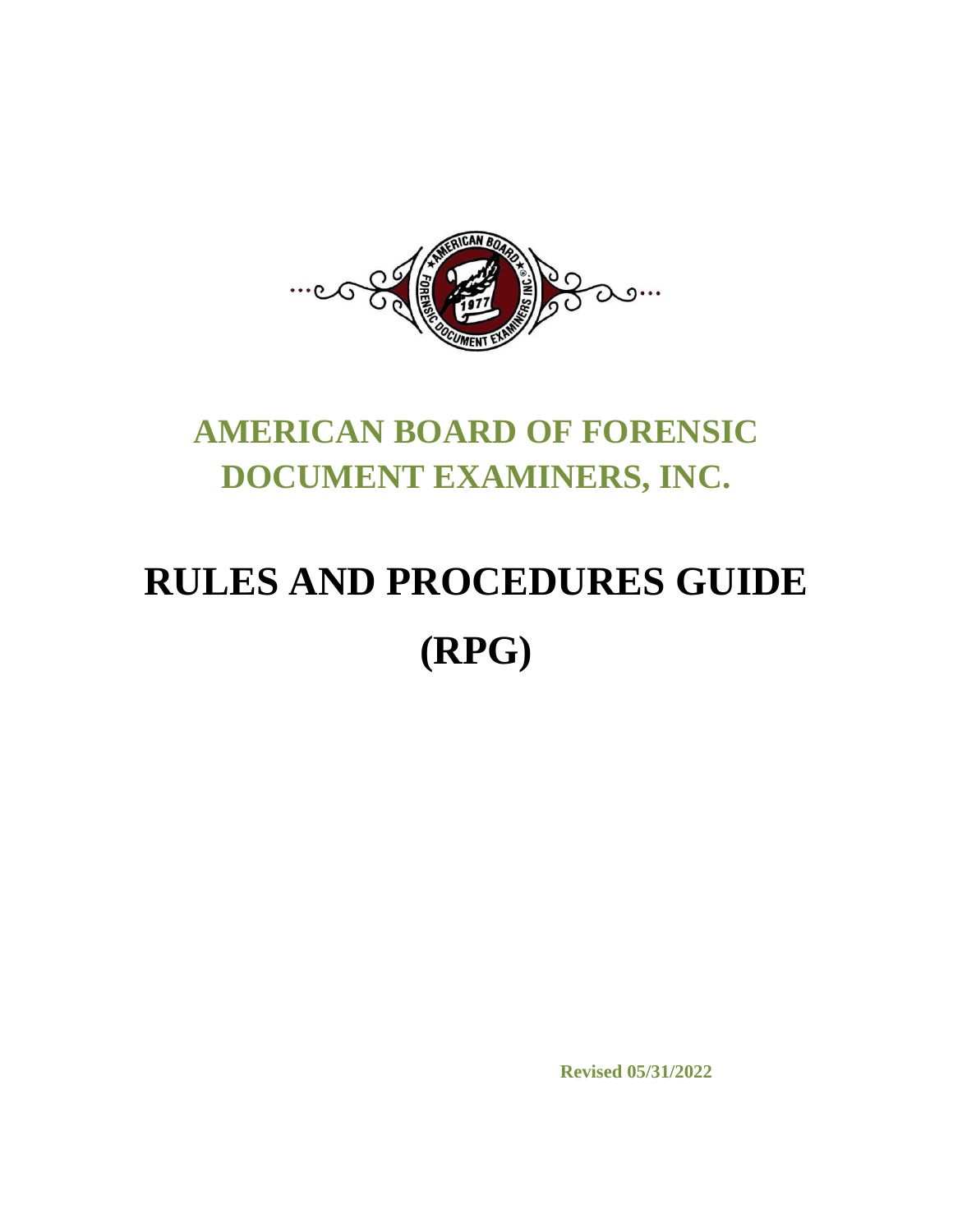# AMERICAN BOARD OF FORENSIC DOCUMENT EXAMINERS, INC.

# RULES AND PROCEDURES GUIDE (RPG)

**Revised 05/31/2022**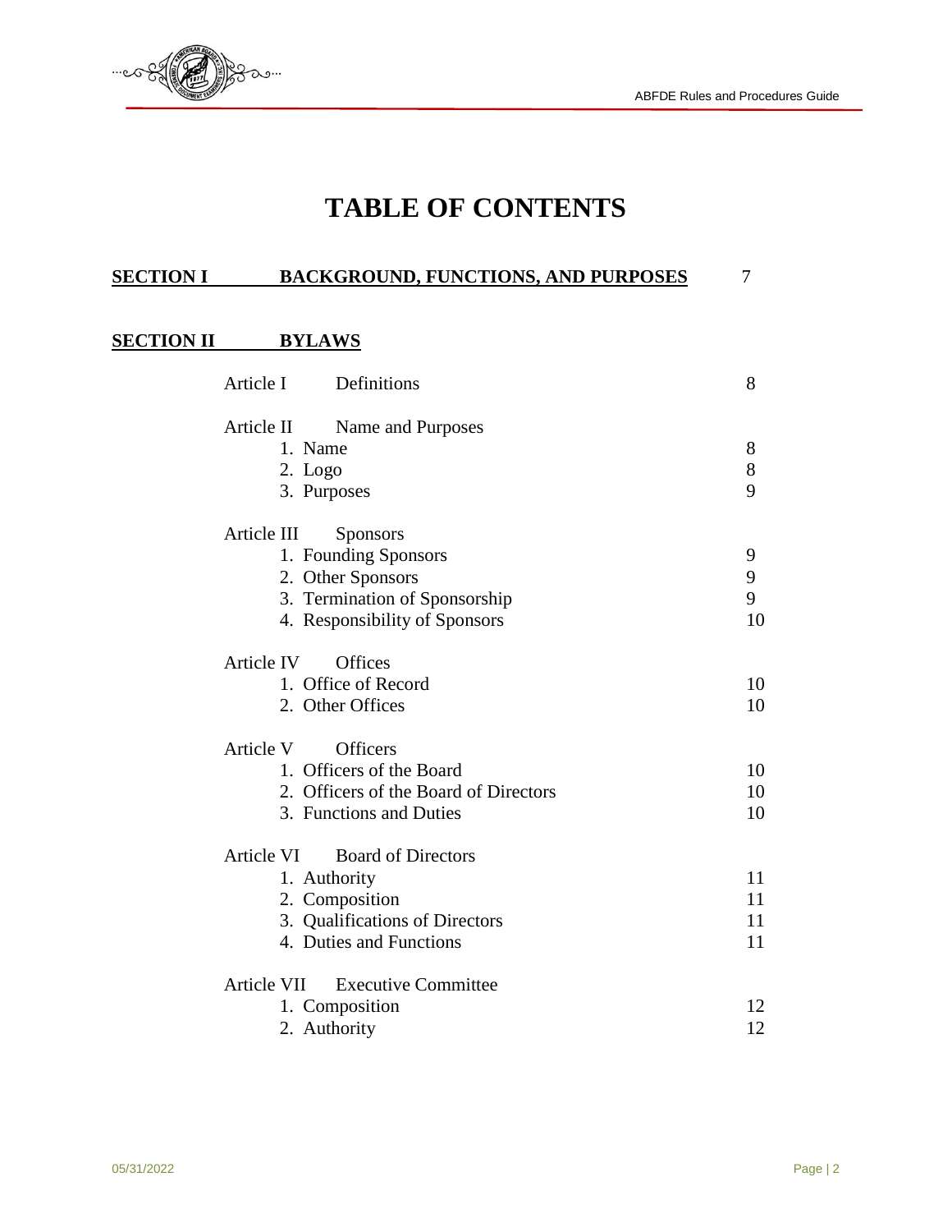# TABLE OF CONTENTS

| | | |
|---|---|---|
| **SECTION I** | **BACKGROUND, FUNCTIONS, AND PURPOSES** | 7 |
| **SECTION II** | **BYLAWS** | |
| Article I | Definitions | 8 |
| Article II | Name and Purposes | |
| | 1. Name | 8 |
| | 2. Logo | 8 |
| | 3. Purposes | 9 |
| Article III | Sponsors | |
| | 1. Founding Sponsors | 9 |
| | 2. Other Sponsors | 9 |
| | 3. Termination of Sponsorship | 9 |
| | 4. Responsibility of Sponsors | 10 |
| Article IV | Offices | |
| | 1. Office of Record | 10 |
| | 2. Other Offices | 10 |
| Article V | Officers | |
| | 1. Officers of the Board | 10 |
| | 2. Officers of the Board of Directors | 10 |
| | 3. Functions and Duties | 10 |
| Article VI | Board of Directors | |
| | 1. Authority | 11 |
| | 2. Composition | 11 |
| | 3. Qualifications of Directors | 11 |
| | 4. Duties and Functions | 11 |
| Article VII | Executive Committee | |
| | 1. Composition | 12 |
| | 2. Authority | 12 |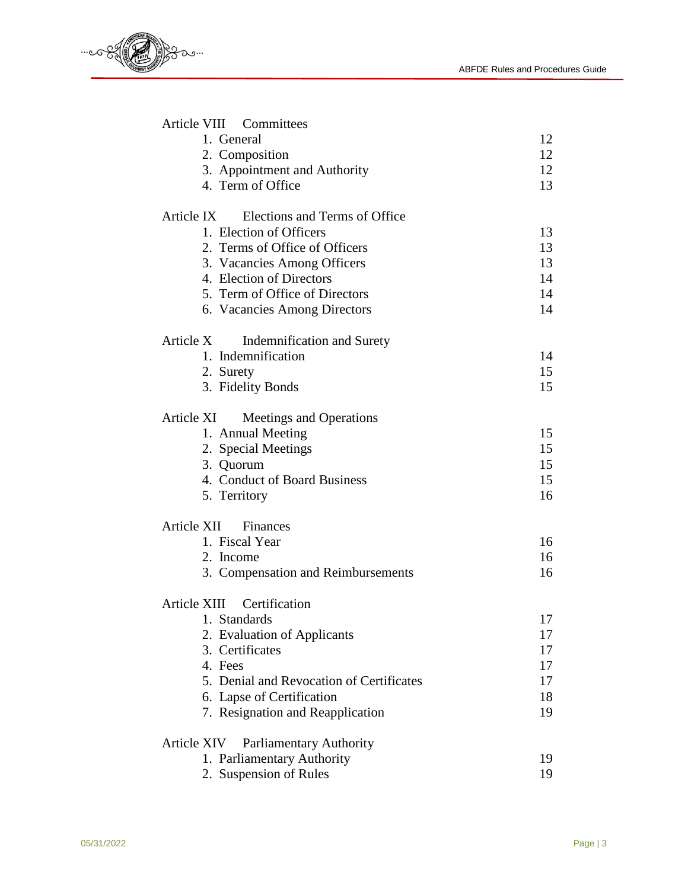| | |
|---|---|
| **Article VIII Committees** | |
| 1. General | 12 |
| 2. Composition | 12 |
| 3. Appointment and Authority | 12 |
| 4. Term of Office | 13 |
| **Article IX Elections and Terms of Office** | |
| 1. Election of Officers | 13 |
| 2. Terms of Office of Officers | 13 |
| 3. Vacancies Among Officers | 13 |
| 4. Election of Directors | 14 |
| 5. Term of Office of Directors | 14 |
| 6. Vacancies Among Directors | 14 |
| **Article X Indemnification and Surety** | |
| 1. Indemnification | 14 |
| 2. Surety | 15 |
| 3. Fidelity Bonds | 15 |
| **Article XI Meetings and Operations** | |
| 1. Annual Meeting | 15 |
| 2. Special Meetings | 15 |
| 3. Quorum | 15 |
| 4. Conduct of Board Business | 15 |
| 5. Territory | 16 |
| **Article XII Finances** | |
| 1. Fiscal Year | 16 |
| 2. Income | 16 |
| 3. Compensation and Reimbursements | 16 |
| **Article XIII Certification** | |
| 1. Standards | 17 |
| 2. Evaluation of Applicants | 17 |
| 3. Certificates | 17 |
| 4. Fees | 17 |
| 5. Denial and Revocation of Certificates | 17 |
| 6. Lapse of Certification | 18 |
| 7. Resignation and Reapplication | 19 |
| **Article XIV Parliamentary Authority** | |
| 1. Parliamentary Authority | 19 |
| 2. Suspension of Rules | 19 |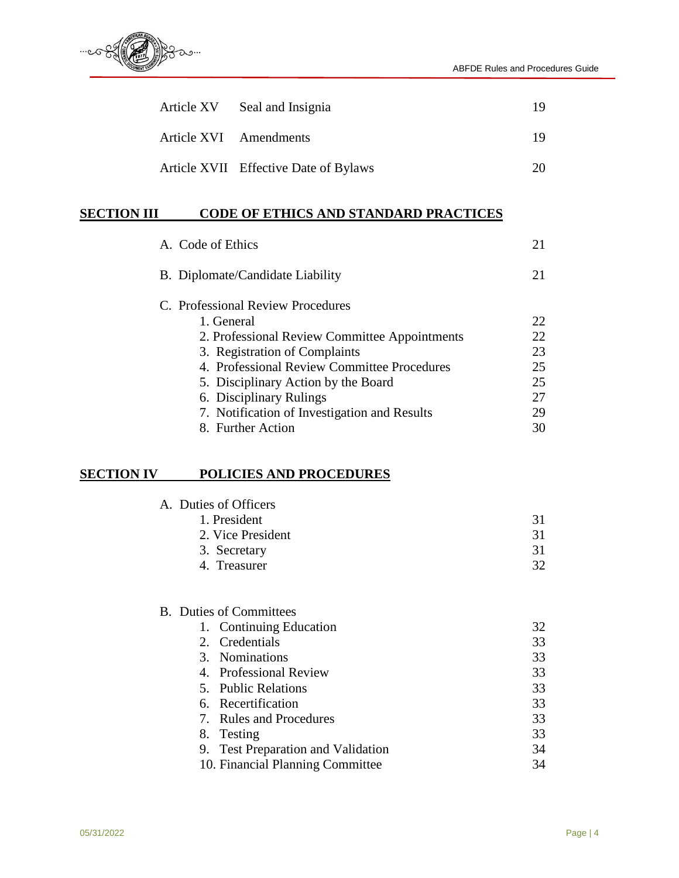| | | |
|---|---|---|
| Article XV | Seal and Insignia | 19 |
| Article XVI | Amendments | 19 |
| Article XVII | Effective Date of Bylaws | 20 |

## SECTION III CODE OF ETHICS AND STANDARD PRACTICES

| | |
|---|---|
| A. Code of Ethics | 21 |
| B. Diplomate/Candidate Liability | 21 |
| C. Professional Review Procedures | |
| 1. General | 22 |
| 2. Professional Review Committee Appointments | 22 |
| 3. Registration of Complaints | 23 |
| 4. Professional Review Committee Procedures | 25 |
| 5. Disciplinary Action by the Board | 25 |
| 6. Disciplinary Rulings | 27 |
| 7. Notification of Investigation and Results | 29 |
| 8. Further Action | 30 |

## SECTION IV POLICIES AND PROCEDURES

| | |
|---|---|
| A. Duties of Officers | |
| 1. President | 31 |
| 2. Vice President | 31 |
| 3. Secretary | 31 |
| 4. Treasurer | 32 |
| B. Duties of Committees | |
| 1. Continuing Education | 32 |
| 2. Credentials | 33 |
| 3. Nominations | 33 |
| 4. Professional Review | 33 |
| 5. Public Relations | 33 |
| 6. Recertification | 33 |
| 7. Rules and Procedures | 33 |
| 8. Testing | 33 |
| 9. Test Preparation and Validation | 34 |
| 10. Financial Planning Committee | 34 |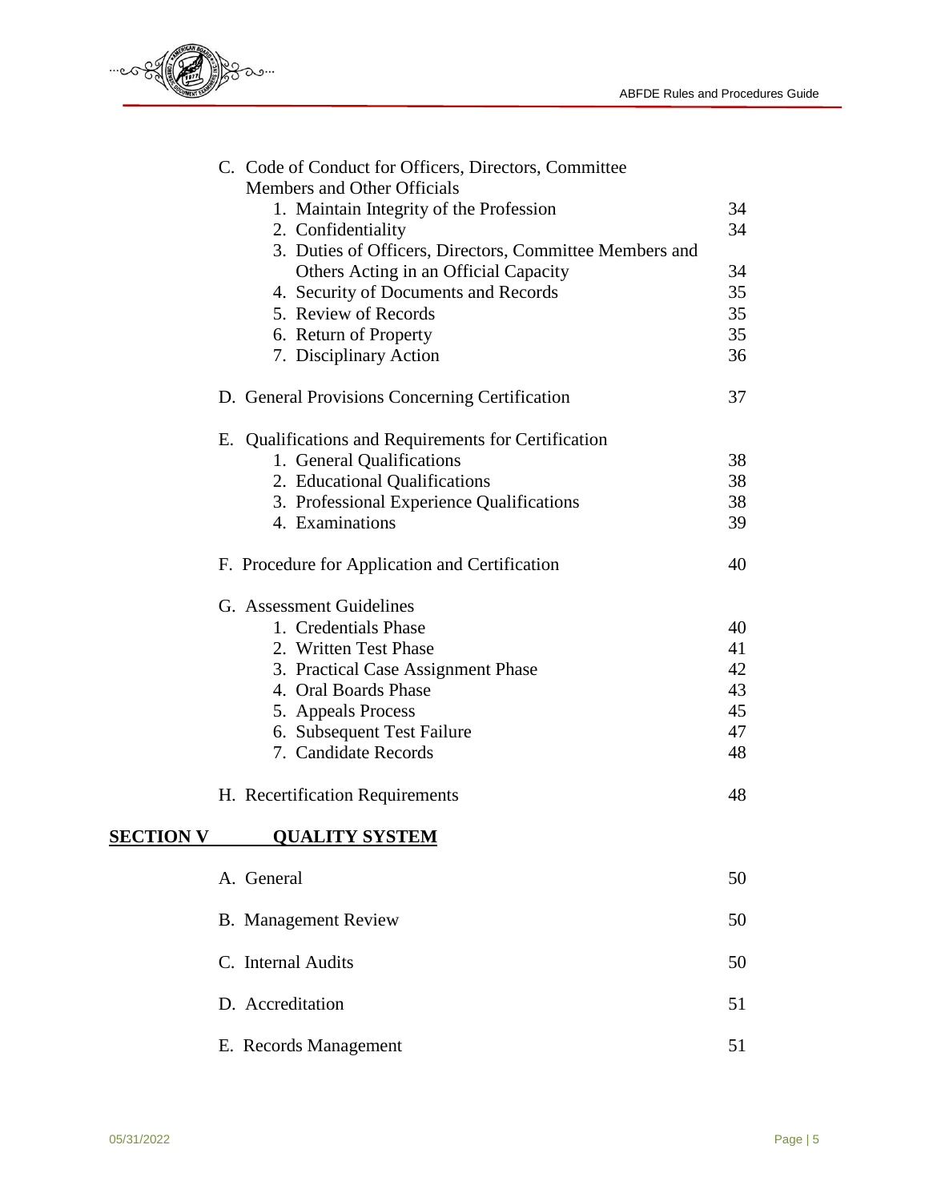C. Code of Conduct for Officers, Directors, Committee Members and Other Officials

1. Maintain Integrity of the Profession 34
2. Confidentiality 34
3. Duties of Officers, Directors, Committee Members and Others Acting in an Official Capacity 34
4. Security of Documents and Records 35
5. Review of Records 35
6. Return of Property 35
7. Disciplinary Action 36

D. General Provisions Concerning Certification 37

E. Qualifications and Requirements for Certification

1. General Qualifications 38
2. Educational Qualifications 38
3. Professional Experience Qualifications 38
4. Examinations 39

F. Procedure for Application and Certification 40

G. Assessment Guidelines

1. Credentials Phase 40
2. Written Test Phase 41
3. Practical Case Assignment Phase 42
4. Oral Boards Phase 43
5. Appeals Process 45
6. Subsequent Test Failure 47
7. Candidate Records 48

H. Recertification Requirements 48

## SECTION V QUALITY SYSTEM

A. General 50

B. Management Review 50

C. Internal Audits 50

D. Accreditation 51

E. Records Management 51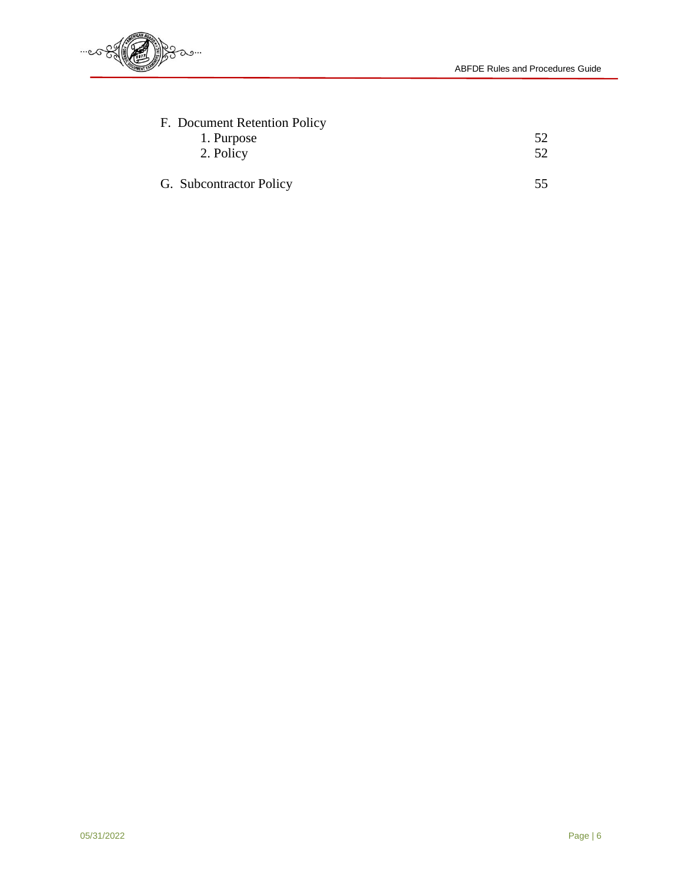| | |
|---|---|
| F. Document Retention Policy | |
| 1. Purpose | 52 |
| 2. Policy | 52 |
| G. Subcontractor Policy | 55 |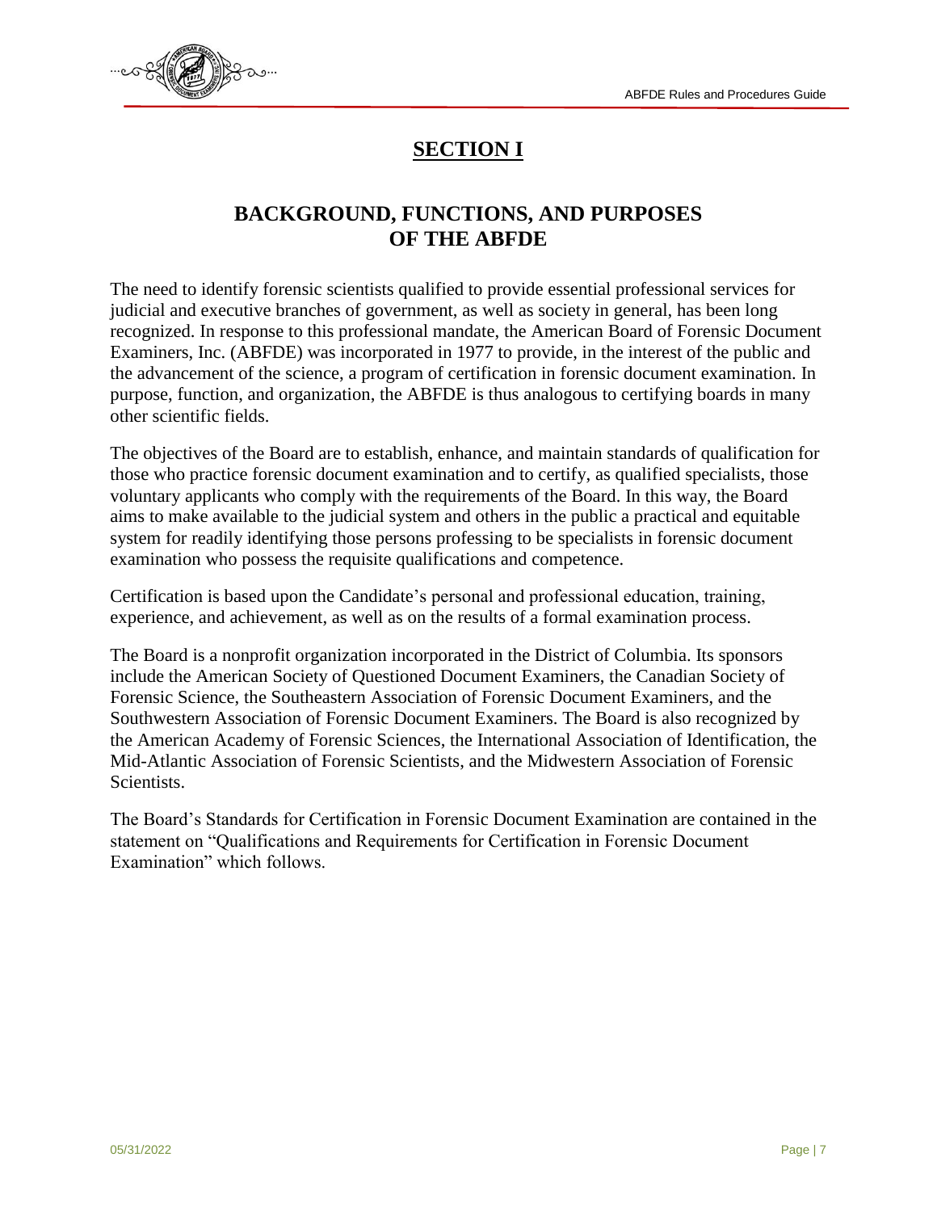# SECTION I

## BACKGROUND, FUNCTIONS, AND PURPOSES OF THE ABFDE

The need to identify forensic scientists qualified to provide essential professional services for judicial and executive branches of government, as well as society in general, has been long recognized. In response to this professional mandate, the American Board of Forensic Document Examiners, Inc. (ABFDE) was incorporated in 1977 to provide, in the interest of the public and the advancement of the science, a program of certification in forensic document examination. In purpose, function, and organization, the ABFDE is thus analogous to certifying boards in many other scientific fields.

The objectives of the Board are to establish, enhance, and maintain standards of qualification for those who practice forensic document examination and to certify, as qualified specialists, those voluntary applicants who comply with the requirements of the Board. In this way, the Board aims to make available to the judicial system and others in the public a practical and equitable system for readily identifying those persons professing to be specialists in forensic document examination who possess the requisite qualifications and competence.

Certification is based upon the Candidate's personal and professional education, training, experience, and achievement, as well as on the results of a formal examination process.

The Board is a nonprofit organization incorporated in the District of Columbia. Its sponsors include the American Society of Questioned Document Examiners, the Canadian Society of Forensic Science, the Southeastern Association of Forensic Document Examiners, and the Southwestern Association of Forensic Document Examiners. The Board is also recognized by the American Academy of Forensic Sciences, the International Association of Identification, the Mid-Atlantic Association of Forensic Scientists, and the Midwestern Association of Forensic Scientists.

The Board's Standards for Certification in Forensic Document Examination are contained in the statement on "Qualifications and Requirements for Certification in Forensic Document Examination" which follows.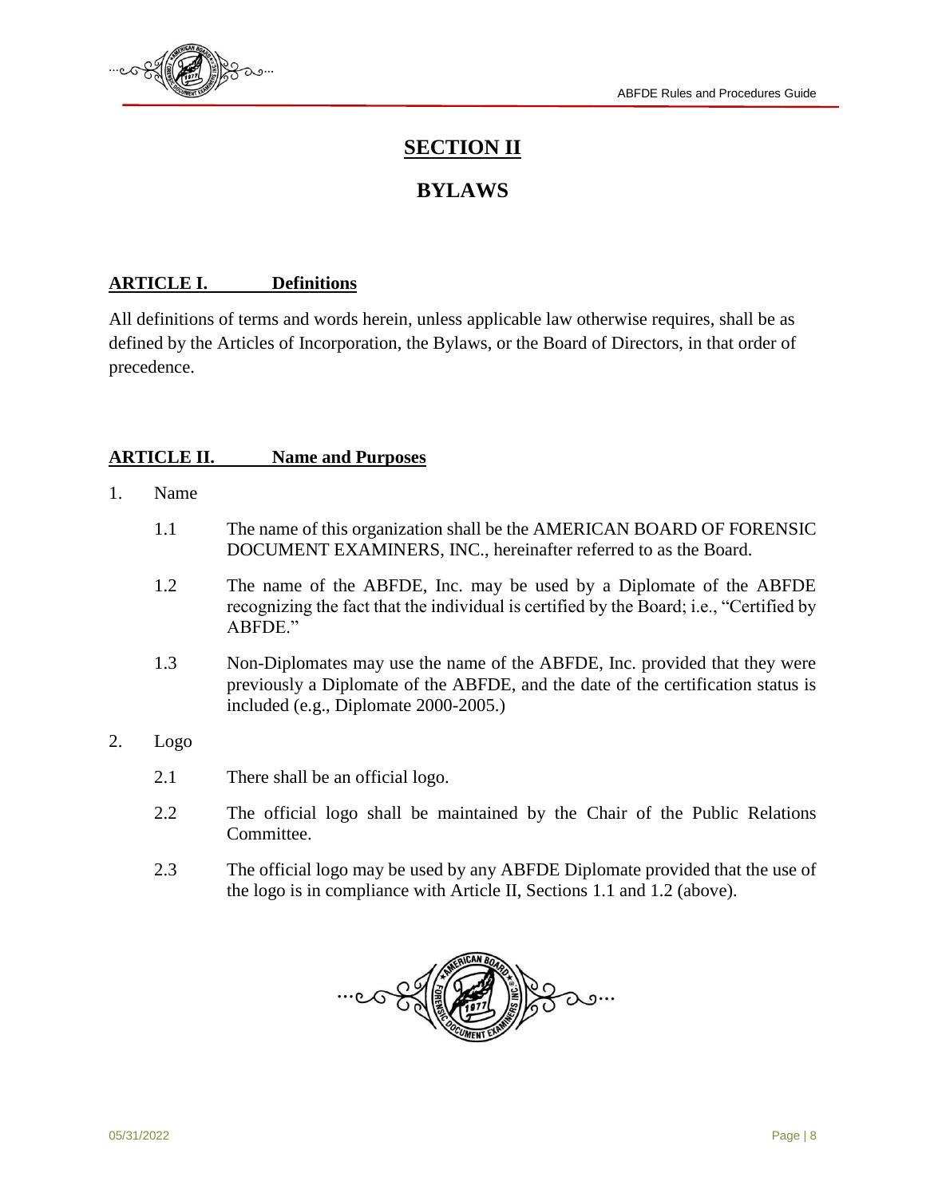# SECTION II

# BYLAWS

## ARTICLE I. Definitions

All definitions of terms and words herein, unless applicable law otherwise requires, shall be as defined by the Articles of Incorporation, the Bylaws, or the Board of Directors, in that order of precedence.

## ARTICLE II. Name and Purposes

1. Name

    1.1 The name of this organization shall be the AMERICAN BOARD OF FORENSIC DOCUMENT EXAMINERS, INC., hereinafter referred to as the Board.

    1.2 The name of the ABFDE, Inc. may be used by a Diplomate of the ABFDE recognizing the fact that the individual is certified by the Board; i.e., "Certified by ABFDE."

    1.3 Non-Diplomates may use the name of the ABFDE, Inc. provided that they were previously a Diplomate of the ABFDE, and the date of the certification status is included (e.g., Diplomate 2000-2005.)

2. Logo

    2.1 There shall be an official logo.

    2.2 The official logo shall be maintained by the Chair of the Public Relations Committee.

    2.3 The official logo may be used by any ABFDE Diplomate provided that the use of the logo is in compliance with Article II, Sections 1.1 and 1.2 (above).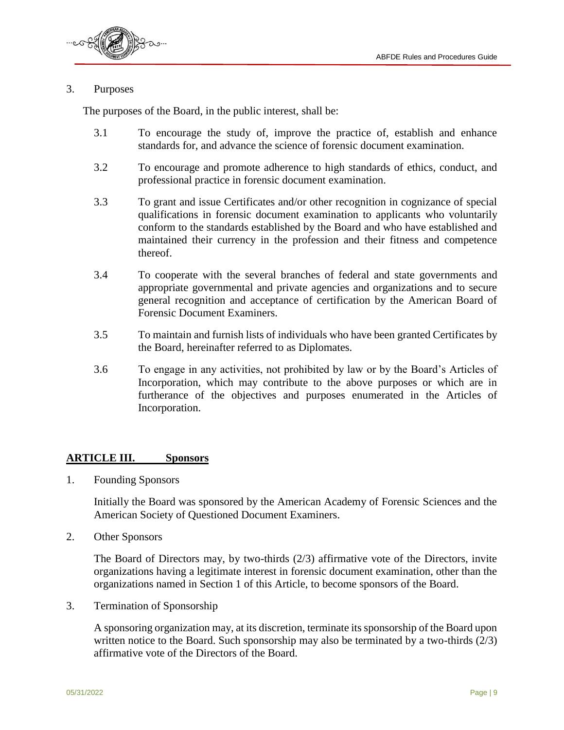3. Purposes

The purposes of the Board, in the public interest, shall be:

3.1 To encourage the study of, improve the practice of, establish and enhance standards for, and advance the science of forensic document examination.

3.2 To encourage and promote adherence to high standards of ethics, conduct, and professional practice in forensic document examination.

3.3 To grant and issue Certificates and/or other recognition in cognizance of special qualifications in forensic document examination to applicants who voluntarily conform to the standards established by the Board and who have established and maintained their currency in the profession and their fitness and competence thereof.

3.4 To cooperate with the several branches of federal and state governments and appropriate governmental and private agencies and organizations and to secure general recognition and acceptance of certification by the American Board of Forensic Document Examiners.

3.5 To maintain and furnish lists of individuals who have been granted Certificates by the Board, hereinafter referred to as Diplomates.

3.6 To engage in any activities, not prohibited by law or by the Board's Articles of Incorporation, which may contribute to the above purposes or which are in furtherance of the objectives and purposes enumerated in the Articles of Incorporation.

## ARTICLE III. Sponsors

1. Founding Sponsors

Initially the Board was sponsored by the American Academy of Forensic Sciences and the American Society of Questioned Document Examiners.

2. Other Sponsors

The Board of Directors may, by two-thirds (2/3) affirmative vote of the Directors, invite organizations having a legitimate interest in forensic document examination, other than the organizations named in Section 1 of this Article, to become sponsors of the Board.

3. Termination of Sponsorship

A sponsoring organization may, at its discretion, terminate its sponsorship of the Board upon written notice to the Board. Such sponsorship may also be terminated by a two-thirds (2/3) affirmative vote of the Directors of the Board.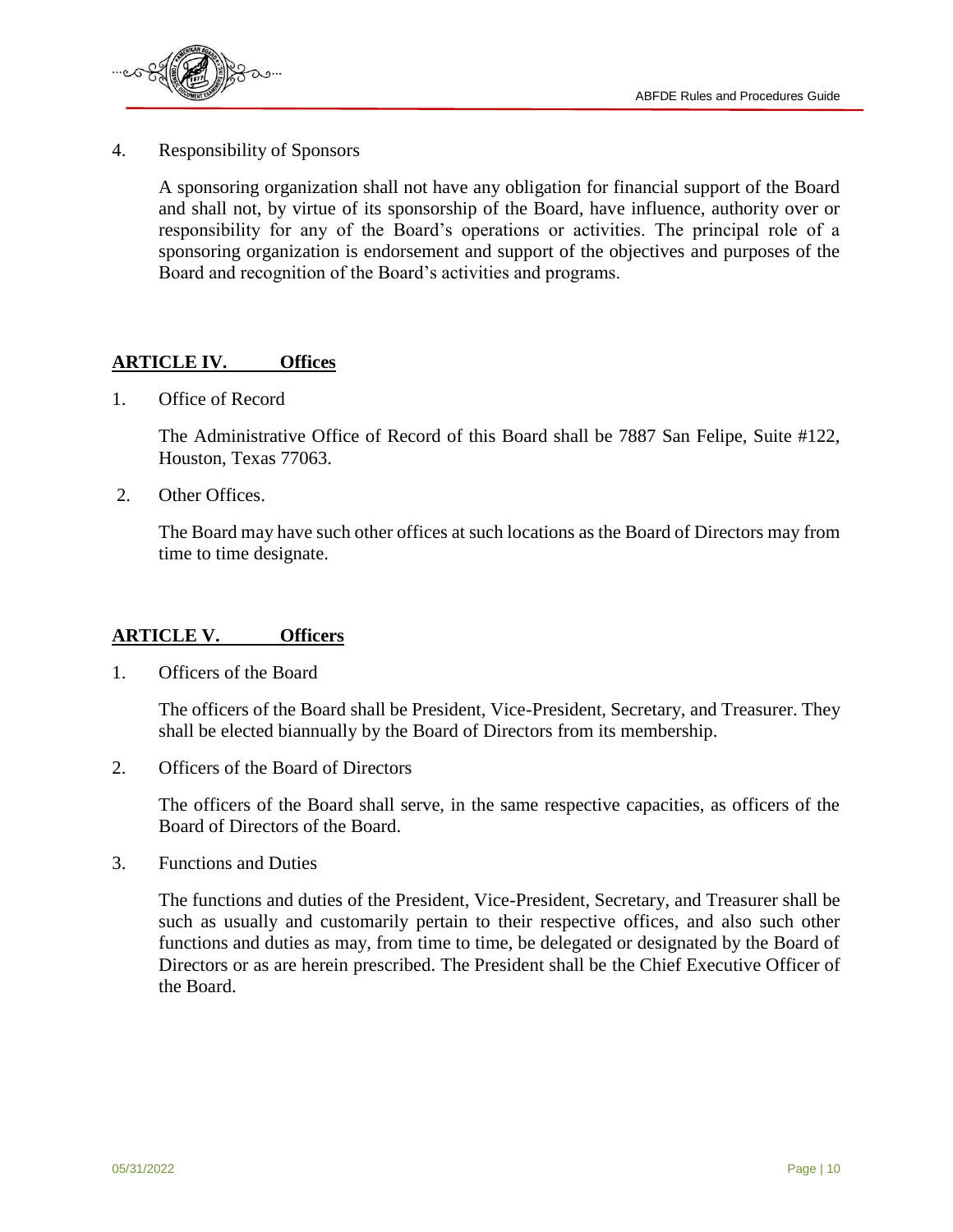4. Responsibility of Sponsors

   A sponsoring organization shall not have any obligation for financial support of the Board and shall not, by virtue of its sponsorship of the Board, have influence, authority over or responsibility for any of the Board's operations or activities. The principal role of a sponsoring organization is endorsement and support of the objectives and purposes of the Board and recognition of the Board's activities and programs.

## **ARTICLE IV. Offices**

1. Office of Record

   The Administrative Office of Record of this Board shall be 7887 San Felipe, Suite #122, Houston, Texas 77063.

2. Other Offices.

   The Board may have such other offices at such locations as the Board of Directors may from time to time designate.

## **ARTICLE V. Officers**

1. Officers of the Board

   The officers of the Board shall be President, Vice-President, Secretary, and Treasurer. They shall be elected biannually by the Board of Directors from its membership.

2. Officers of the Board of Directors

   The officers of the Board shall serve, in the same respective capacities, as officers of the Board of Directors of the Board.

3. Functions and Duties

   The functions and duties of the President, Vice-President, Secretary, and Treasurer shall be such as usually and customarily pertain to their respective offices, and also such other functions and duties as may, from time to time, be delegated or designated by the Board of Directors or as are herein prescribed. The President shall be the Chief Executive Officer of the Board.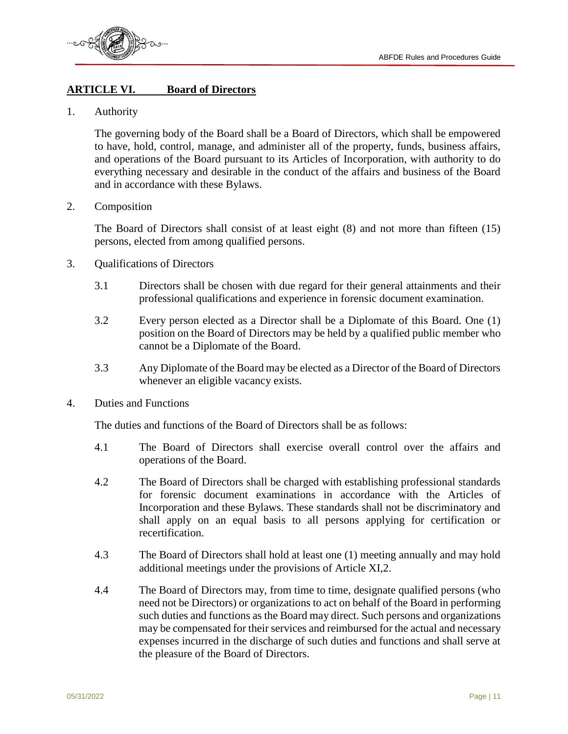## ARTICLE VI. Board of Directors

1. Authority

   The governing body of the Board shall be a Board of Directors, which shall be empowered to have, hold, control, manage, and administer all of the property, funds, business affairs, and operations of the Board pursuant to its Articles of Incorporation, with authority to do everything necessary and desirable in the conduct of the affairs and business of the Board and in accordance with these Bylaws.

2. Composition

   The Board of Directors shall consist of at least eight (8) and not more than fifteen (15) persons, elected from among qualified persons.

3. Qualifications of Directors

   3.1 Directors shall be chosen with due regard for their general attainments and their professional qualifications and experience in forensic document examination.

   3.2 Every person elected as a Director shall be a Diplomate of this Board. One (1) position on the Board of Directors may be held by a qualified public member who cannot be a Diplomate of the Board.

   3.3 Any Diplomate of the Board may be elected as a Director of the Board of Directors whenever an eligible vacancy exists.

4. Duties and Functions

   The duties and functions of the Board of Directors shall be as follows:

   4.1 The Board of Directors shall exercise overall control over the affairs and operations of the Board.

   4.2 The Board of Directors shall be charged with establishing professional standards for forensic document examinations in accordance with the Articles of Incorporation and these Bylaws. These standards shall not be discriminatory and shall apply on an equal basis to all persons applying for certification or recertification.

   4.3 The Board of Directors shall hold at least one (1) meeting annually and may hold additional meetings under the provisions of Article XI,2.

   4.4 The Board of Directors may, from time to time, designate qualified persons (who need not be Directors) or organizations to act on behalf of the Board in performing such duties and functions as the Board may direct. Such persons and organizations may be compensated for their services and reimbursed for the actual and necessary expenses incurred in the discharge of such duties and functions and shall serve at the pleasure of the Board of Directors.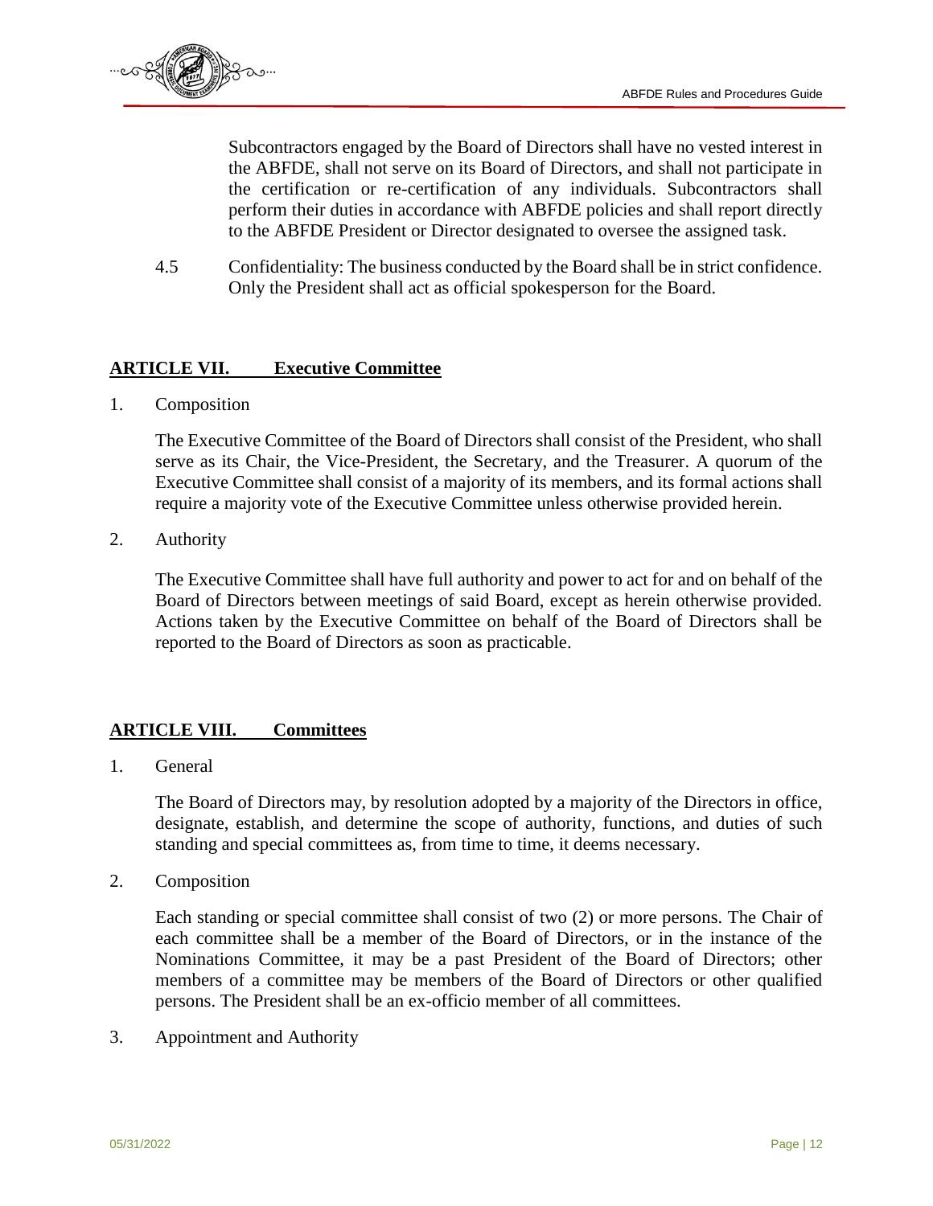Subcontractors engaged by the Board of Directors shall have no vested interest in the ABFDE, shall not serve on its Board of Directors, and shall not participate in the certification or re-certification of any individuals. Subcontractors shall perform their duties in accordance with ABFDE policies and shall report directly to the ABFDE President or Director designated to oversee the assigned task.

4.5 Confidentiality: The business conducted by the Board shall be in strict confidence. Only the President shall act as official spokesperson for the Board.

## ARTICLE VII. Executive Committee

1. Composition

   The Executive Committee of the Board of Directors shall consist of the President, who shall serve as its Chair, the Vice-President, the Secretary, and the Treasurer. A quorum of the Executive Committee shall consist of a majority of its members, and its formal actions shall require a majority vote of the Executive Committee unless otherwise provided herein.

2. Authority

   The Executive Committee shall have full authority and power to act for and on behalf of the Board of Directors between meetings of said Board, except as herein otherwise provided. Actions taken by the Executive Committee on behalf of the Board of Directors shall be reported to the Board of Directors as soon as practicable.

## ARTICLE VIII. Committees

1. General

   The Board of Directors may, by resolution adopted by a majority of the Directors in office, designate, establish, and determine the scope of authority, functions, and duties of such standing and special committees as, from time to time, it deems necessary.

2. Composition

   Each standing or special committee shall consist of two (2) or more persons. The Chair of each committee shall be a member of the Board of Directors, or in the instance of the Nominations Committee, it may be a past President of the Board of Directors; other members of a committee may be members of the Board of Directors or other qualified persons. The President shall be an ex-officio member of all committees.

3. Appointment and Authority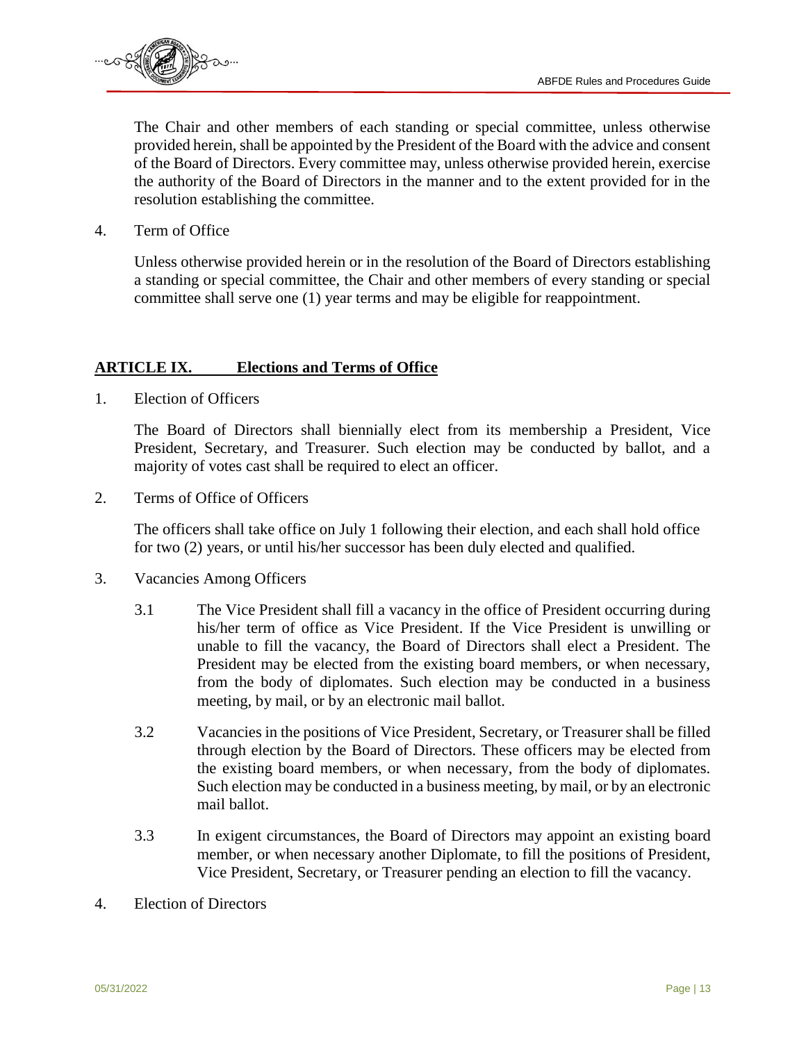The Chair and other members of each standing or special committee, unless otherwise provided herein, shall be appointed by the President of the Board with the advice and consent of the Board of Directors. Every committee may, unless otherwise provided herein, exercise the authority of the Board of Directors in the manner and to the extent provided for in the resolution establishing the committee.

4. Term of Office

Unless otherwise provided herein or in the resolution of the Board of Directors establishing a standing or special committee, the Chair and other members of every standing or special committee shall serve one (1) year terms and may be eligible for reappointment.

## ARTICLE IX. Elections and Terms of Office

1. Election of Officers

The Board of Directors shall biennially elect from its membership a President, Vice President, Secretary, and Treasurer. Such election may be conducted by ballot, and a majority of votes cast shall be required to elect an officer.

2. Terms of Office of Officers

The officers shall take office on July 1 following their election, and each shall hold office for two (2) years, or until his/her successor has been duly elected and qualified.

3. Vacancies Among Officers

3.1 The Vice President shall fill a vacancy in the office of President occurring during his/her term of office as Vice President. If the Vice President is unwilling or unable to fill the vacancy, the Board of Directors shall elect a President. The President may be elected from the existing board members, or when necessary, from the body of diplomates. Such election may be conducted in a business meeting, by mail, or by an electronic mail ballot.

3.2 Vacancies in the positions of Vice President, Secretary, or Treasurer shall be filled through election by the Board of Directors. These officers may be elected from the existing board members, or when necessary, from the body of diplomates. Such election may be conducted in a business meeting, by mail, or by an electronic mail ballot.

3.3 In exigent circumstances, the Board of Directors may appoint an existing board member, or when necessary another Diplomate, to fill the positions of President, Vice President, Secretary, or Treasurer pending an election to fill the vacancy.

4. Election of Directors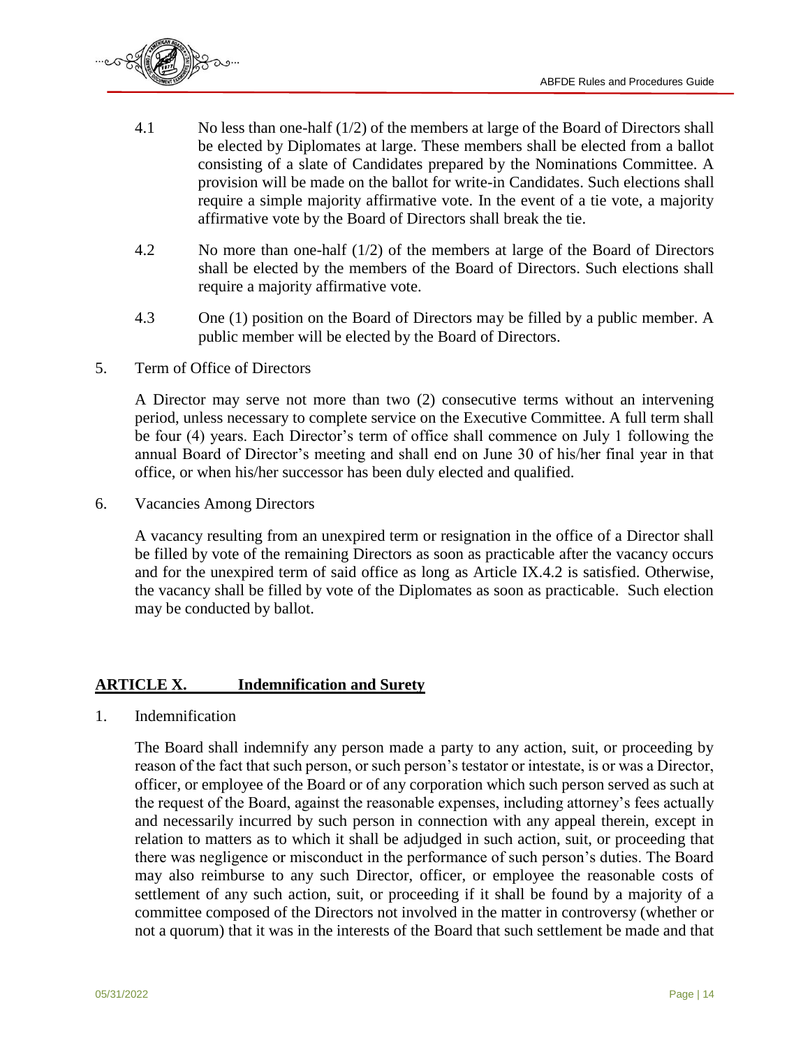4.1 No less than one-half (1/2) of the members at large of the Board of Directors shall be elected by Diplomates at large. These members shall be elected from a ballot consisting of a slate of Candidates prepared by the Nominations Committee. A provision will be made on the ballot for write-in Candidates. Such elections shall require a simple majority affirmative vote. In the event of a tie vote, a majority affirmative vote by the Board of Directors shall break the tie.

4.2 No more than one-half (1/2) of the members at large of the Board of Directors shall be elected by the members of the Board of Directors. Such elections shall require a majority affirmative vote.

4.3 One (1) position on the Board of Directors may be filled by a public member. A public member will be elected by the Board of Directors.

5. Term of Office of Directors

A Director may serve not more than two (2) consecutive terms without an intervening period, unless necessary to complete service on the Executive Committee. A full term shall be four (4) years. Each Director's term of office shall commence on July 1 following the annual Board of Director's meeting and shall end on June 30 of his/her final year in that office, or when his/her successor has been duly elected and qualified.

6. Vacancies Among Directors

A vacancy resulting from an unexpired term or resignation in the office of a Director shall be filled by vote of the remaining Directors as soon as practicable after the vacancy occurs and for the unexpired term of said office as long as Article IX.4.2 is satisfied. Otherwise, the vacancy shall be filled by vote of the Diplomates as soon as practicable. Such election may be conducted by ballot.

## ARTICLE X. Indemnification and Surety

1. Indemnification

The Board shall indemnify any person made a party to any action, suit, or proceeding by reason of the fact that such person, or such person's testator or intestate, is or was a Director, officer, or employee of the Board or of any corporation which such person served as such at the request of the Board, against the reasonable expenses, including attorney's fees actually and necessarily incurred by such person in connection with any appeal therein, except in relation to matters as to which it shall be adjudged in such action, suit, or proceeding that there was negligence or misconduct in the performance of such person's duties. The Board may also reimburse to any such Director, officer, or employee the reasonable costs of settlement of any such action, suit, or proceeding if it shall be found by a majority of a committee composed of the Directors not involved in the matter in controversy (whether or not a quorum) that it was in the interests of the Board that such settlement be made and that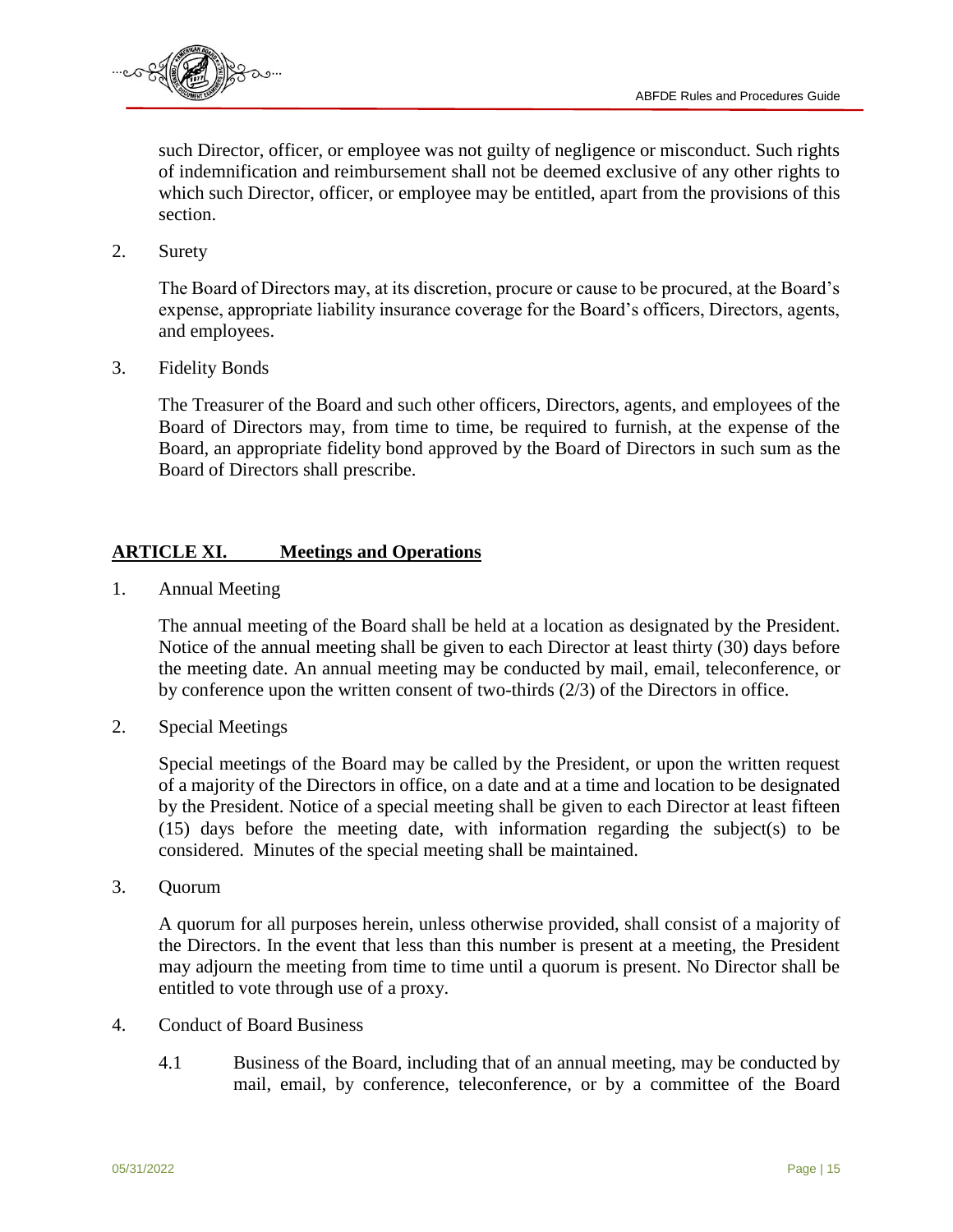such Director, officer, or employee was not guilty of negligence or misconduct. Such rights of indemnification and reimbursement shall not be deemed exclusive of any other rights to which such Director, officer, or employee may be entitled, apart from the provisions of this section.

2. Surety

   The Board of Directors may, at its discretion, procure or cause to be procured, at the Board's expense, appropriate liability insurance coverage for the Board's officers, Directors, agents, and employees.

3. Fidelity Bonds

   The Treasurer of the Board and such other officers, Directors, agents, and employees of the Board of Directors may, from time to time, be required to furnish, at the expense of the Board, an appropriate fidelity bond approved by the Board of Directors in such sum as the Board of Directors shall prescribe.

## ARTICLE XI. Meetings and Operations

1. Annual Meeting

   The annual meeting of the Board shall be held at a location as designated by the President. Notice of the annual meeting shall be given to each Director at least thirty (30) days before the meeting date. An annual meeting may be conducted by mail, email, teleconference, or by conference upon the written consent of two-thirds (2/3) of the Directors in office.

2. Special Meetings

   Special meetings of the Board may be called by the President, or upon the written request of a majority of the Directors in office, on a date and at a time and location to be designated by the President. Notice of a special meeting shall be given to each Director at least fifteen (15) days before the meeting date, with information regarding the subject(s) to be considered. Minutes of the special meeting shall be maintained.

3. Quorum

   A quorum for all purposes herein, unless otherwise provided, shall consist of a majority of the Directors. In the event that less than this number is present at a meeting, the President may adjourn the meeting from time to time until a quorum is present. No Director shall be entitled to vote through use of a proxy.

4. Conduct of Board Business

   4.1 Business of the Board, including that of an annual meeting, may be conducted by mail, email, by conference, teleconference, or by a committee of the Board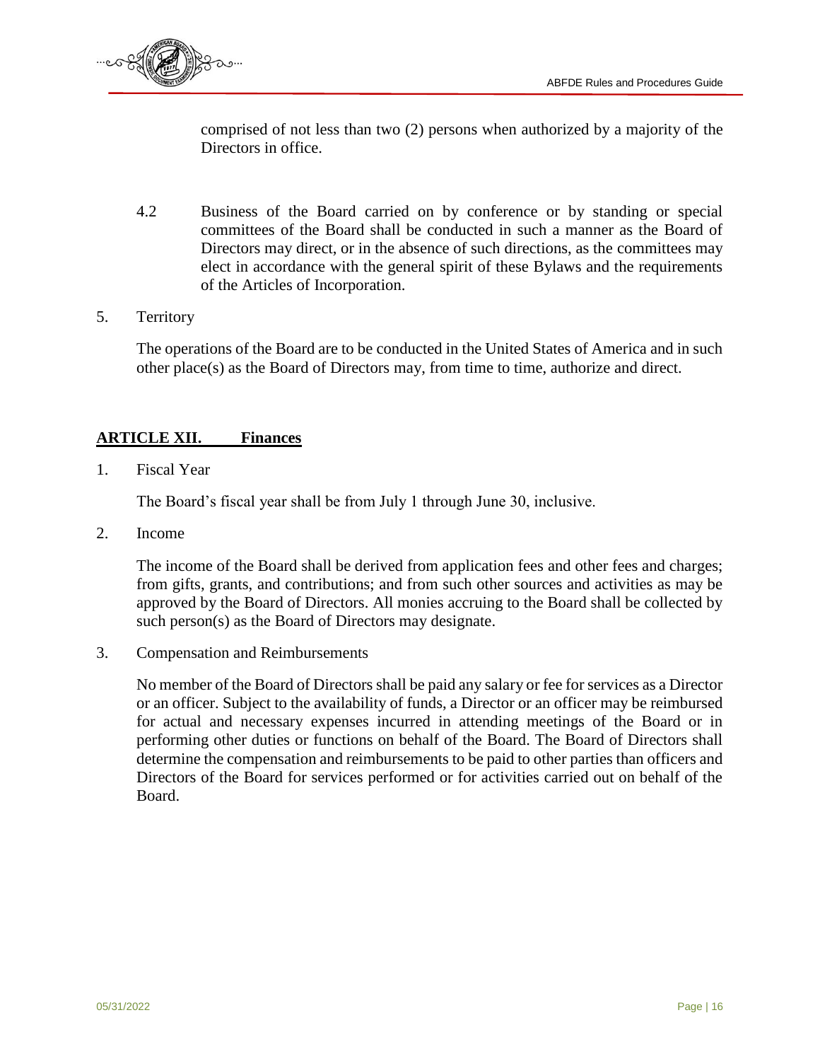comprised of not less than two (2) persons when authorized by a majority of the Directors in office.

4.2 Business of the Board carried on by conference or by standing or special committees of the Board shall be conducted in such a manner as the Board of Directors may direct, or in the absence of such directions, as the committees may elect in accordance with the general spirit of these Bylaws and the requirements of the Articles of Incorporation.

5. Territory

The operations of the Board are to be conducted in the United States of America and in such other place(s) as the Board of Directors may, from time to time, authorize and direct.

## ARTICLE XII. Finances

1. Fiscal Year

The Board's fiscal year shall be from July 1 through June 30, inclusive.

2. Income

The income of the Board shall be derived from application fees and other fees and charges; from gifts, grants, and contributions; and from such other sources and activities as may be approved by the Board of Directors. All monies accruing to the Board shall be collected by such person(s) as the Board of Directors may designate.

3. Compensation and Reimbursements

No member of the Board of Directors shall be paid any salary or fee for services as a Director or an officer. Subject to the availability of funds, a Director or an officer may be reimbursed for actual and necessary expenses incurred in attending meetings of the Board or in performing other duties or functions on behalf of the Board. The Board of Directors shall determine the compensation and reimbursements to be paid to other parties than officers and Directors of the Board for services performed or for activities carried out on behalf of the Board.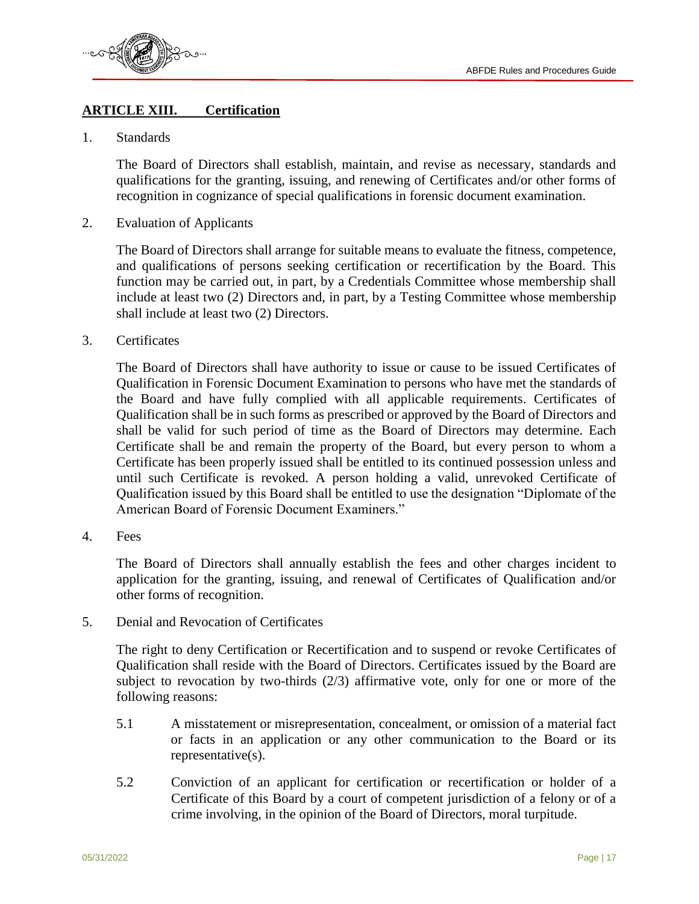## ARTICLE XIII. Certification

1. Standards

   The Board of Directors shall establish, maintain, and revise as necessary, standards and qualifications for the granting, issuing, and renewing of Certificates and/or other forms of recognition in cognizance of special qualifications in forensic document examination.

2. Evaluation of Applicants

   The Board of Directors shall arrange for suitable means to evaluate the fitness, competence, and qualifications of persons seeking certification or recertification by the Board. This function may be carried out, in part, by a Credentials Committee whose membership shall include at least two (2) Directors and, in part, by a Testing Committee whose membership shall include at least two (2) Directors.

3. Certificates

   The Board of Directors shall have authority to issue or cause to be issued Certificates of Qualification in Forensic Document Examination to persons who have met the standards of the Board and have fully complied with all applicable requirements. Certificates of Qualification shall be in such forms as prescribed or approved by the Board of Directors and shall be valid for such period of time as the Board of Directors may determine. Each Certificate shall be and remain the property of the Board, but every person to whom a Certificate has been properly issued shall be entitled to its continued possession unless and until such Certificate is revoked. A person holding a valid, unrevoked Certificate of Qualification issued by this Board shall be entitled to use the designation "Diplomate of the American Board of Forensic Document Examiners."

4. Fees

   The Board of Directors shall annually establish the fees and other charges incident to application for the granting, issuing, and renewal of Certificates of Qualification and/or other forms of recognition.

5. Denial and Revocation of Certificates

   The right to deny Certification or Recertification and to suspend or revoke Certificates of Qualification shall reside with the Board of Directors. Certificates issued by the Board are subject to revocation by two-thirds (2/3) affirmative vote, only for one or more of the following reasons:

   5.1 A misstatement or misrepresentation, concealment, or omission of a material fact or facts in an application or any other communication to the Board or its representative(s).

   5.2 Conviction of an applicant for certification or recertification or holder of a Certificate of this Board by a court of competent jurisdiction of a felony or of a crime involving, in the opinion of the Board of Directors, moral turpitude.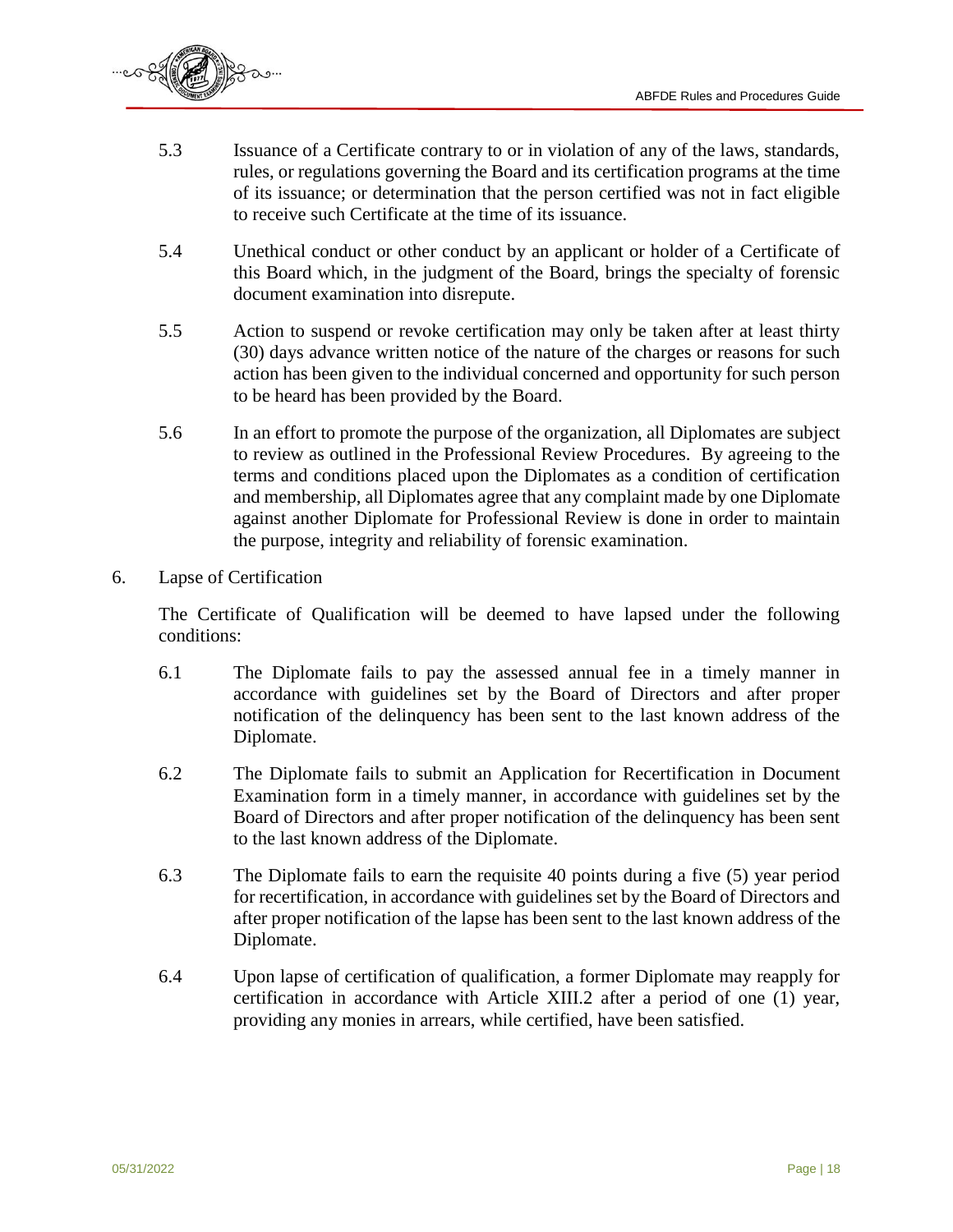5.3 Issuance of a Certificate contrary to or in violation of any of the laws, standards, rules, or regulations governing the Board and its certification programs at the time of its issuance; or determination that the person certified was not in fact eligible to receive such Certificate at the time of its issuance.

5.4 Unethical conduct or other conduct by an applicant or holder of a Certificate of this Board which, in the judgment of the Board, brings the specialty of forensic document examination into disrepute.

5.5 Action to suspend or revoke certification may only be taken after at least thirty (30) days advance written notice of the nature of the charges or reasons for such action has been given to the individual concerned and opportunity for such person to be heard has been provided by the Board.

5.6 In an effort to promote the purpose of the organization, all Diplomates are subject to review as outlined in the Professional Review Procedures. By agreeing to the terms and conditions placed upon the Diplomates as a condition of certification and membership, all Diplomates agree that any complaint made by one Diplomate against another Diplomate for Professional Review is done in order to maintain the purpose, integrity and reliability of forensic examination.

6. Lapse of Certification

The Certificate of Qualification will be deemed to have lapsed under the following conditions:

6.1 The Diplomate fails to pay the assessed annual fee in a timely manner in accordance with guidelines set by the Board of Directors and after proper notification of the delinquency has been sent to the last known address of the Diplomate.

6.2 The Diplomate fails to submit an Application for Recertification in Document Examination form in a timely manner, in accordance with guidelines set by the Board of Directors and after proper notification of the delinquency has been sent to the last known address of the Diplomate.

6.3 The Diplomate fails to earn the requisite 40 points during a five (5) year period for recertification, in accordance with guidelines set by the Board of Directors and after proper notification of the lapse has been sent to the last known address of the Diplomate.

6.4 Upon lapse of certification of qualification, a former Diplomate may reapply for certification in accordance with Article XIII.2 after a period of one (1) year, providing any monies in arrears, while certified, have been satisfied.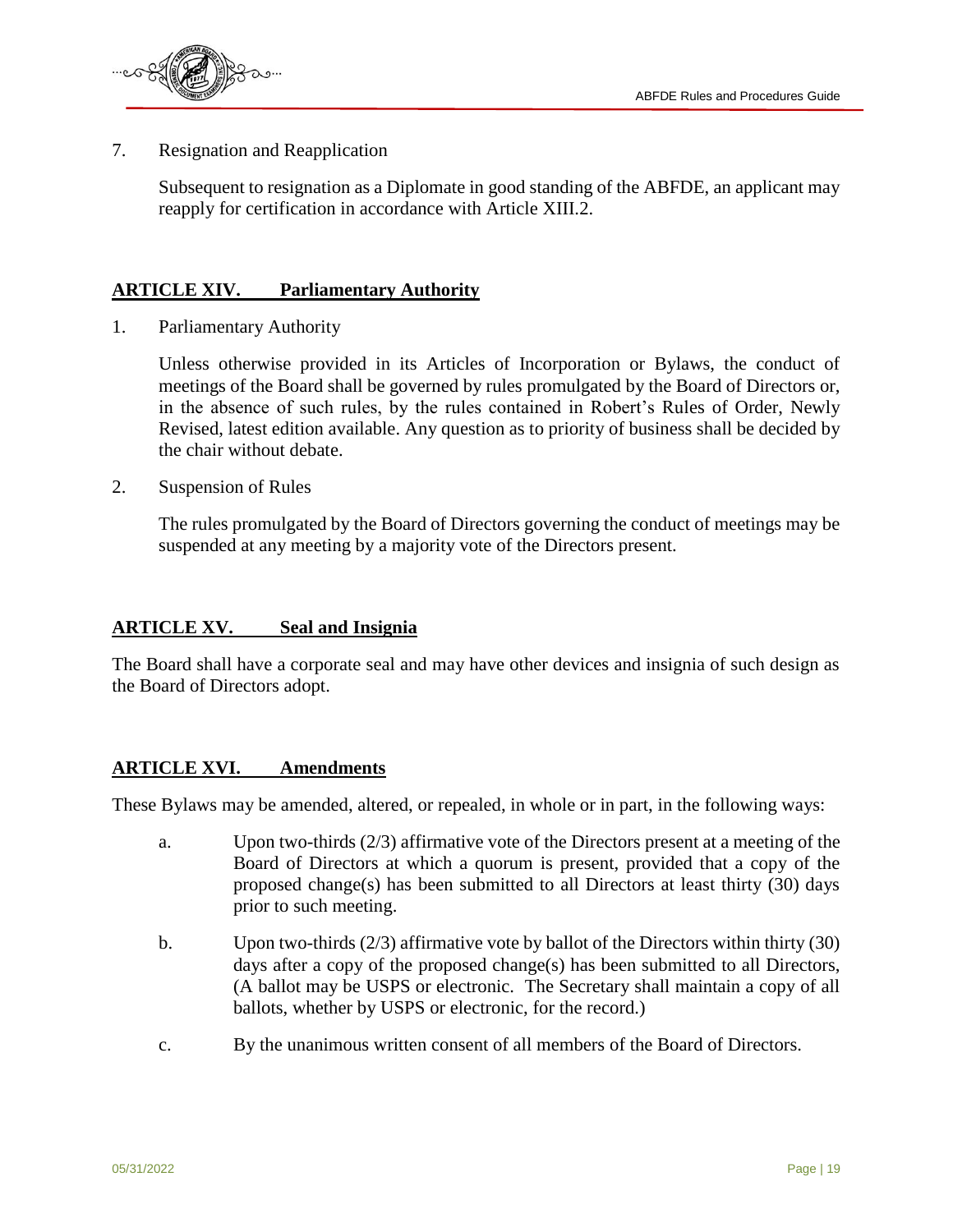7. Resignation and Reapplication

   Subsequent to resignation as a Diplomate in good standing of the ABFDE, an applicant may reapply for certification in accordance with Article XIII.2.

## ARTICLE XIV. Parliamentary Authority

1. Parliamentary Authority

   Unless otherwise provided in its Articles of Incorporation or Bylaws, the conduct of meetings of the Board shall be governed by rules promulgated by the Board of Directors or, in the absence of such rules, by the rules contained in Robert's Rules of Order, Newly Revised, latest edition available. Any question as to priority of business shall be decided by the chair without debate.

2. Suspension of Rules

   The rules promulgated by the Board of Directors governing the conduct of meetings may be suspended at any meeting by a majority vote of the Directors present.

## ARTICLE XV. Seal and Insignia

The Board shall have a corporate seal and may have other devices and insignia of such design as the Board of Directors adopt.

## ARTICLE XVI. Amendments

These Bylaws may be amended, altered, or repealed, in whole or in part, in the following ways:

a. Upon two-thirds (2/3) affirmative vote of the Directors present at a meeting of the Board of Directors at which a quorum is present, provided that a copy of the proposed change(s) has been submitted to all Directors at least thirty (30) days prior to such meeting.

b. Upon two-thirds (2/3) affirmative vote by ballot of the Directors within thirty (30) days after a copy of the proposed change(s) has been submitted to all Directors, (A ballot may be USPS or electronic. The Secretary shall maintain a copy of all ballots, whether by USPS or electronic, for the record.)

c. By the unanimous written consent of all members of the Board of Directors.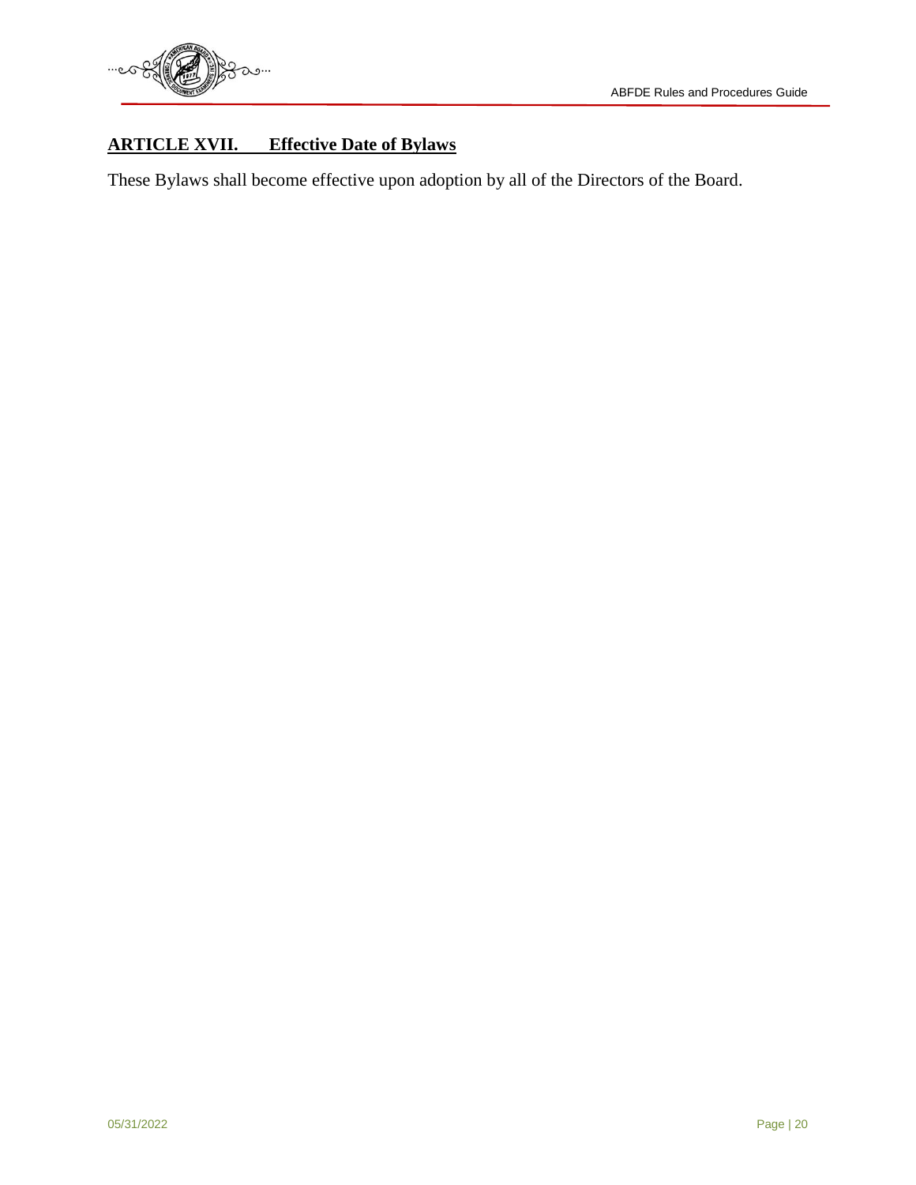## **ARTICLE XVII. Effective Date of Bylaws**

These Bylaws shall become effective upon adoption by all of the Directors of the Board.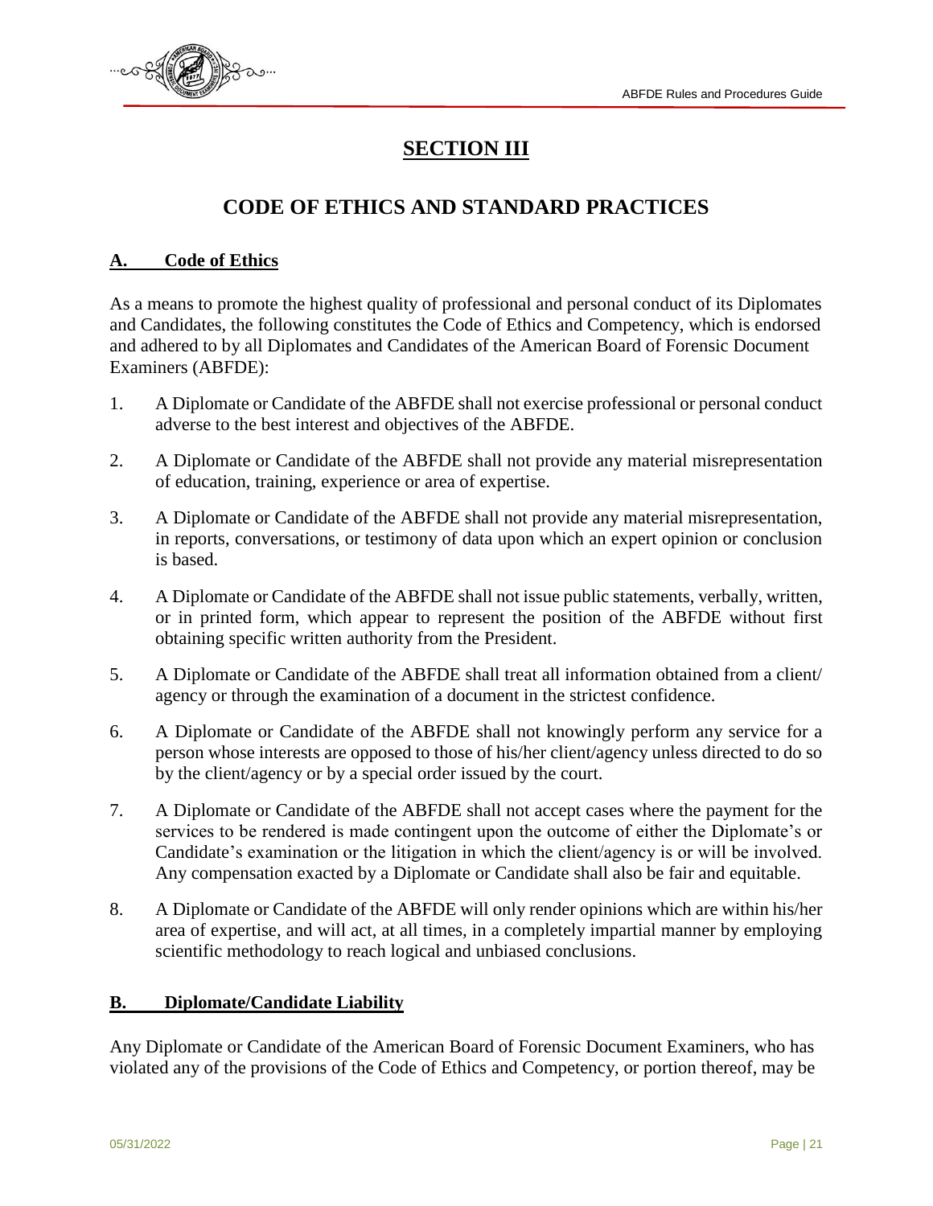# SECTION III

## CODE OF ETHICS AND STANDARD PRACTICES

### A. Code of Ethics

As a means to promote the highest quality of professional and personal conduct of its Diplomates and Candidates, the following constitutes the Code of Ethics and Competency, which is endorsed and adhered to by all Diplomates and Candidates of the American Board of Forensic Document Examiners (ABFDE):

1. A Diplomate or Candidate of the ABFDE shall not exercise professional or personal conduct adverse to the best interest and objectives of the ABFDE.
2. A Diplomate or Candidate of the ABFDE shall not provide any material misrepresentation of education, training, experience or area of expertise.
3. A Diplomate or Candidate of the ABFDE shall not provide any material misrepresentation, in reports, conversations, or testimony of data upon which an expert opinion or conclusion is based.
4. A Diplomate or Candidate of the ABFDE shall not issue public statements, verbally, written, or in printed form, which appear to represent the position of the ABFDE without first obtaining specific written authority from the President.
5. A Diplomate or Candidate of the ABFDE shall treat all information obtained from a client/ agency or through the examination of a document in the strictest confidence.
6. A Diplomate or Candidate of the ABFDE shall not knowingly perform any service for a person whose interests are opposed to those of his/her client/agency unless directed to do so by the client/agency or by a special order issued by the court.
7. A Diplomate or Candidate of the ABFDE shall not accept cases where the payment for the services to be rendered is made contingent upon the outcome of either the Diplomate's or Candidate's examination or the litigation in which the client/agency is or will be involved. Any compensation exacted by a Diplomate or Candidate shall also be fair and equitable.
8. A Diplomate or Candidate of the ABFDE will only render opinions which are within his/her area of expertise, and will act, at all times, in a completely impartial manner by employing scientific methodology to reach logical and unbiased conclusions.

### B. Diplomate/Candidate Liability

Any Diplomate or Candidate of the American Board of Forensic Document Examiners, who has violated any of the provisions of the Code of Ethics and Competency, or portion thereof, may be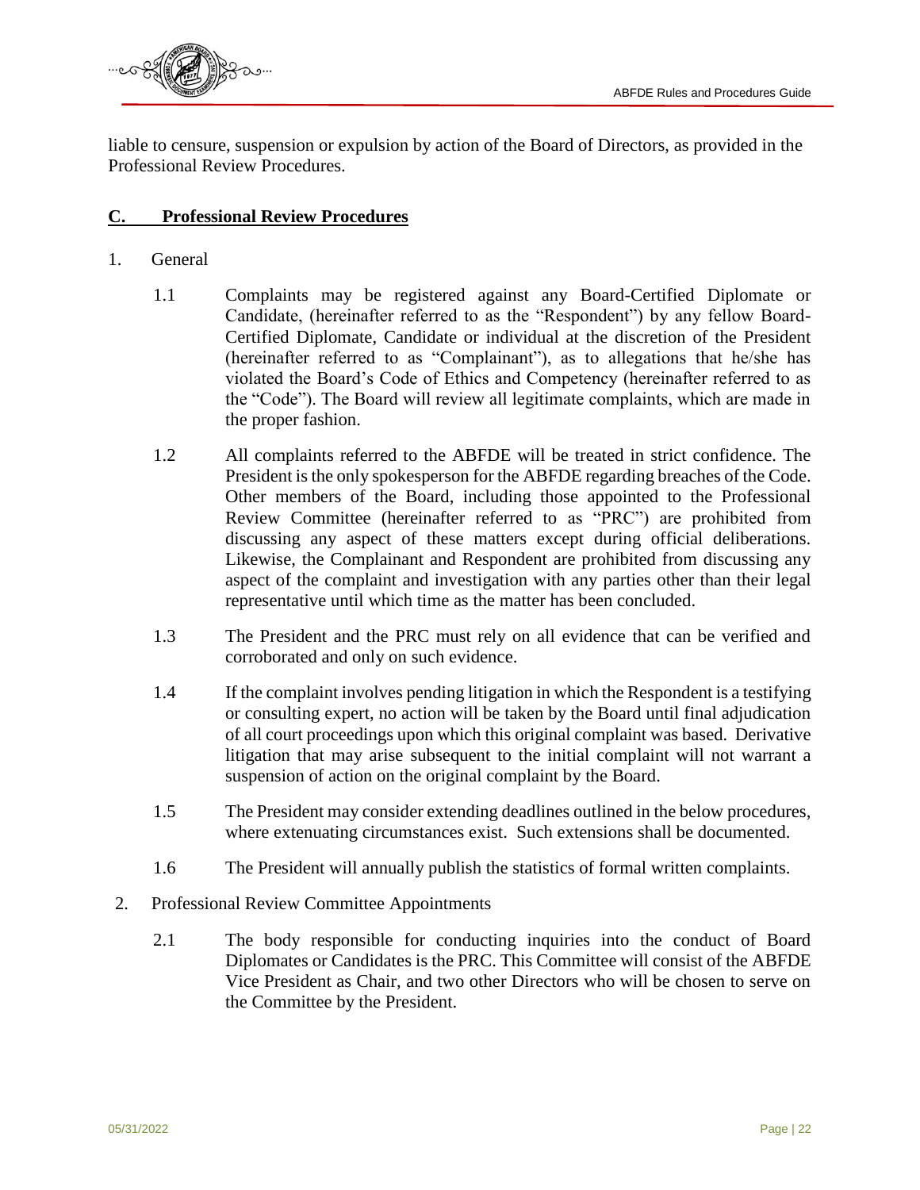liable to censure, suspension or expulsion by action of the Board of Directors, as provided in the Professional Review Procedures.

## C. Professional Review Procedures

1. General

   1.1 Complaints may be registered against any Board-Certified Diplomate or Candidate, (hereinafter referred to as the "Respondent") by any fellow Board-Certified Diplomate, Candidate or individual at the discretion of the President (hereinafter referred to as "Complainant"), as to allegations that he/she has violated the Board's Code of Ethics and Competency (hereinafter referred to as the "Code"). The Board will review all legitimate complaints, which are made in the proper fashion.

   1.2 All complaints referred to the ABFDE will be treated in strict confidence. The President is the only spokesperson for the ABFDE regarding breaches of the Code. Other members of the Board, including those appointed to the Professional Review Committee (hereinafter referred to as "PRC") are prohibited from discussing any aspect of these matters except during official deliberations. Likewise, the Complainant and Respondent are prohibited from discussing any aspect of the complaint and investigation with any parties other than their legal representative until which time as the matter has been concluded.

   1.3 The President and the PRC must rely on all evidence that can be verified and corroborated and only on such evidence.

   1.4 If the complaint involves pending litigation in which the Respondent is a testifying or consulting expert, no action will be taken by the Board until final adjudication of all court proceedings upon which this original complaint was based. Derivative litigation that may arise subsequent to the initial complaint will not warrant a suspension of action on the original complaint by the Board.

   1.5 The President may consider extending deadlines outlined in the below procedures, where extenuating circumstances exist. Such extensions shall be documented.

   1.6 The President will annually publish the statistics of formal written complaints.

2. Professional Review Committee Appointments

   2.1 The body responsible for conducting inquiries into the conduct of Board Diplomates or Candidates is the PRC. This Committee will consist of the ABFDE Vice President as Chair, and two other Directors who will be chosen to serve on the Committee by the President.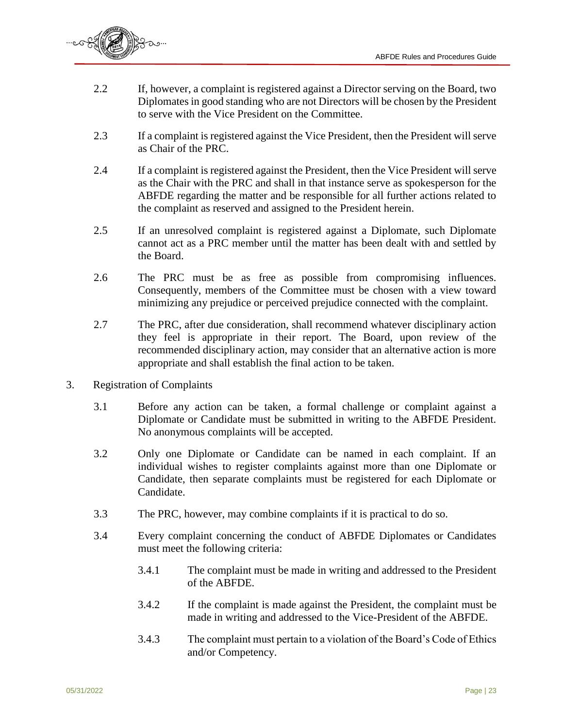2.2 If, however, a complaint is registered against a Director serving on the Board, two Diplomates in good standing who are not Directors will be chosen by the President to serve with the Vice President on the Committee.

2.3 If a complaint is registered against the Vice President, then the President will serve as Chair of the PRC.

2.4 If a complaint is registered against the President, then the Vice President will serve as the Chair with the PRC and shall in that instance serve as spokesperson for the ABFDE regarding the matter and be responsible for all further actions related to the complaint as reserved and assigned to the President herein.

2.5 If an unresolved complaint is registered against a Diplomate, such Diplomate cannot act as a PRC member until the matter has been dealt with and settled by the Board.

2.6 The PRC must be as free as possible from compromising influences. Consequently, members of the Committee must be chosen with a view toward minimizing any prejudice or perceived prejudice connected with the complaint.

2.7 The PRC, after due consideration, shall recommend whatever disciplinary action they feel is appropriate in their report. The Board, upon review of the recommended disciplinary action, may consider that an alternative action is more appropriate and shall establish the final action to be taken.

3. Registration of Complaints

3.1 Before any action can be taken, a formal challenge or complaint against a Diplomate or Candidate must be submitted in writing to the ABFDE President. No anonymous complaints will be accepted.

3.2 Only one Diplomate or Candidate can be named in each complaint. If an individual wishes to register complaints against more than one Diplomate or Candidate, then separate complaints must be registered for each Diplomate or Candidate.

3.3 The PRC, however, may combine complaints if it is practical to do so.

3.4 Every complaint concerning the conduct of ABFDE Diplomates or Candidates must meet the following criteria:

3.4.1 The complaint must be made in writing and addressed to the President of the ABFDE.

3.4.2 If the complaint is made against the President, the complaint must be made in writing and addressed to the Vice-President of the ABFDE.

3.4.3 The complaint must pertain to a violation of the Board's Code of Ethics and/or Competency.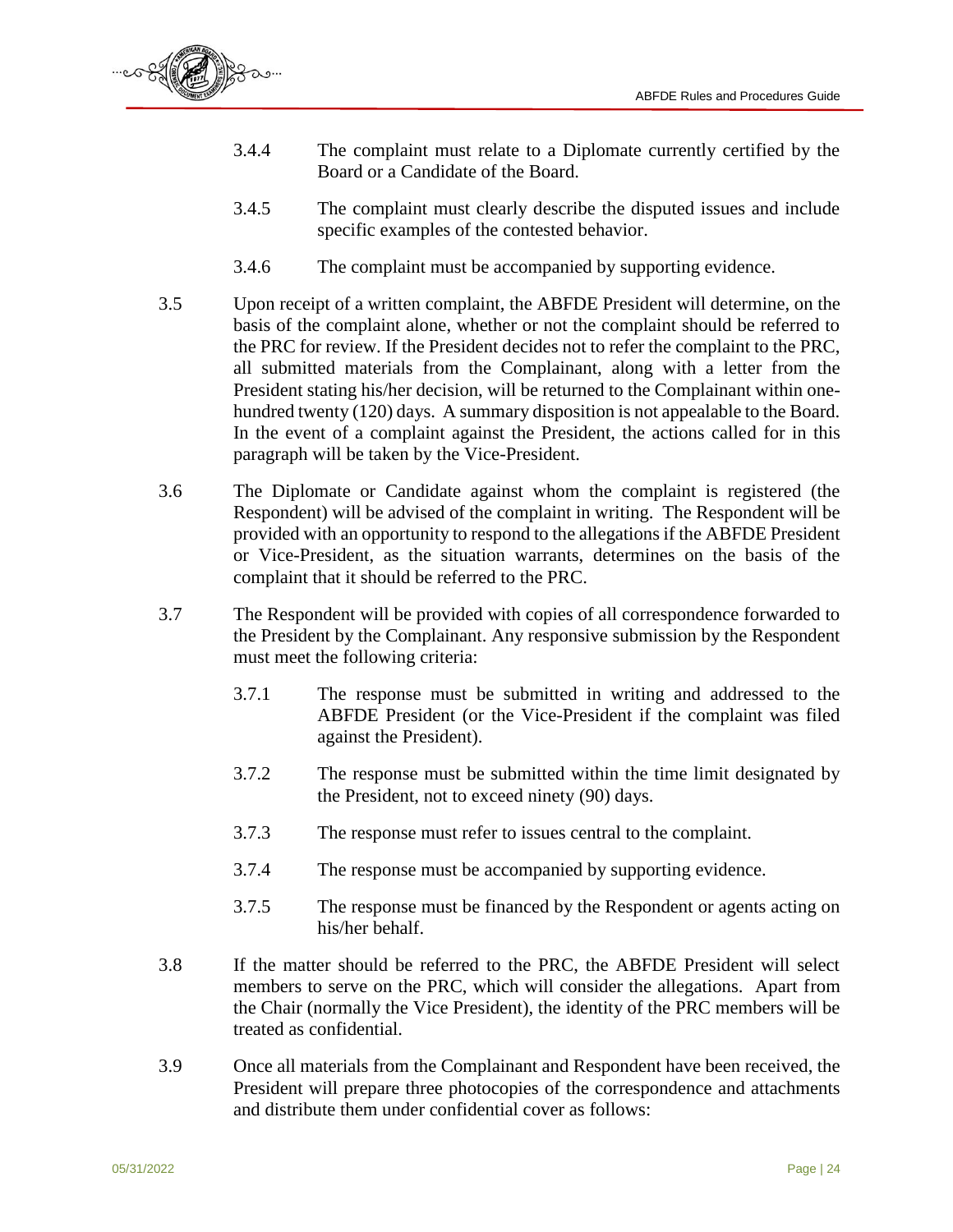3.4.4 The complaint must relate to a Diplomate currently certified by the Board or a Candidate of the Board.

3.4.5 The complaint must clearly describe the disputed issues and include specific examples of the contested behavior.

3.4.6 The complaint must be accompanied by supporting evidence.

3.5 Upon receipt of a written complaint, the ABFDE President will determine, on the basis of the complaint alone, whether or not the complaint should be referred to the PRC for review. If the President decides not to refer the complaint to the PRC, all submitted materials from the Complainant, along with a letter from the President stating his/her decision, will be returned to the Complainant within one-hundred twenty (120) days. A summary disposition is not appealable to the Board. In the event of a complaint against the President, the actions called for in this paragraph will be taken by the Vice-President.

3.6 The Diplomate or Candidate against whom the complaint is registered (the Respondent) will be advised of the complaint in writing. The Respondent will be provided with an opportunity to respond to the allegations if the ABFDE President or Vice-President, as the situation warrants, determines on the basis of the complaint that it should be referred to the PRC.

3.7 The Respondent will be provided with copies of all correspondence forwarded to the President by the Complainant. Any responsive submission by the Respondent must meet the following criteria:

3.7.1 The response must be submitted in writing and addressed to the ABFDE President (or the Vice-President if the complaint was filed against the President).

3.7.2 The response must be submitted within the time limit designated by the President, not to exceed ninety (90) days.

3.7.3 The response must refer to issues central to the complaint.

3.7.4 The response must be accompanied by supporting evidence.

3.7.5 The response must be financed by the Respondent or agents acting on his/her behalf.

3.8 If the matter should be referred to the PRC, the ABFDE President will select members to serve on the PRC, which will consider the allegations. Apart from the Chair (normally the Vice President), the identity of the PRC members will be treated as confidential.

3.9 Once all materials from the Complainant and Respondent have been received, the President will prepare three photocopies of the correspondence and attachments and distribute them under confidential cover as follows: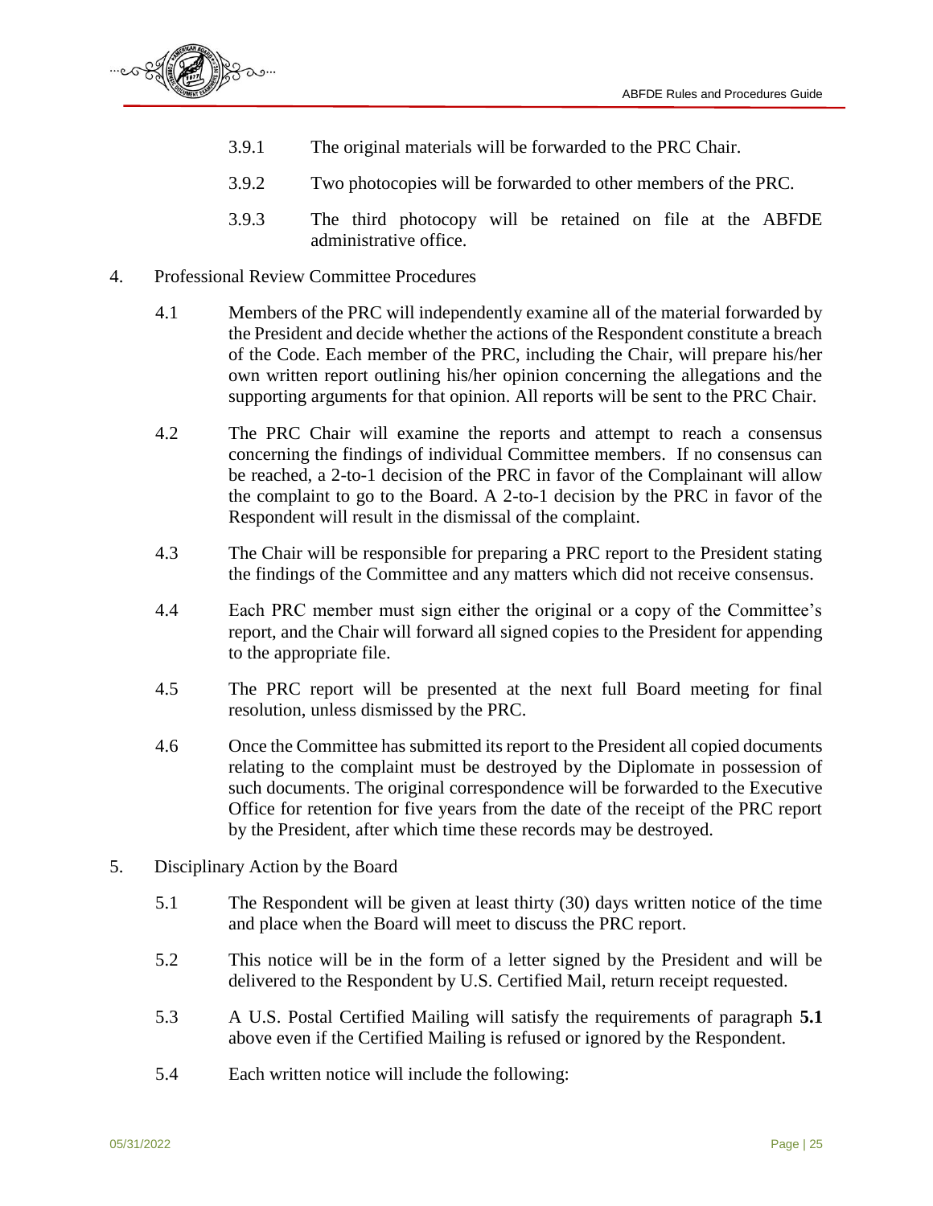3.9.1 The original materials will be forwarded to the PRC Chair.

3.9.2 Two photocopies will be forwarded to other members of the PRC.

3.9.3 The third photocopy will be retained on file at the ABFDE administrative office.

4. Professional Review Committee Procedures

4.1 Members of the PRC will independently examine all of the material forwarded by the President and decide whether the actions of the Respondent constitute a breach of the Code. Each member of the PRC, including the Chair, will prepare his/her own written report outlining his/her opinion concerning the allegations and the supporting arguments for that opinion. All reports will be sent to the PRC Chair.

4.2 The PRC Chair will examine the reports and attempt to reach a consensus concerning the findings of individual Committee members. If no consensus can be reached, a 2-to-1 decision of the PRC in favor of the Complainant will allow the complaint to go to the Board. A 2-to-1 decision by the PRC in favor of the Respondent will result in the dismissal of the complaint.

4.3 The Chair will be responsible for preparing a PRC report to the President stating the findings of the Committee and any matters which did not receive consensus.

4.4 Each PRC member must sign either the original or a copy of the Committee's report, and the Chair will forward all signed copies to the President for appending to the appropriate file.

4.5 The PRC report will be presented at the next full Board meeting for final resolution, unless dismissed by the PRC.

4.6 Once the Committee has submitted its report to the President all copied documents relating to the complaint must be destroyed by the Diplomate in possession of such documents. The original correspondence will be forwarded to the Executive Office for retention for five years from the date of the receipt of the PRC report by the President, after which time these records may be destroyed.

5. Disciplinary Action by the Board

5.1 The Respondent will be given at least thirty (30) days written notice of the time and place when the Board will meet to discuss the PRC report.

5.2 This notice will be in the form of a letter signed by the President and will be delivered to the Respondent by U.S. Certified Mail, return receipt requested.

5.3 A U.S. Postal Certified Mailing will satisfy the requirements of paragraph **5.1** above even if the Certified Mailing is refused or ignored by the Respondent.

5.4 Each written notice will include the following: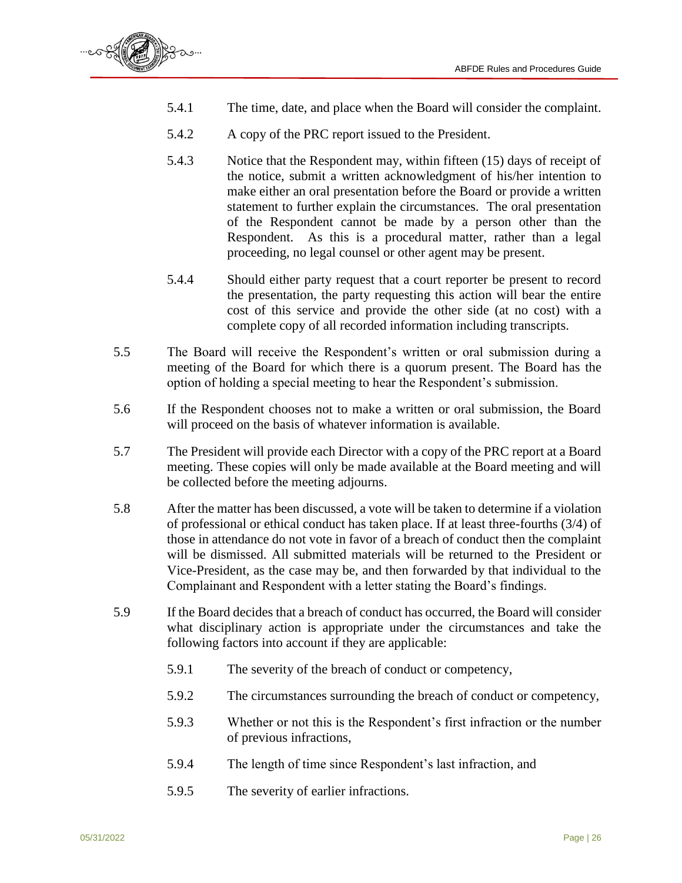5.4.1 The time, date, and place when the Board will consider the complaint.

5.4.2 A copy of the PRC report issued to the President.

5.4.3 Notice that the Respondent may, within fifteen (15) days of receipt of the notice, submit a written acknowledgment of his/her intention to make either an oral presentation before the Board or provide a written statement to further explain the circumstances. The oral presentation of the Respondent cannot be made by a person other than the Respondent. As this is a procedural matter, rather than a legal proceeding, no legal counsel or other agent may be present.

5.4.4 Should either party request that a court reporter be present to record the presentation, the party requesting this action will bear the entire cost of this service and provide the other side (at no cost) with a complete copy of all recorded information including transcripts.

5.5 The Board will receive the Respondent's written or oral submission during a meeting of the Board for which there is a quorum present. The Board has the option of holding a special meeting to hear the Respondent's submission.

5.6 If the Respondent chooses not to make a written or oral submission, the Board will proceed on the basis of whatever information is available.

5.7 The President will provide each Director with a copy of the PRC report at a Board meeting. These copies will only be made available at the Board meeting and will be collected before the meeting adjourns.

5.8 After the matter has been discussed, a vote will be taken to determine if a violation of professional or ethical conduct has taken place. If at least three-fourths (3/4) of those in attendance do not vote in favor of a breach of conduct then the complaint will be dismissed. All submitted materials will be returned to the President or Vice-President, as the case may be, and then forwarded by that individual to the Complainant and Respondent with a letter stating the Board's findings.

5.9 If the Board decides that a breach of conduct has occurred, the Board will consider what disciplinary action is appropriate under the circumstances and take the following factors into account if they are applicable:

5.9.1 The severity of the breach of conduct or competency,

5.9.2 The circumstances surrounding the breach of conduct or competency,

5.9.3 Whether or not this is the Respondent's first infraction or the number of previous infractions,

5.9.4 The length of time since Respondent's last infraction, and

5.9.5 The severity of earlier infractions.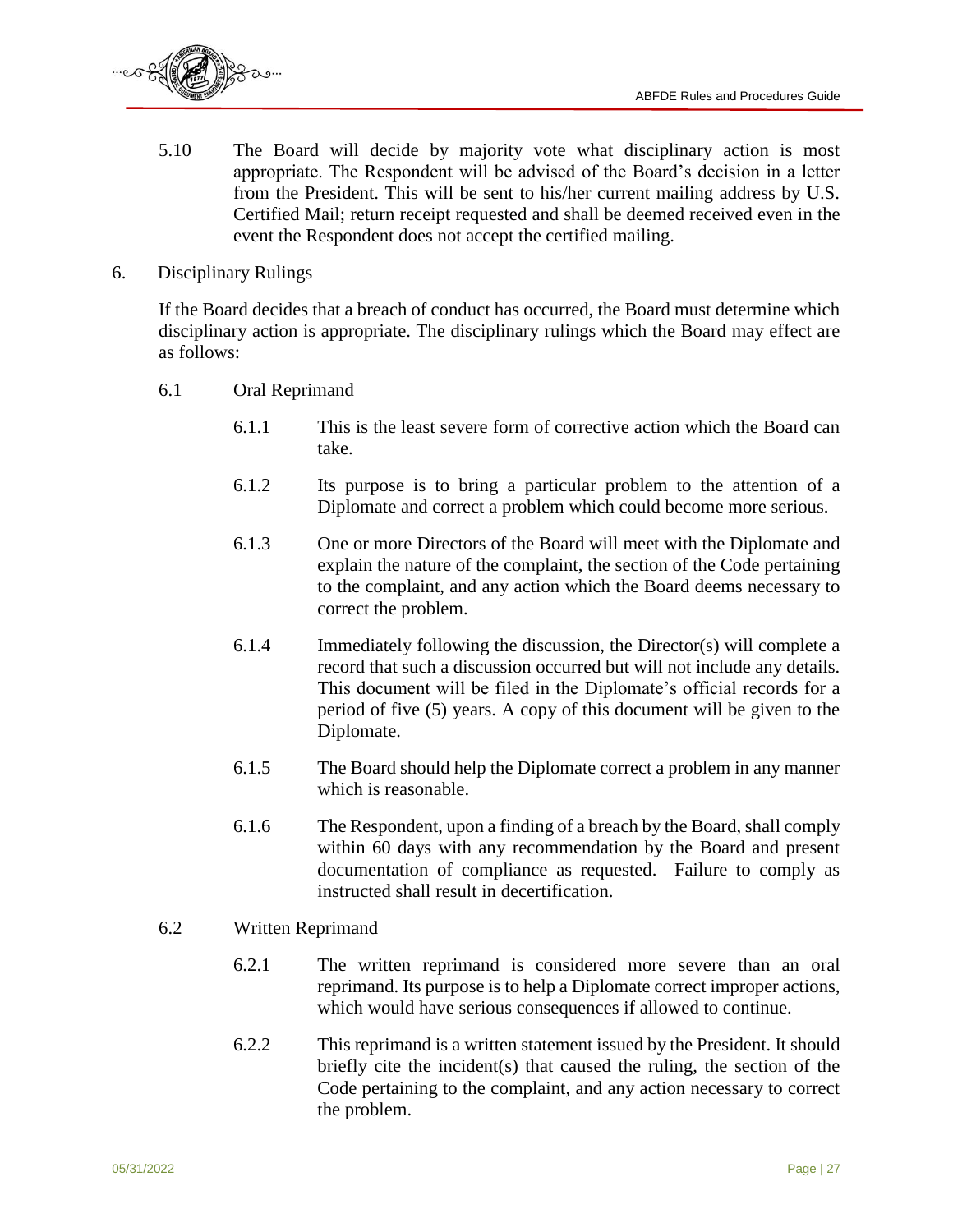5.10 The Board will decide by majority vote what disciplinary action is most appropriate. The Respondent will be advised of the Board's decision in a letter from the President. This will be sent to his/her current mailing address by U.S. Certified Mail; return receipt requested and shall be deemed received even in the event the Respondent does not accept the certified mailing.

## 6. Disciplinary Rulings

If the Board decides that a breach of conduct has occurred, the Board must determine which disciplinary action is appropriate. The disciplinary rulings which the Board may effect are as follows:

### 6.1 Oral Reprimand

6.1.1 This is the least severe form of corrective action which the Board can take.

6.1.2 Its purpose is to bring a particular problem to the attention of a Diplomate and correct a problem which could become more serious.

6.1.3 One or more Directors of the Board will meet with the Diplomate and explain the nature of the complaint, the section of the Code pertaining to the complaint, and any action which the Board deems necessary to correct the problem.

6.1.4 Immediately following the discussion, the Director(s) will complete a record that such a discussion occurred but will not include any details. This document will be filed in the Diplomate's official records for a period of five (5) years. A copy of this document will be given to the Diplomate.

6.1.5 The Board should help the Diplomate correct a problem in any manner which is reasonable.

6.1.6 The Respondent, upon a finding of a breach by the Board, shall comply within 60 days with any recommendation by the Board and present documentation of compliance as requested. Failure to comply as instructed shall result in decertification.

### 6.2 Written Reprimand

6.2.1 The written reprimand is considered more severe than an oral reprimand. Its purpose is to help a Diplomate correct improper actions, which would have serious consequences if allowed to continue.

6.2.2 This reprimand is a written statement issued by the President. It should briefly cite the incident(s) that caused the ruling, the section of the Code pertaining to the complaint, and any action necessary to correct the problem.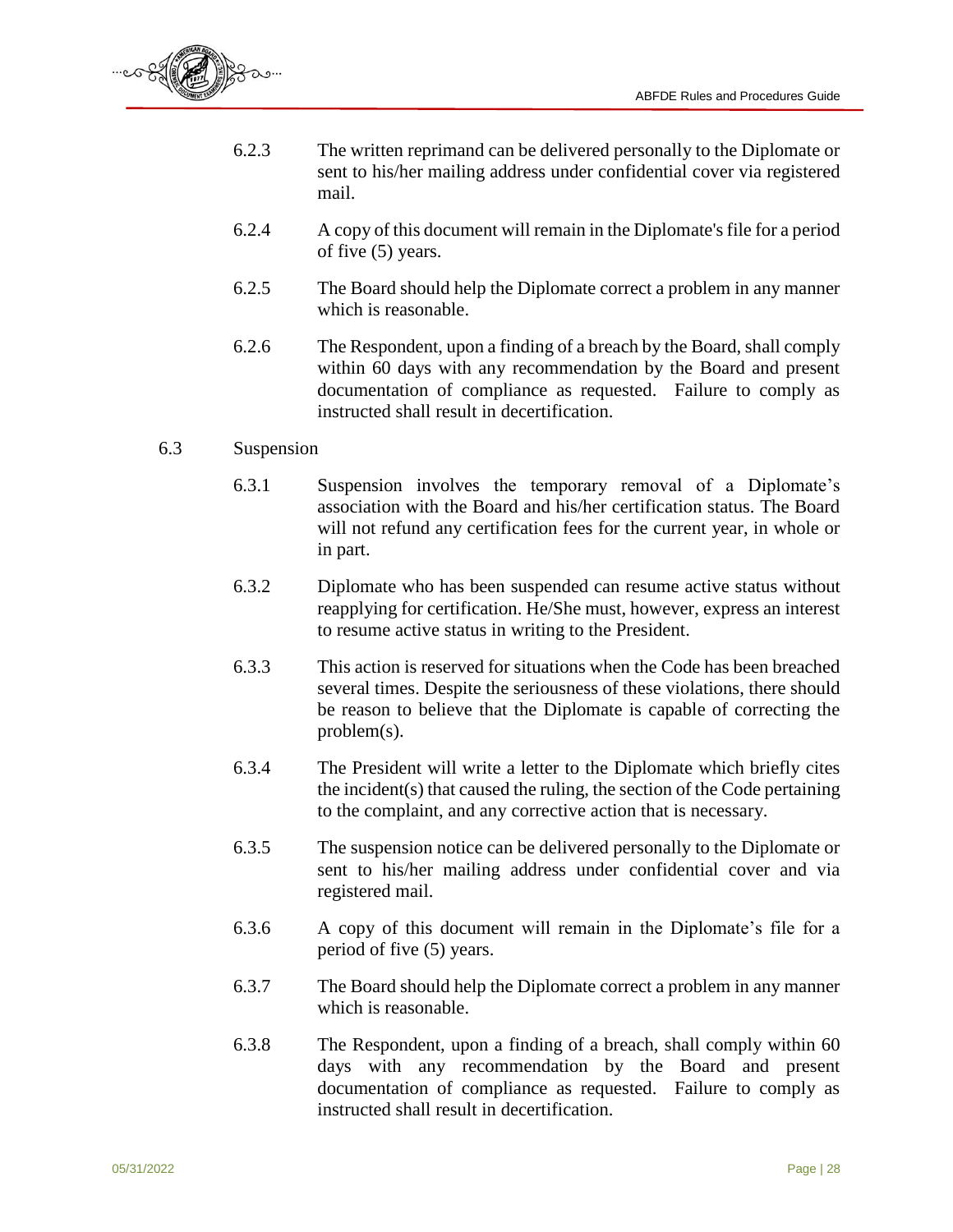6.2.3 The written reprimand can be delivered personally to the Diplomate or sent to his/her mailing address under confidential cover via registered mail.

6.2.4 A copy of this document will remain in the Diplomate's file for a period of five (5) years.

6.2.5 The Board should help the Diplomate correct a problem in any manner which is reasonable.

6.2.6 The Respondent, upon a finding of a breach by the Board, shall comply within 60 days with any recommendation by the Board and present documentation of compliance as requested. Failure to comply as instructed shall result in decertification.

6.3 Suspension

6.3.1 Suspension involves the temporary removal of a Diplomate's association with the Board and his/her certification status. The Board will not refund any certification fees for the current year, in whole or in part.

6.3.2 Diplomate who has been suspended can resume active status without reapplying for certification. He/She must, however, express an interest to resume active status in writing to the President.

6.3.3 This action is reserved for situations when the Code has been breached several times. Despite the seriousness of these violations, there should be reason to believe that the Diplomate is capable of correcting the problem(s).

6.3.4 The President will write a letter to the Diplomate which briefly cites the incident(s) that caused the ruling, the section of the Code pertaining to the complaint, and any corrective action that is necessary.

6.3.5 The suspension notice can be delivered personally to the Diplomate or sent to his/her mailing address under confidential cover and via registered mail.

6.3.6 A copy of this document will remain in the Diplomate's file for a period of five (5) years.

6.3.7 The Board should help the Diplomate correct a problem in any manner which is reasonable.

6.3.8 The Respondent, upon a finding of a breach, shall comply within 60 days with any recommendation by the Board and present documentation of compliance as requested. Failure to comply as instructed shall result in decertification.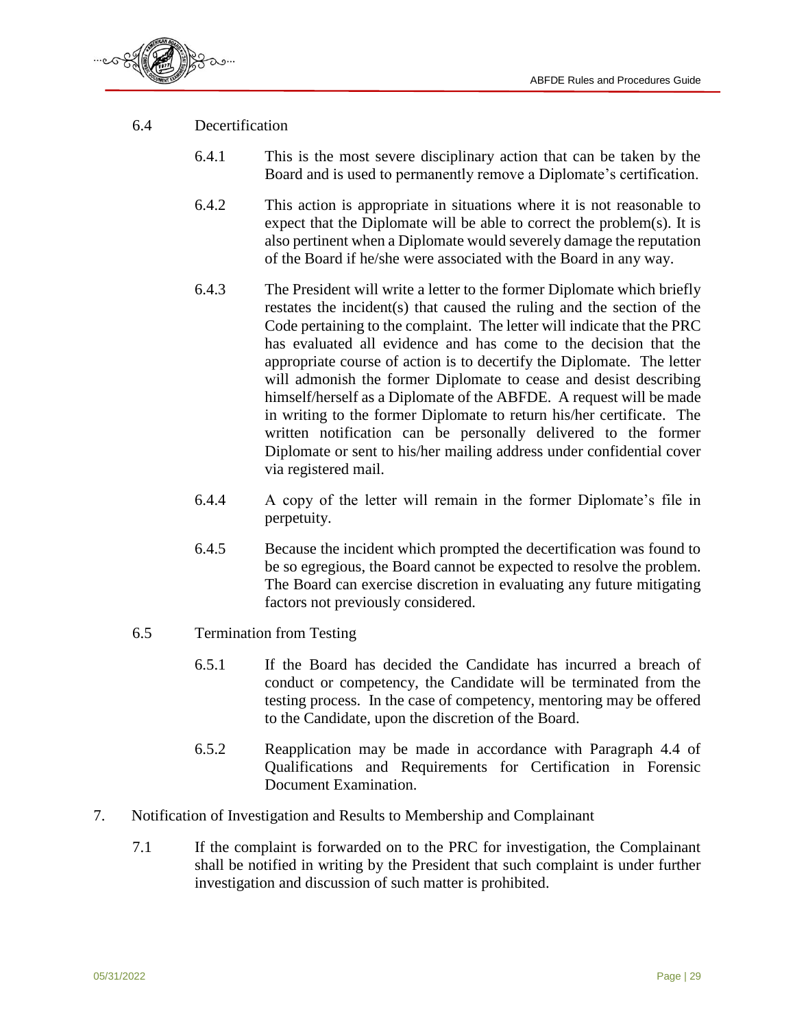6.4 Decertification

6.4.1 This is the most severe disciplinary action that can be taken by the Board and is used to permanently remove a Diplomate's certification.

6.4.2 This action is appropriate in situations where it is not reasonable to expect that the Diplomate will be able to correct the problem(s). It is also pertinent when a Diplomate would severely damage the reputation of the Board if he/she were associated with the Board in any way.

6.4.3 The President will write a letter to the former Diplomate which briefly restates the incident(s) that caused the ruling and the section of the Code pertaining to the complaint. The letter will indicate that the PRC has evaluated all evidence and has come to the decision that the appropriate course of action is to decertify the Diplomate. The letter will admonish the former Diplomate to cease and desist describing himself/herself as a Diplomate of the ABFDE. A request will be made in writing to the former Diplomate to return his/her certificate. The written notification can be personally delivered to the former Diplomate or sent to his/her mailing address under confidential cover via registered mail.

6.4.4 A copy of the letter will remain in the former Diplomate's file in perpetuity.

6.4.5 Because the incident which prompted the decertification was found to be so egregious, the Board cannot be expected to resolve the problem. The Board can exercise discretion in evaluating any future mitigating factors not previously considered.

6.5 Termination from Testing

6.5.1 If the Board has decided the Candidate has incurred a breach of conduct or competency, the Candidate will be terminated from the testing process. In the case of competency, mentoring may be offered to the Candidate, upon the discretion of the Board.

6.5.2 Reapplication may be made in accordance with Paragraph 4.4 of Qualifications and Requirements for Certification in Forensic Document Examination.

7. Notification of Investigation and Results to Membership and Complainant

7.1 If the complaint is forwarded on to the PRC for investigation, the Complainant shall be notified in writing by the President that such complaint is under further investigation and discussion of such matter is prohibited.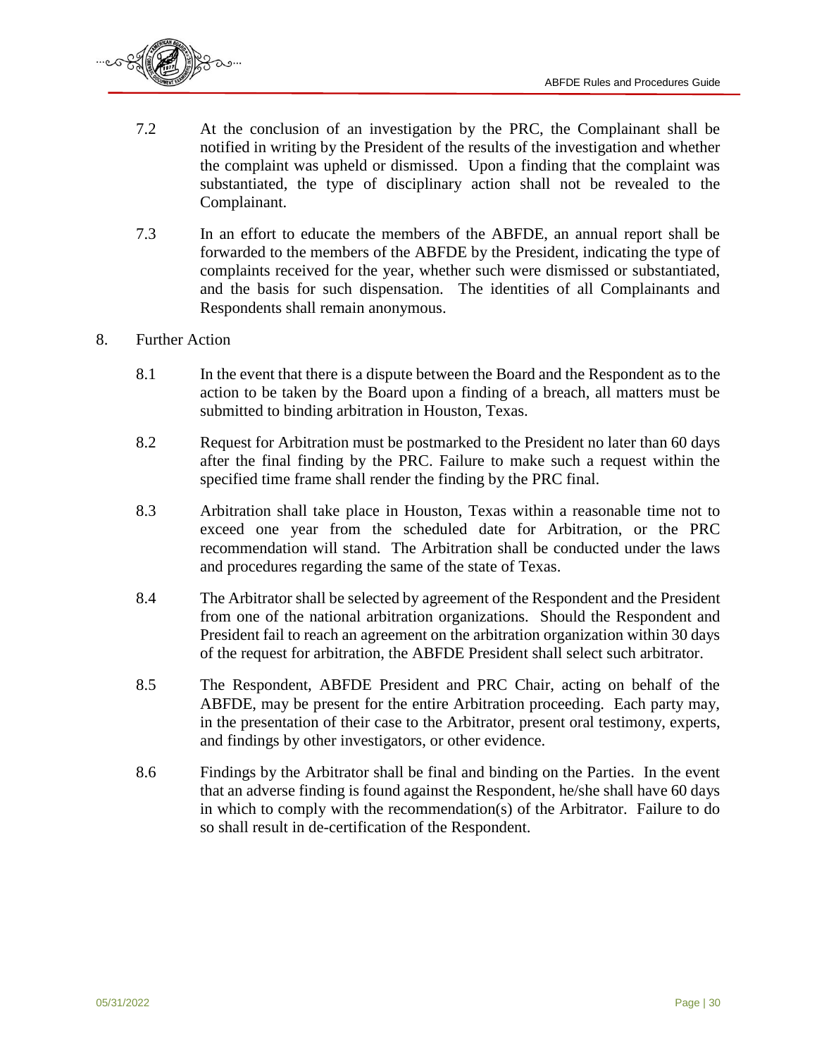7.2 At the conclusion of an investigation by the PRC, the Complainant shall be notified in writing by the President of the results of the investigation and whether the complaint was upheld or dismissed. Upon a finding that the complaint was substantiated, the type of disciplinary action shall not be revealed to the Complainant.

7.3 In an effort to educate the members of the ABFDE, an annual report shall be forwarded to the members of the ABFDE by the President, indicating the type of complaints received for the year, whether such were dismissed or substantiated, and the basis for such dispensation. The identities of all Complainants and Respondents shall remain anonymous.

8. Further Action

8.1 In the event that there is a dispute between the Board and the Respondent as to the action to be taken by the Board upon a finding of a breach, all matters must be submitted to binding arbitration in Houston, Texas.

8.2 Request for Arbitration must be postmarked to the President no later than 60 days after the final finding by the PRC. Failure to make such a request within the specified time frame shall render the finding by the PRC final.

8.3 Arbitration shall take place in Houston, Texas within a reasonable time not to exceed one year from the scheduled date for Arbitration, or the PRC recommendation will stand. The Arbitration shall be conducted under the laws and procedures regarding the same of the state of Texas.

8.4 The Arbitrator shall be selected by agreement of the Respondent and the President from one of the national arbitration organizations. Should the Respondent and President fail to reach an agreement on the arbitration organization within 30 days of the request for arbitration, the ABFDE President shall select such arbitrator.

8.5 The Respondent, ABFDE President and PRC Chair, acting on behalf of the ABFDE, may be present for the entire Arbitration proceeding. Each party may, in the presentation of their case to the Arbitrator, present oral testimony, experts, and findings by other investigators, or other evidence.

8.6 Findings by the Arbitrator shall be final and binding on the Parties. In the event that an adverse finding is found against the Respondent, he/she shall have 60 days in which to comply with the recommendation(s) of the Arbitrator. Failure to do so shall result in de-certification of the Respondent.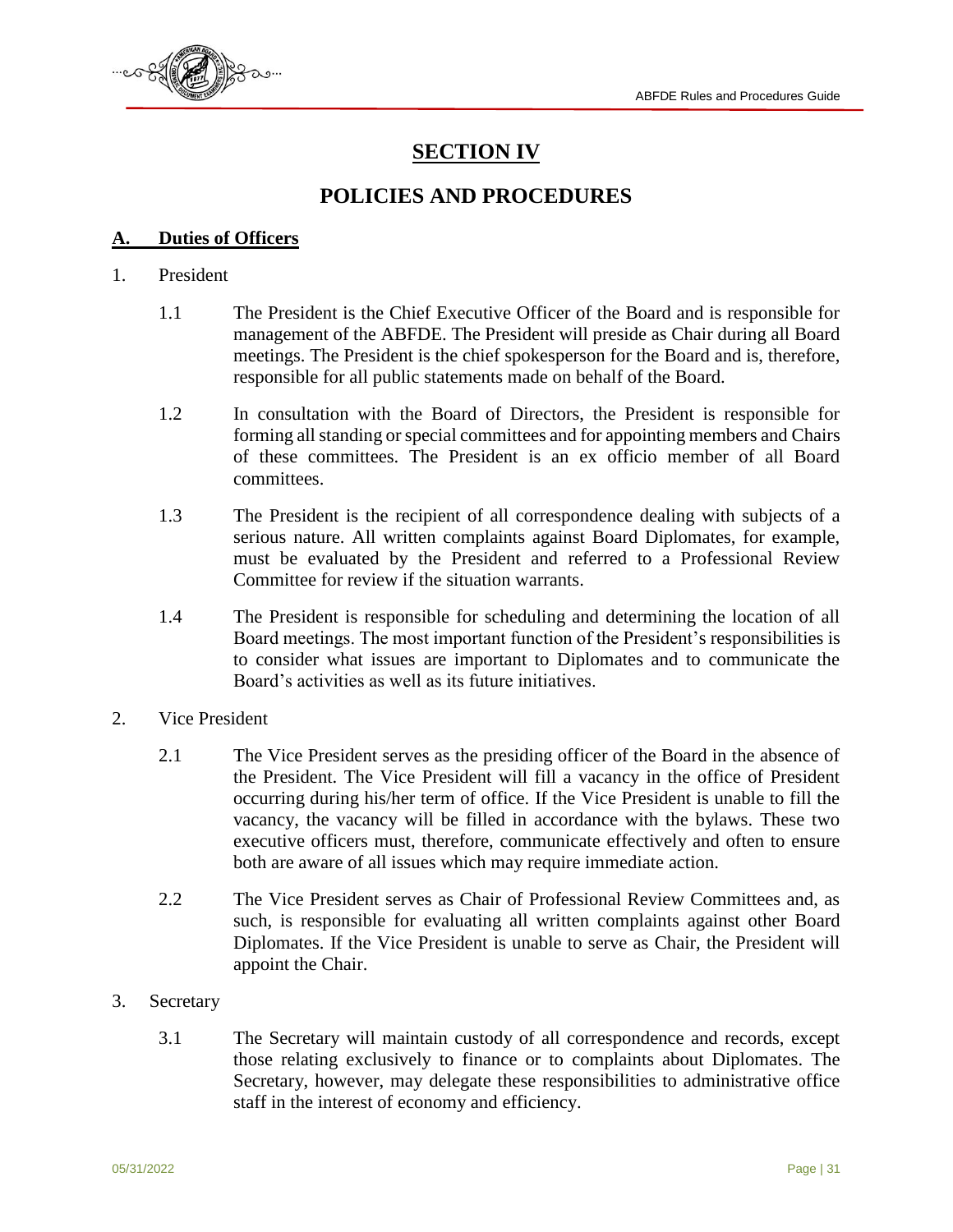# SECTION IV

## POLICIES AND PROCEDURES

### A. Duties of Officers

1. President

   1.1 The President is the Chief Executive Officer of the Board and is responsible for management of the ABFDE. The President will preside as Chair during all Board meetings. The President is the chief spokesperson for the Board and is, therefore, responsible for all public statements made on behalf of the Board.

   1.2 In consultation with the Board of Directors, the President is responsible for forming all standing or special committees and for appointing members and Chairs of these committees. The President is an ex officio member of all Board committees.

   1.3 The President is the recipient of all correspondence dealing with subjects of a serious nature. All written complaints against Board Diplomates, for example, must be evaluated by the President and referred to a Professional Review Committee for review if the situation warrants.

   1.4 The President is responsible for scheduling and determining the location of all Board meetings. The most important function of the President's responsibilities is to consider what issues are important to Diplomates and to communicate the Board's activities as well as its future initiatives.

2. Vice President

   2.1 The Vice President serves as the presiding officer of the Board in the absence of the President. The Vice President will fill a vacancy in the office of President occurring during his/her term of office. If the Vice President is unable to fill the vacancy, the vacancy will be filled in accordance with the bylaws. These two executive officers must, therefore, communicate effectively and often to ensure both are aware of all issues which may require immediate action.

   2.2 The Vice President serves as Chair of Professional Review Committees and, as such, is responsible for evaluating all written complaints against other Board Diplomates. If the Vice President is unable to serve as Chair, the President will appoint the Chair.

3. Secretary

   3.1 The Secretary will maintain custody of all correspondence and records, except those relating exclusively to finance or to complaints about Diplomates. The Secretary, however, may delegate these responsibilities to administrative office staff in the interest of economy and efficiency.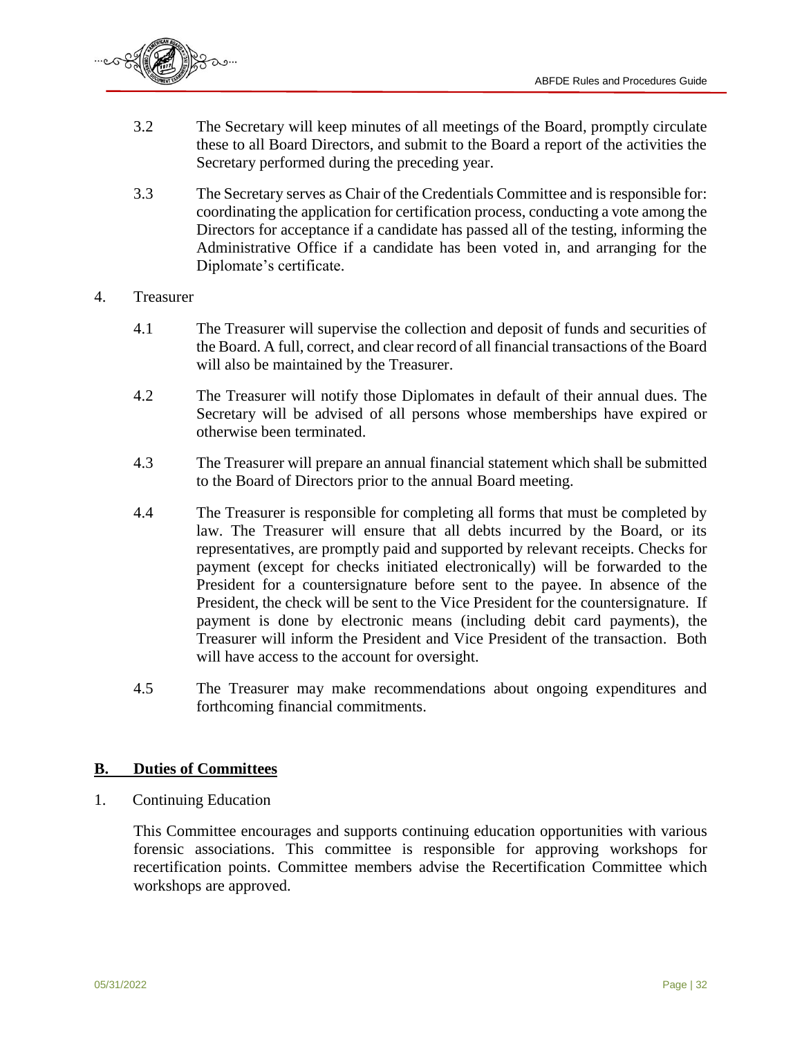3.2 The Secretary will keep minutes of all meetings of the Board, promptly circulate these to all Board Directors, and submit to the Board a report of the activities the Secretary performed during the preceding year.

3.3 The Secretary serves as Chair of the Credentials Committee and is responsible for: coordinating the application for certification process, conducting a vote among the Directors for acceptance if a candidate has passed all of the testing, informing the Administrative Office if a candidate has been voted in, and arranging for the Diplomate's certificate.

4. Treasurer

4.1 The Treasurer will supervise the collection and deposit of funds and securities of the Board. A full, correct, and clear record of all financial transactions of the Board will also be maintained by the Treasurer.

4.2 The Treasurer will notify those Diplomates in default of their annual dues. The Secretary will be advised of all persons whose memberships have expired or otherwise been terminated.

4.3 The Treasurer will prepare an annual financial statement which shall be submitted to the Board of Directors prior to the annual Board meeting.

4.4 The Treasurer is responsible for completing all forms that must be completed by law. The Treasurer will ensure that all debts incurred by the Board, or its representatives, are promptly paid and supported by relevant receipts. Checks for payment (except for checks initiated electronically) will be forwarded to the President for a countersignature before sent to the payee. In absence of the President, the check will be sent to the Vice President for the countersignature. If payment is done by electronic means (including debit card payments), the Treasurer will inform the President and Vice President of the transaction. Both will have access to the account for oversight.

4.5 The Treasurer may make recommendations about ongoing expenditures and forthcoming financial commitments.

## **B. Duties of Committees**

1. Continuing Education

This Committee encourages and supports continuing education opportunities with various forensic associations. This committee is responsible for approving workshops for recertification points. Committee members advise the Recertification Committee which workshops are approved.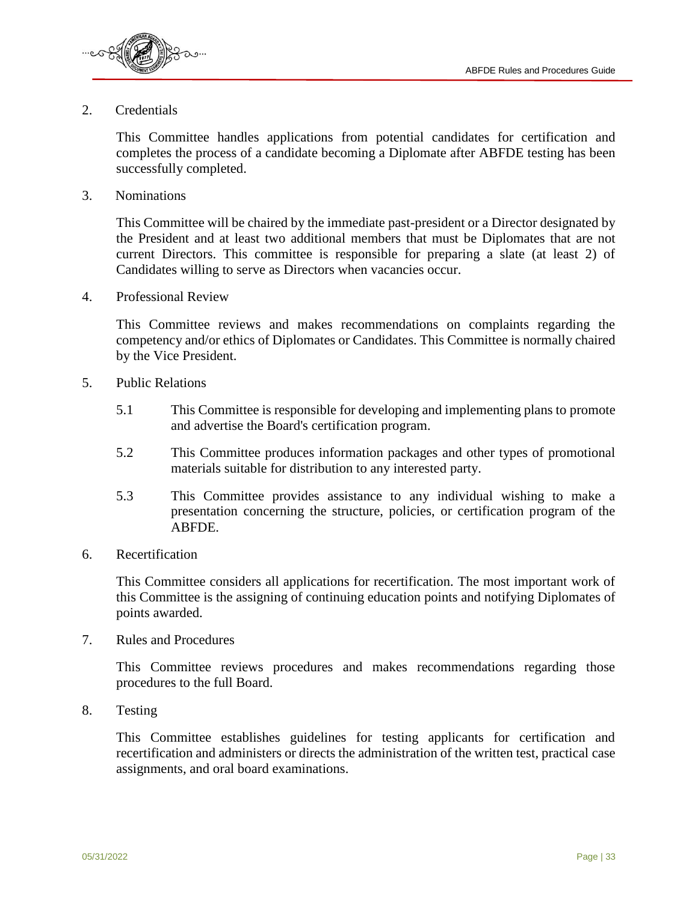2. Credentials

   This Committee handles applications from potential candidates for certification and completes the process of a candidate becoming a Diplomate after ABFDE testing has been successfully completed.

3. Nominations

   This Committee will be chaired by the immediate past-president or a Director designated by the President and at least two additional members that must be Diplomates that are not current Directors. This committee is responsible for preparing a slate (at least 2) of Candidates willing to serve as Directors when vacancies occur.

4. Professional Review

   This Committee reviews and makes recommendations on complaints regarding the competency and/or ethics of Diplomates or Candidates. This Committee is normally chaired by the Vice President.

5. Public Relations

   5.1 This Committee is responsible for developing and implementing plans to promote and advertise the Board's certification program.

   5.2 This Committee produces information packages and other types of promotional materials suitable for distribution to any interested party.

   5.3 This Committee provides assistance to any individual wishing to make a presentation concerning the structure, policies, or certification program of the ABFDE.

6. Recertification

   This Committee considers all applications for recertification. The most important work of this Committee is the assigning of continuing education points and notifying Diplomates of points awarded.

7. Rules and Procedures

   This Committee reviews procedures and makes recommendations regarding those procedures to the full Board.

8. Testing

   This Committee establishes guidelines for testing applicants for certification and recertification and administers or directs the administration of the written test, practical case assignments, and oral board examinations.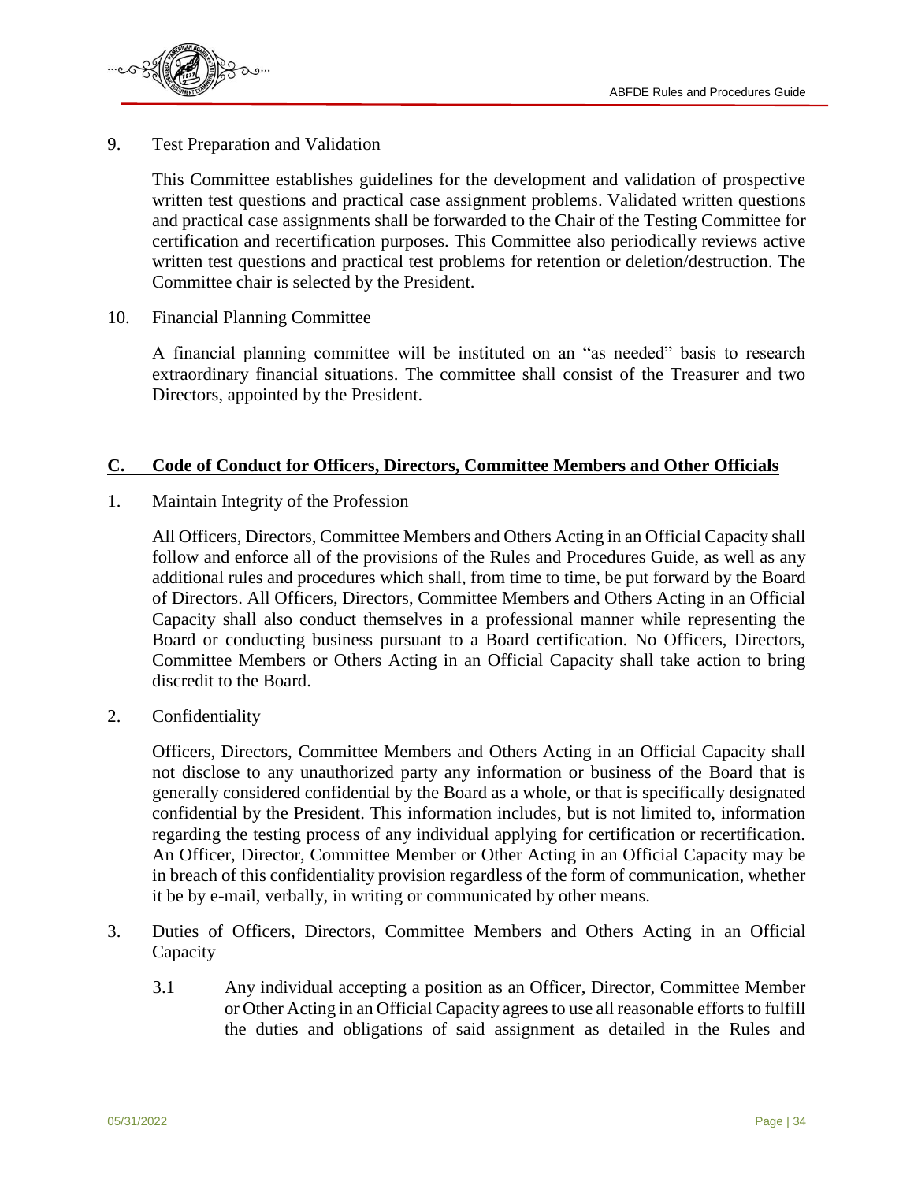9. Test Preparation and Validation

   This Committee establishes guidelines for the development and validation of prospective written test questions and practical case assignment problems. Validated written questions and practical case assignments shall be forwarded to the Chair of the Testing Committee for certification and recertification purposes. This Committee also periodically reviews active written test questions and practical test problems for retention or deletion/destruction. The Committee chair is selected by the President.

10. Financial Planning Committee

    A financial planning committee will be instituted on an "as needed" basis to research extraordinary financial situations. The committee shall consist of the Treasurer and two Directors, appointed by the President.

## C. Code of Conduct for Officers, Directors, Committee Members and Other Officials

1. Maintain Integrity of the Profession

   All Officers, Directors, Committee Members and Others Acting in an Official Capacity shall follow and enforce all of the provisions of the Rules and Procedures Guide, as well as any additional rules and procedures which shall, from time to time, be put forward by the Board of Directors. All Officers, Directors, Committee Members and Others Acting in an Official Capacity shall also conduct themselves in a professional manner while representing the Board or conducting business pursuant to a Board certification. No Officers, Directors, Committee Members or Others Acting in an Official Capacity shall take action to bring discredit to the Board.

2. Confidentiality

   Officers, Directors, Committee Members and Others Acting in an Official Capacity shall not disclose to any unauthorized party any information or business of the Board that is generally considered confidential by the Board as a whole, or that is specifically designated confidential by the President. This information includes, but is not limited to, information regarding the testing process of any individual applying for certification or recertification. An Officer, Director, Committee Member or Other Acting in an Official Capacity may be in breach of this confidentiality provision regardless of the form of communication, whether it be by e-mail, verbally, in writing or communicated by other means.

3. Duties of Officers, Directors, Committee Members and Others Acting in an Official Capacity

   3.1 Any individual accepting a position as an Officer, Director, Committee Member or Other Acting in an Official Capacity agrees to use all reasonable efforts to fulfill the duties and obligations of said assignment as detailed in the Rules and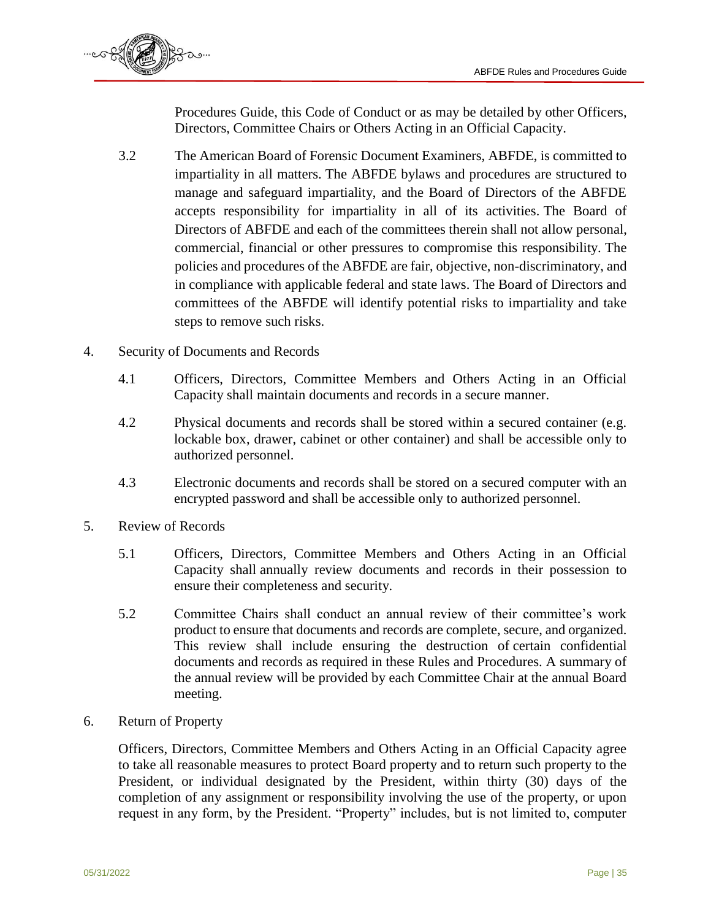Procedures Guide, this Code of Conduct or as may be detailed by other Officers, Directors, Committee Chairs or Others Acting in an Official Capacity.

3.2 The American Board of Forensic Document Examiners, ABFDE, is committed to impartiality in all matters. The ABFDE bylaws and procedures are structured to manage and safeguard impartiality, and the Board of Directors of the ABFDE accepts responsibility for impartiality in all of its activities. The Board of Directors of ABFDE and each of the committees therein shall not allow personal, commercial, financial or other pressures to compromise this responsibility. The policies and procedures of the ABFDE are fair, objective, non-discriminatory, and in compliance with applicable federal and state laws. The Board of Directors and committees of the ABFDE will identify potential risks to impartiality and take steps to remove such risks.

4. Security of Documents and Records

4.1 Officers, Directors, Committee Members and Others Acting in an Official Capacity shall maintain documents and records in a secure manner.

4.2 Physical documents and records shall be stored within a secured container (e.g. lockable box, drawer, cabinet or other container) and shall be accessible only to authorized personnel.

4.3 Electronic documents and records shall be stored on a secured computer with an encrypted password and shall be accessible only to authorized personnel.

5. Review of Records

5.1 Officers, Directors, Committee Members and Others Acting in an Official Capacity shall annually review documents and records in their possession to ensure their completeness and security.

5.2 Committee Chairs shall conduct an annual review of their committee's work product to ensure that documents and records are complete, secure, and organized. This review shall include ensuring the destruction of certain confidential documents and records as required in these Rules and Procedures. A summary of the annual review will be provided by each Committee Chair at the annual Board meeting.

6. Return of Property

Officers, Directors, Committee Members and Others Acting in an Official Capacity agree to take all reasonable measures to protect Board property and to return such property to the President, or individual designated by the President, within thirty (30) days of the completion of any assignment or responsibility involving the use of the property, or upon request in any form, by the President. "Property" includes, but is not limited to, computer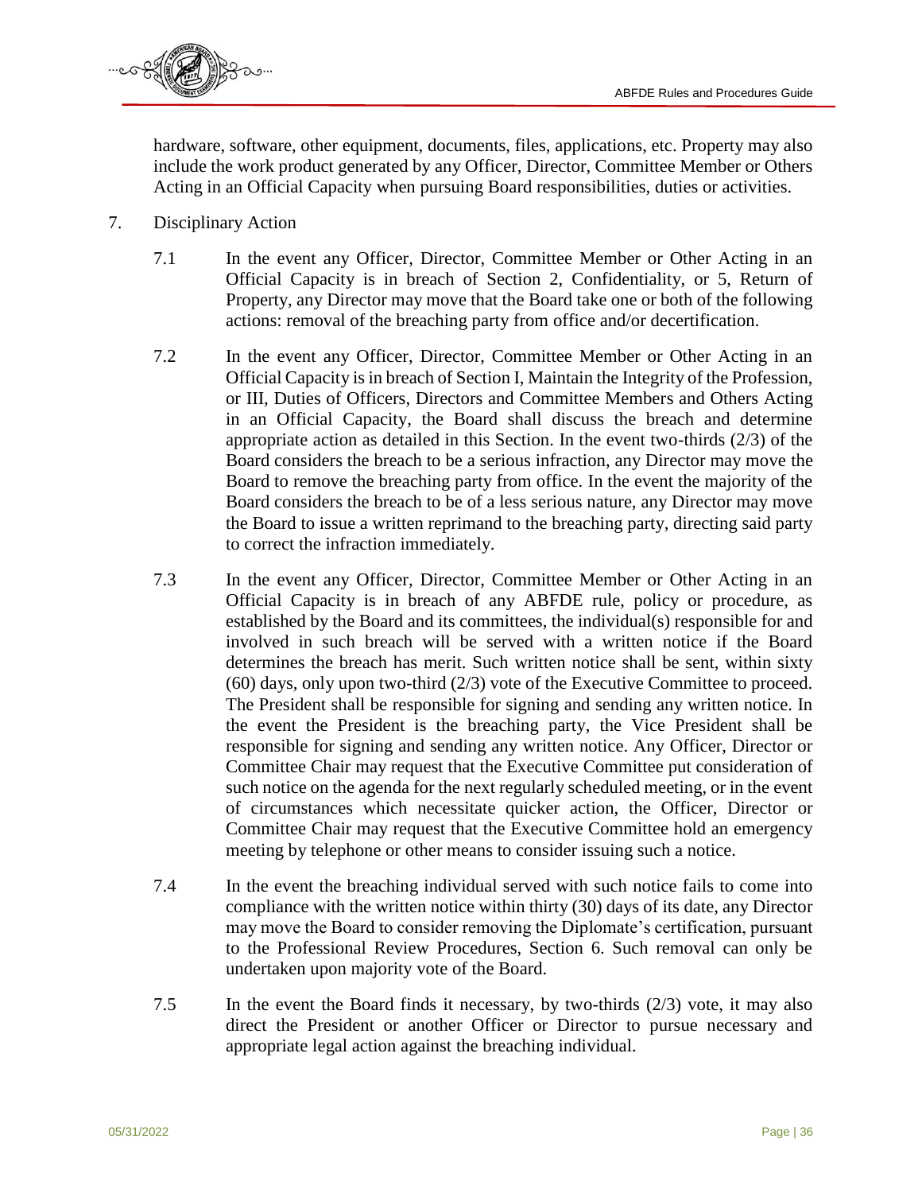hardware, software, other equipment, documents, files, applications, etc. Property may also include the work product generated by any Officer, Director, Committee Member or Others Acting in an Official Capacity when pursuing Board responsibilities, duties or activities.

7. Disciplinary Action

   7.1 In the event any Officer, Director, Committee Member or Other Acting in an Official Capacity is in breach of Section 2, Confidentiality, or 5, Return of Property, any Director may move that the Board take one or both of the following actions: removal of the breaching party from office and/or decertification.

   7.2 In the event any Officer, Director, Committee Member or Other Acting in an Official Capacity is in breach of Section I, Maintain the Integrity of the Profession, or III, Duties of Officers, Directors and Committee Members and Others Acting in an Official Capacity, the Board shall discuss the breach and determine appropriate action as detailed in this Section. In the event two-thirds (2/3) of the Board considers the breach to be a serious infraction, any Director may move the Board to remove the breaching party from office. In the event the majority of the Board considers the breach to be of a less serious nature, any Director may move the Board to issue a written reprimand to the breaching party, directing said party to correct the infraction immediately.

   7.3 In the event any Officer, Director, Committee Member or Other Acting in an Official Capacity is in breach of any ABFDE rule, policy or procedure, as established by the Board and its committees, the individual(s) responsible for and involved in such breach will be served with a written notice if the Board determines the breach has merit. Such written notice shall be sent, within sixty (60) days, only upon two-third (2/3) vote of the Executive Committee to proceed. The President shall be responsible for signing and sending any written notice. In the event the President is the breaching party, the Vice President shall be responsible for signing and sending any written notice. Any Officer, Director or Committee Chair may request that the Executive Committee put consideration of such notice on the agenda for the next regularly scheduled meeting, or in the event of circumstances which necessitate quicker action, the Officer, Director or Committee Chair may request that the Executive Committee hold an emergency meeting by telephone or other means to consider issuing such a notice.

   7.4 In the event the breaching individual served with such notice fails to come into compliance with the written notice within thirty (30) days of its date, any Director may move the Board to consider removing the Diplomate's certification, pursuant to the Professional Review Procedures, Section 6. Such removal can only be undertaken upon majority vote of the Board.

   7.5 In the event the Board finds it necessary, by two-thirds (2/3) vote, it may also direct the President or another Officer or Director to pursue necessary and appropriate legal action against the breaching individual.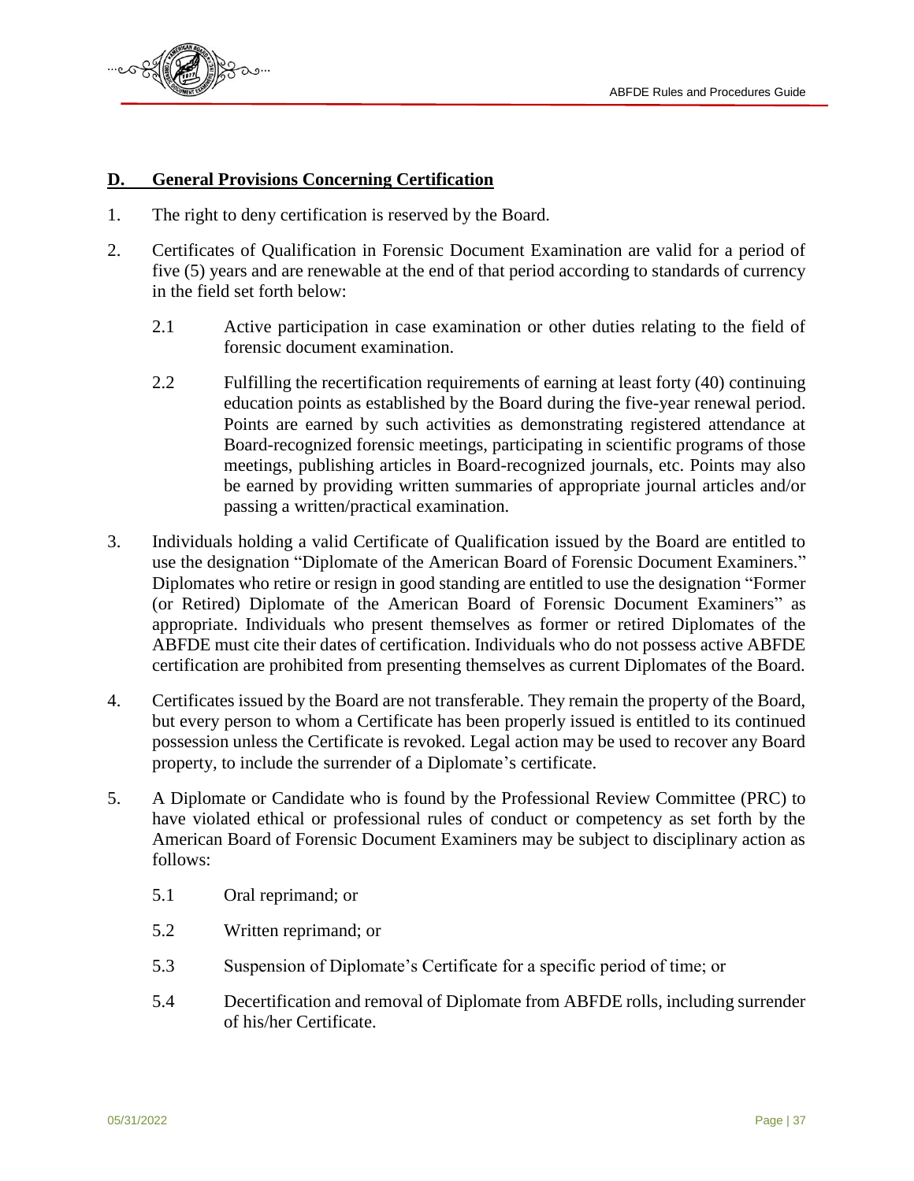## D. General Provisions Concerning Certification

1. The right to deny certification is reserved by the Board.

2. Certificates of Qualification in Forensic Document Examination are valid for a period of five (5) years and are renewable at the end of that period according to standards of currency in the field set forth below:

   2.1 Active participation in case examination or other duties relating to the field of forensic document examination.

   2.2 Fulfilling the recertification requirements of earning at least forty (40) continuing education points as established by the Board during the five-year renewal period. Points are earned by such activities as demonstrating registered attendance at Board-recognized forensic meetings, participating in scientific programs of those meetings, publishing articles in Board-recognized journals, etc. Points may also be earned by providing written summaries of appropriate journal articles and/or passing a written/practical examination.

3. Individuals holding a valid Certificate of Qualification issued by the Board are entitled to use the designation "Diplomate of the American Board of Forensic Document Examiners." Diplomates who retire or resign in good standing are entitled to use the designation "Former (or Retired) Diplomate of the American Board of Forensic Document Examiners" as appropriate. Individuals who present themselves as former or retired Diplomates of the ABFDE must cite their dates of certification. Individuals who do not possess active ABFDE certification are prohibited from presenting themselves as current Diplomates of the Board.

4. Certificates issued by the Board are not transferable. They remain the property of the Board, but every person to whom a Certificate has been properly issued is entitled to its continued possession unless the Certificate is revoked. Legal action may be used to recover any Board property, to include the surrender of a Diplomate's certificate.

5. A Diplomate or Candidate who is found by the Professional Review Committee (PRC) to have violated ethical or professional rules of conduct or competency as set forth by the American Board of Forensic Document Examiners may be subject to disciplinary action as follows:

   5.1 Oral reprimand; or

   5.2 Written reprimand; or

   5.3 Suspension of Diplomate's Certificate for a specific period of time; or

   5.4 Decertification and removal of Diplomate from ABFDE rolls, including surrender of his/her Certificate.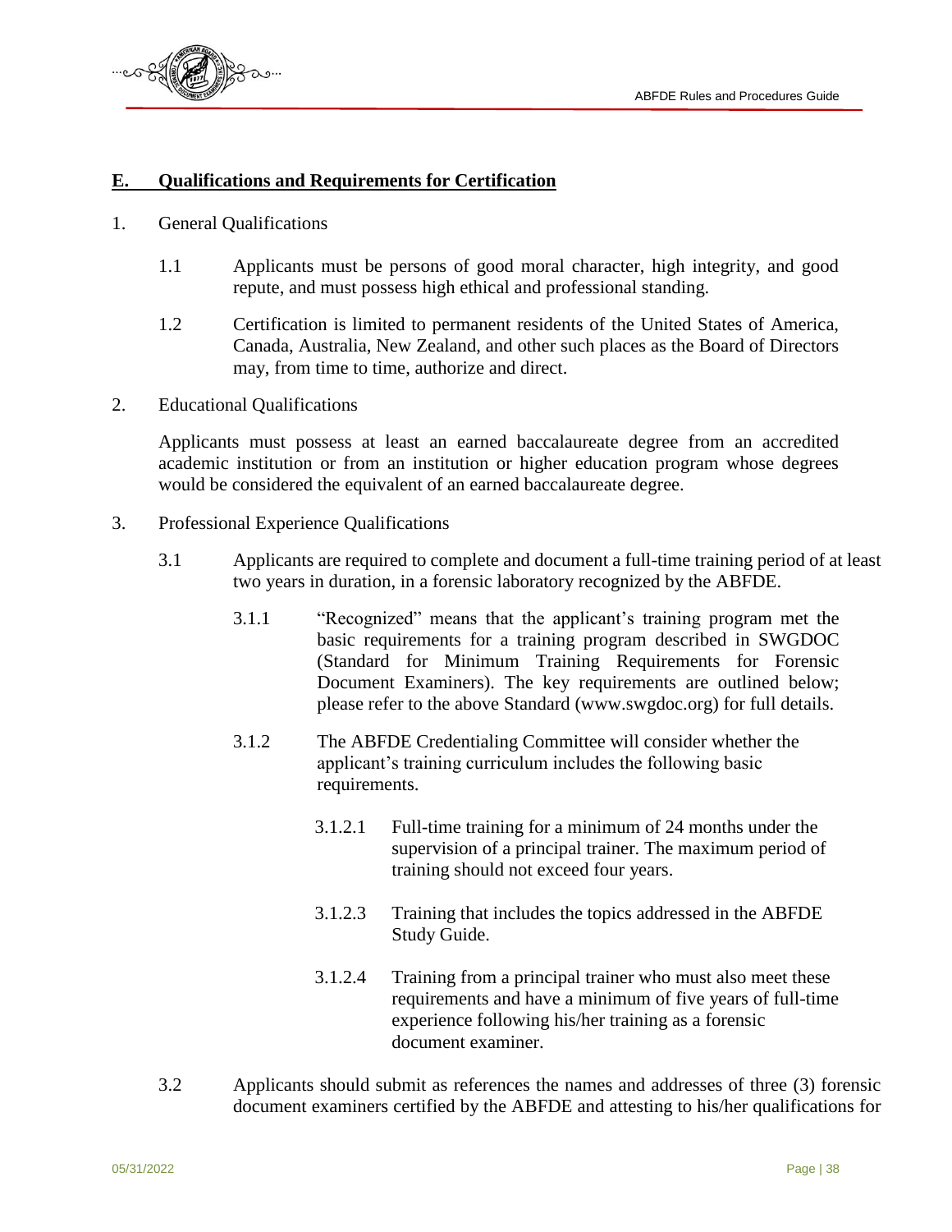## E. Qualifications and Requirements for Certification

1. General Qualifications

   1.1 Applicants must be persons of good moral character, high integrity, and good repute, and must possess high ethical and professional standing.

   1.2 Certification is limited to permanent residents of the United States of America, Canada, Australia, New Zealand, and other such places as the Board of Directors may, from time to time, authorize and direct.

2. Educational Qualifications

   Applicants must possess at least an earned baccalaureate degree from an accredited academic institution or from an institution or higher education program whose degrees would be considered the equivalent of an earned baccalaureate degree.

3. Professional Experience Qualifications

   3.1 Applicants are required to complete and document a full-time training period of at least two years in duration, in a forensic laboratory recognized by the ABFDE.

      3.1.1 "Recognized" means that the applicant's training program met the basic requirements for a training program described in SWGDOC (Standard for Minimum Training Requirements for Forensic Document Examiners). The key requirements are outlined below; please refer to the above Standard (www.swgdoc.org) for full details.

      3.1.2 The ABFDE Credentialing Committee will consider whether the applicant's training curriculum includes the following basic requirements.

         3.1.2.1 Full-time training for a minimum of 24 months under the supervision of a principal trainer. The maximum period of training should not exceed four years.

         3.1.2.3 Training that includes the topics addressed in the ABFDE Study Guide.

         3.1.2.4 Training from a principal trainer who must also meet these requirements and have a minimum of five years of full-time experience following his/her training as a forensic document examiner.

   3.2 Applicants should submit as references the names and addresses of three (3) forensic document examiners certified by the ABFDE and attesting to his/her qualifications for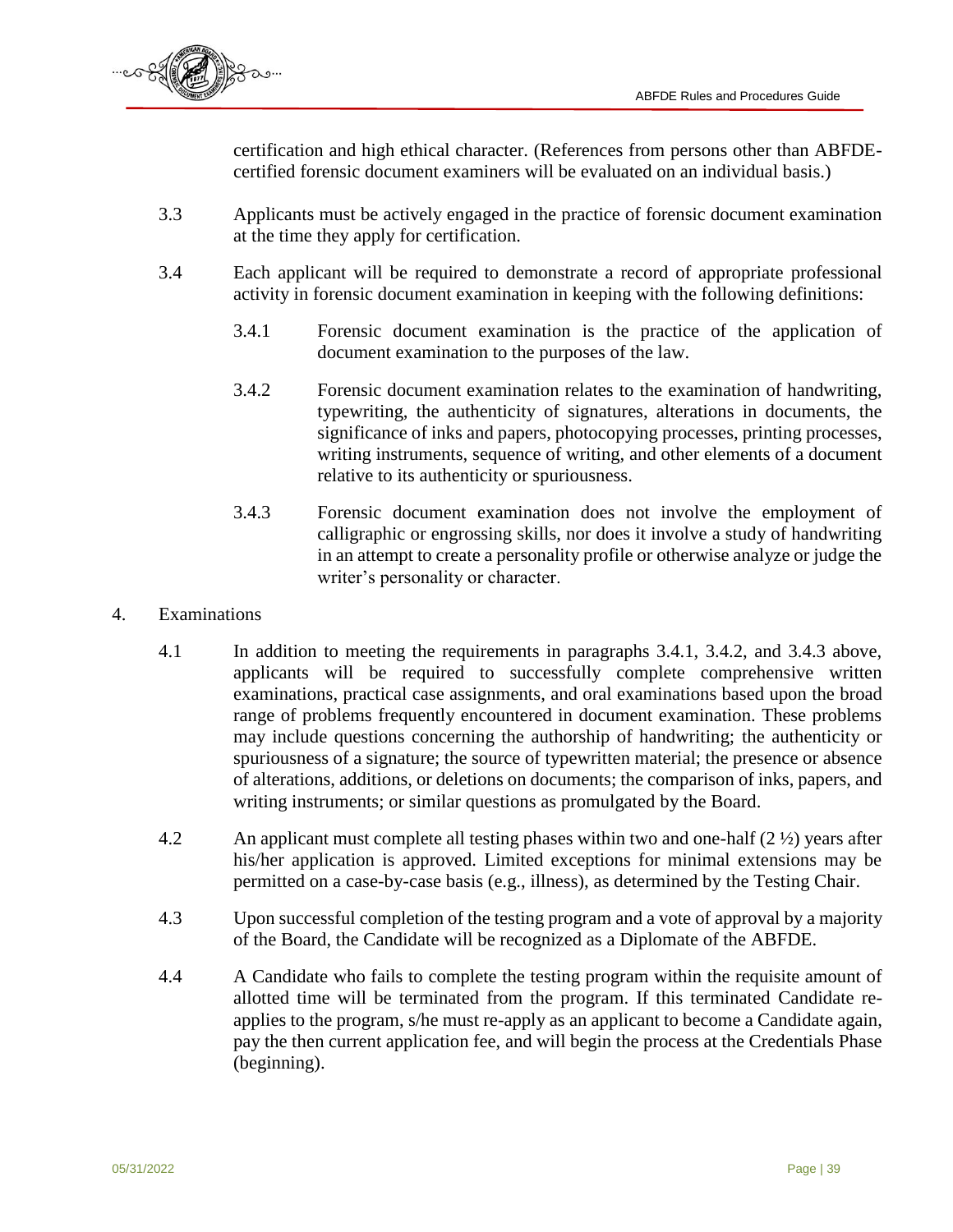certification and high ethical character. (References from persons other than ABFDE-certified forensic document examiners will be evaluated on an individual basis.)

3.3 Applicants must be actively engaged in the practice of forensic document examination at the time they apply for certification.

3.4 Each applicant will be required to demonstrate a record of appropriate professional activity in forensic document examination in keeping with the following definitions:

3.4.1 Forensic document examination is the practice of the application of document examination to the purposes of the law.

3.4.2 Forensic document examination relates to the examination of handwriting, typewriting, the authenticity of signatures, alterations in documents, the significance of inks and papers, photocopying processes, printing processes, writing instruments, sequence of writing, and other elements of a document relative to its authenticity or spuriousness.

3.4.3 Forensic document examination does not involve the employment of calligraphic or engrossing skills, nor does it involve a study of handwriting in an attempt to create a personality profile or otherwise analyze or judge the writer's personality or character.

## 4. Examinations

4.1 In addition to meeting the requirements in paragraphs 3.4.1, 3.4.2, and 3.4.3 above, applicants will be required to successfully complete comprehensive written examinations, practical case assignments, and oral examinations based upon the broad range of problems frequently encountered in document examination. These problems may include questions concerning the authorship of handwriting; the authenticity or spuriousness of a signature; the source of typewritten material; the presence or absence of alterations, additions, or deletions on documents; the comparison of inks, papers, and writing instruments; or similar questions as promulgated by the Board.

4.2 An applicant must complete all testing phases within two and one-half (2 ½) years after his/her application is approved. Limited exceptions for minimal extensions may be permitted on a case-by-case basis (e.g., illness), as determined by the Testing Chair.

4.3 Upon successful completion of the testing program and a vote of approval by a majority of the Board, the Candidate will be recognized as a Diplomate of the ABFDE.

4.4 A Candidate who fails to complete the testing program within the requisite amount of allotted time will be terminated from the program. If this terminated Candidate re-applies to the program, s/he must re-apply as an applicant to become a Candidate again, pay the then current application fee, and will begin the process at the Credentials Phase (beginning).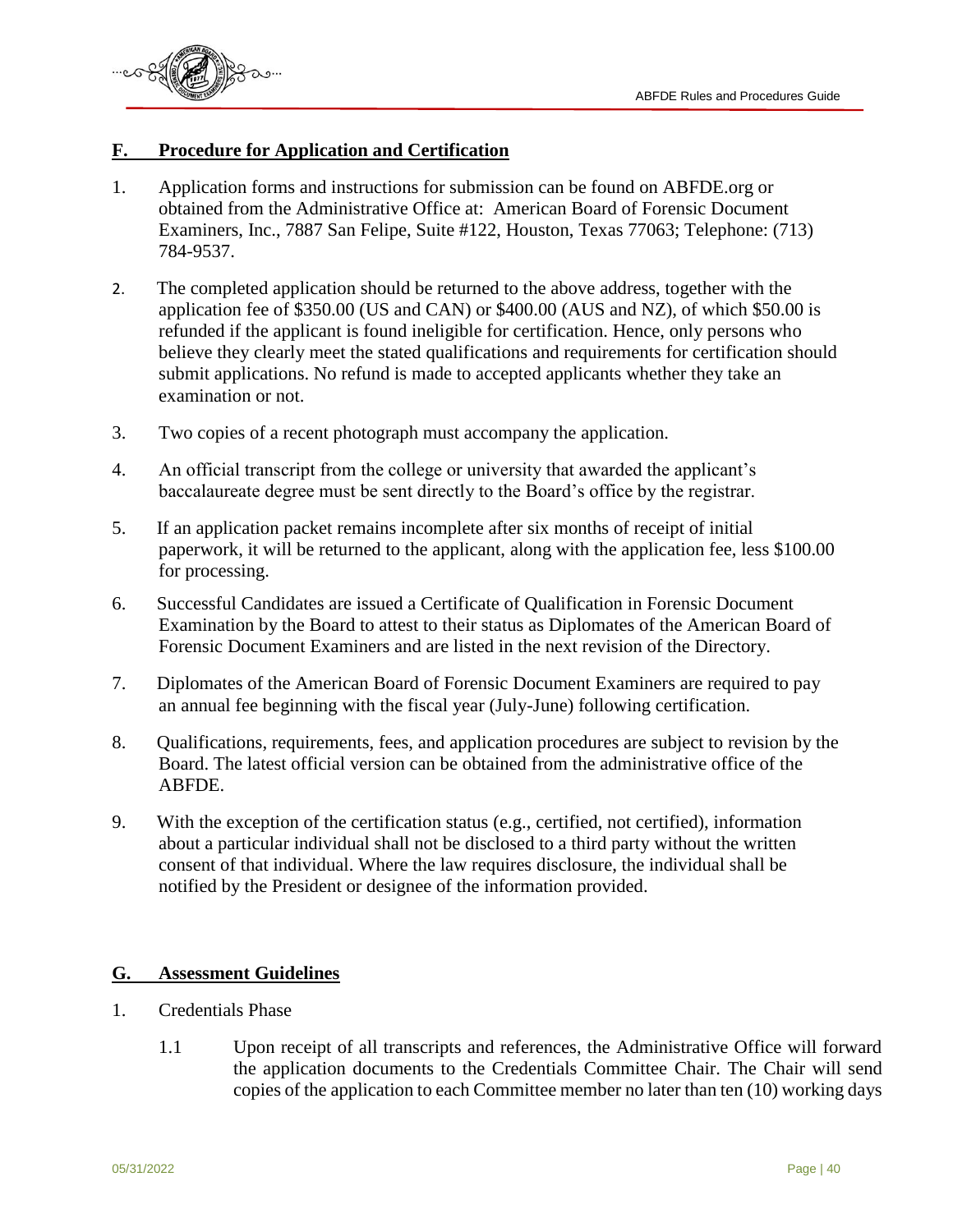## F. Procedure for Application and Certification

1. Application forms and instructions for submission can be found on ABFDE.org or obtained from the Administrative Office at: American Board of Forensic Document Examiners, Inc., 7887 San Felipe, Suite #122, Houston, Texas 77063; Telephone: (713) 784-9537.

2. The completed application should be returned to the above address, together with the application fee of $350.00 (US and CAN) or $400.00 (AUS and NZ), of which $50.00 is refunded if the applicant is found ineligible for certification. Hence, only persons who believe they clearly meet the stated qualifications and requirements for certification should submit applications. No refund is made to accepted applicants whether they take an examination or not.

3. Two copies of a recent photograph must accompany the application.

4. An official transcript from the college or university that awarded the applicant's baccalaureate degree must be sent directly to the Board's office by the registrar.

5. If an application packet remains incomplete after six months of receipt of initial paperwork, it will be returned to the applicant, along with the application fee, less $100.00 for processing.

6. Successful Candidates are issued a Certificate of Qualification in Forensic Document Examination by the Board to attest to their status as Diplomates of the American Board of Forensic Document Examiners and are listed in the next revision of the Directory.

7. Diplomates of the American Board of Forensic Document Examiners are required to pay an annual fee beginning with the fiscal year (July-June) following certification.

8. Qualifications, requirements, fees, and application procedures are subject to revision by the Board. The latest official version can be obtained from the administrative office of the ABFDE.

9. With the exception of the certification status (e.g., certified, not certified), information about a particular individual shall not be disclosed to a third party without the written consent of that individual. Where the law requires disclosure, the individual shall be notified by the President or designee of the information provided.

## G. Assessment Guidelines

1. Credentials Phase

   1.1 Upon receipt of all transcripts and references, the Administrative Office will forward the application documents to the Credentials Committee Chair. The Chair will send copies of the application to each Committee member no later than ten (10) working days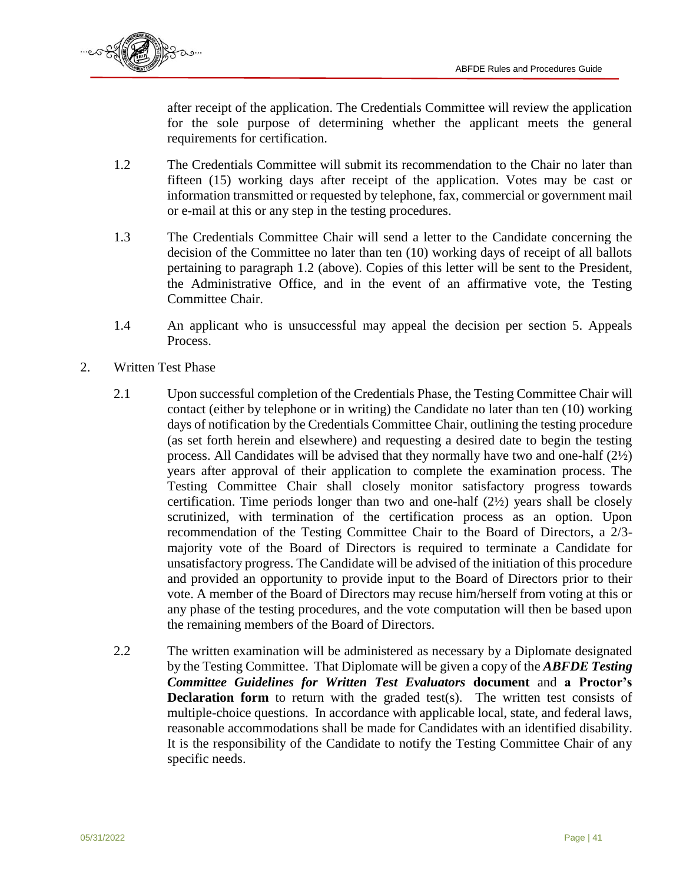after receipt of the application. The Credentials Committee will review the application for the sole purpose of determining whether the applicant meets the general requirements for certification.

1.2 The Credentials Committee will submit its recommendation to the Chair no later than fifteen (15) working days after receipt of the application. Votes may be cast or information transmitted or requested by telephone, fax, commercial or government mail or e-mail at this or any step in the testing procedures.

1.3 The Credentials Committee Chair will send a letter to the Candidate concerning the decision of the Committee no later than ten (10) working days of receipt of all ballots pertaining to paragraph 1.2 (above). Copies of this letter will be sent to the President, the Administrative Office, and in the event of an affirmative vote, the Testing Committee Chair.

1.4 An applicant who is unsuccessful may appeal the decision per section 5. Appeals Process.

2. Written Test Phase

2.1 Upon successful completion of the Credentials Phase, the Testing Committee Chair will contact (either by telephone or in writing) the Candidate no later than ten (10) working days of notification by the Credentials Committee Chair, outlining the testing procedure (as set forth herein and elsewhere) and requesting a desired date to begin the testing process. All Candidates will be advised that they normally have two and one-half (2½) years after approval of their application to complete the examination process. The Testing Committee Chair shall closely monitor satisfactory progress towards certification. Time periods longer than two and one-half (2½) years shall be closely scrutinized, with termination of the certification process as an option. Upon recommendation of the Testing Committee Chair to the Board of Directors, a 2/3-majority vote of the Board of Directors is required to terminate a Candidate for unsatisfactory progress. The Candidate will be advised of the initiation of this procedure and provided an opportunity to provide input to the Board of Directors prior to their vote. A member of the Board of Directors may recuse him/herself from voting at this or any phase of the testing procedures, and the vote computation will then be based upon the remaining members of the Board of Directors.

2.2 The written examination will be administered as necessary by a Diplomate designated by the Testing Committee. That Diplomate will be given a copy of the ***ABFDE Testing Committee Guidelines for Written Test Evaluators*** **document** and **a Proctor's Declaration form** to return with the graded test(s). The written test consists of multiple-choice questions. In accordance with applicable local, state, and federal laws, reasonable accommodations shall be made for Candidates with an identified disability. It is the responsibility of the Candidate to notify the Testing Committee Chair of any specific needs.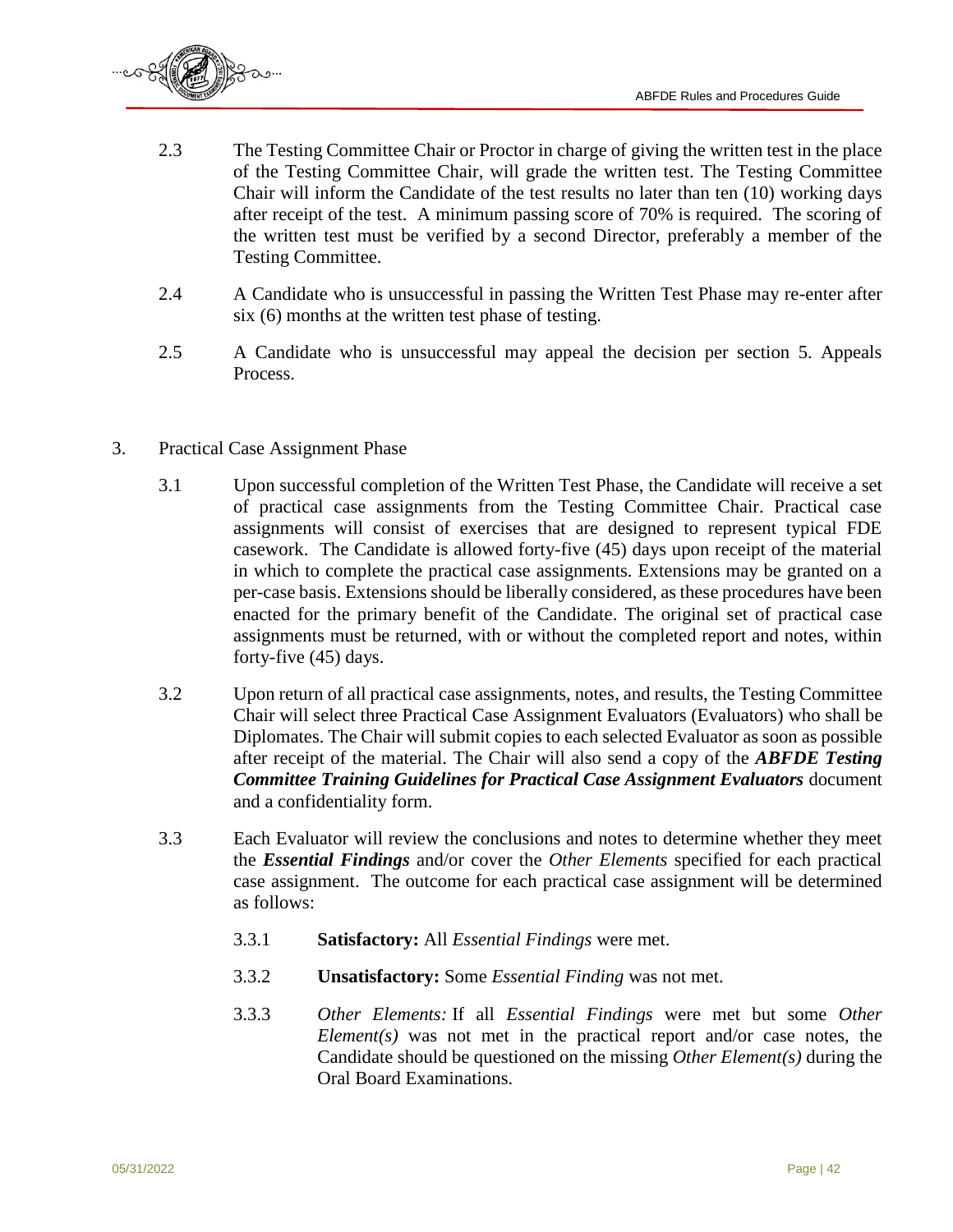2.3 The Testing Committee Chair or Proctor in charge of giving the written test in the place of the Testing Committee Chair, will grade the written test. The Testing Committee Chair will inform the Candidate of the test results no later than ten (10) working days after receipt of the test. A minimum passing score of 70% is required. The scoring of the written test must be verified by a second Director, preferably a member of the Testing Committee.

2.4 A Candidate who is unsuccessful in passing the Written Test Phase may re-enter after six (6) months at the written test phase of testing.

2.5 A Candidate who is unsuccessful may appeal the decision per section 5. Appeals Process.

3. Practical Case Assignment Phase

3.1 Upon successful completion of the Written Test Phase, the Candidate will receive a set of practical case assignments from the Testing Committee Chair. Practical case assignments will consist of exercises that are designed to represent typical FDE casework. The Candidate is allowed forty-five (45) days upon receipt of the material in which to complete the practical case assignments. Extensions may be granted on a per-case basis. Extensions should be liberally considered, as these procedures have been enacted for the primary benefit of the Candidate. The original set of practical case assignments must be returned, with or without the completed report and notes, within forty-five (45) days.

3.2 Upon return of all practical case assignments, notes, and results, the Testing Committee Chair will select three Practical Case Assignment Evaluators (Evaluators) who shall be Diplomates. The Chair will submit copies to each selected Evaluator as soon as possible after receipt of the material. The Chair will also send a copy of the ***ABFDE Testing Committee Training Guidelines for Practical Case Assignment Evaluators*** document and a confidentiality form.

3.3 Each Evaluator will review the conclusions and notes to determine whether they meet the ***Essential Findings*** and/or cover the *Other Elements* specified for each practical case assignment. The outcome for each practical case assignment will be determined as follows:

3.3.1 **Satisfactory:** All *Essential Findings* were met.

3.3.2 **Unsatisfactory:** Some *Essential Finding* was not met.

3.3.3 *Other Elements:* If all *Essential Findings* were met but some *Other Element(s)* was not met in the practical report and/or case notes, the Candidate should be questioned on the missing *Other Element(s)* during the Oral Board Examinations.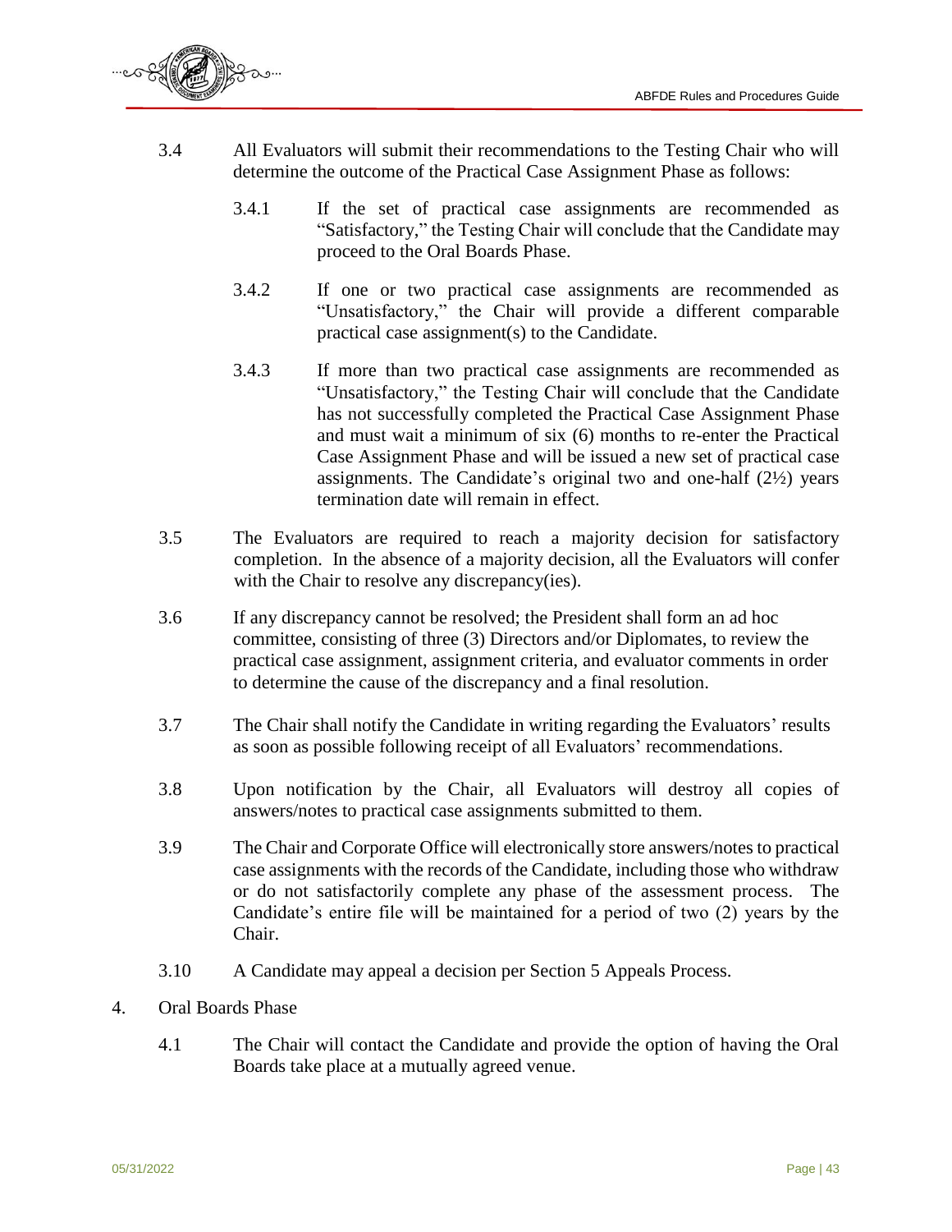3.4 All Evaluators will submit their recommendations to the Testing Chair who will determine the outcome of the Practical Case Assignment Phase as follows:

3.4.1 If the set of practical case assignments are recommended as "Satisfactory," the Testing Chair will conclude that the Candidate may proceed to the Oral Boards Phase.

3.4.2 If one or two practical case assignments are recommended as "Unsatisfactory," the Chair will provide a different comparable practical case assignment(s) to the Candidate.

3.4.3 If more than two practical case assignments are recommended as "Unsatisfactory," the Testing Chair will conclude that the Candidate has not successfully completed the Practical Case Assignment Phase and must wait a minimum of six (6) months to re-enter the Practical Case Assignment Phase and will be issued a new set of practical case assignments. The Candidate's original two and one-half (2½) years termination date will remain in effect.

3.5 The Evaluators are required to reach a majority decision for satisfactory completion. In the absence of a majority decision, all the Evaluators will confer with the Chair to resolve any discrepancy(ies).

3.6 If any discrepancy cannot be resolved; the President shall form an ad hoc committee, consisting of three (3) Directors and/or Diplomates, to review the practical case assignment, assignment criteria, and evaluator comments in order to determine the cause of the discrepancy and a final resolution.

3.7 The Chair shall notify the Candidate in writing regarding the Evaluators' results as soon as possible following receipt of all Evaluators' recommendations.

3.8 Upon notification by the Chair, all Evaluators will destroy all copies of answers/notes to practical case assignments submitted to them.

3.9 The Chair and Corporate Office will electronically store answers/notes to practical case assignments with the records of the Candidate, including those who withdraw or do not satisfactorily complete any phase of the assessment process. The Candidate's entire file will be maintained for a period of two (2) years by the Chair.

3.10 A Candidate may appeal a decision per Section 5 Appeals Process.

4. Oral Boards Phase

4.1 The Chair will contact the Candidate and provide the option of having the Oral Boards take place at a mutually agreed venue.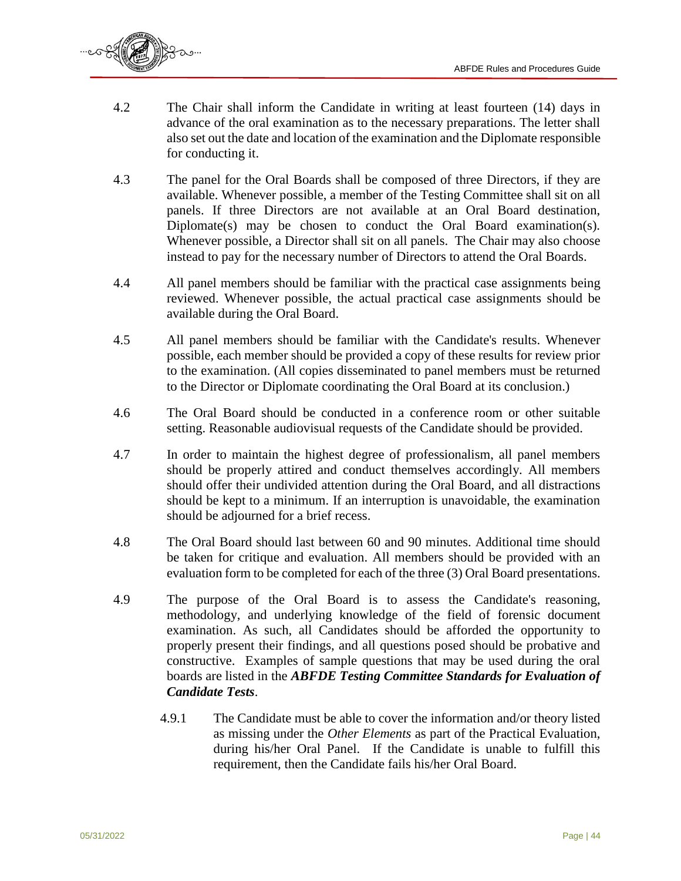4.2 The Chair shall inform the Candidate in writing at least fourteen (14) days in advance of the oral examination as to the necessary preparations. The letter shall also set out the date and location of the examination and the Diplomate responsible for conducting it.

4.3 The panel for the Oral Boards shall be composed of three Directors, if they are available. Whenever possible, a member of the Testing Committee shall sit on all panels. If three Directors are not available at an Oral Board destination, Diplomate(s) may be chosen to conduct the Oral Board examination(s). Whenever possible, a Director shall sit on all panels. The Chair may also choose instead to pay for the necessary number of Directors to attend the Oral Boards.

4.4 All panel members should be familiar with the practical case assignments being reviewed. Whenever possible, the actual practical case assignments should be available during the Oral Board.

4.5 All panel members should be familiar with the Candidate's results. Whenever possible, each member should be provided a copy of these results for review prior to the examination. (All copies disseminated to panel members must be returned to the Director or Diplomate coordinating the Oral Board at its conclusion.)

4.6 The Oral Board should be conducted in a conference room or other suitable setting. Reasonable audiovisual requests of the Candidate should be provided.

4.7 In order to maintain the highest degree of professionalism, all panel members should be properly attired and conduct themselves accordingly. All members should offer their undivided attention during the Oral Board, and all distractions should be kept to a minimum. If an interruption is unavoidable, the examination should be adjourned for a brief recess.

4.8 The Oral Board should last between 60 and 90 minutes. Additional time should be taken for critique and evaluation. All members should be provided with an evaluation form to be completed for each of the three (3) Oral Board presentations.

4.9 The purpose of the Oral Board is to assess the Candidate's reasoning, methodology, and underlying knowledge of the field of forensic document examination. As such, all Candidates should be afforded the opportunity to properly present their findings, and all questions posed should be probative and constructive. Examples of sample questions that may be used during the oral boards are listed in the ***ABFDE Testing Committee Standards for Evaluation of Candidate Tests***.

> 4.9.1 The Candidate must be able to cover the information and/or theory listed as missing under the *Other Elements* as part of the Practical Evaluation, during his/her Oral Panel. If the Candidate is unable to fulfill this requirement, then the Candidate fails his/her Oral Board.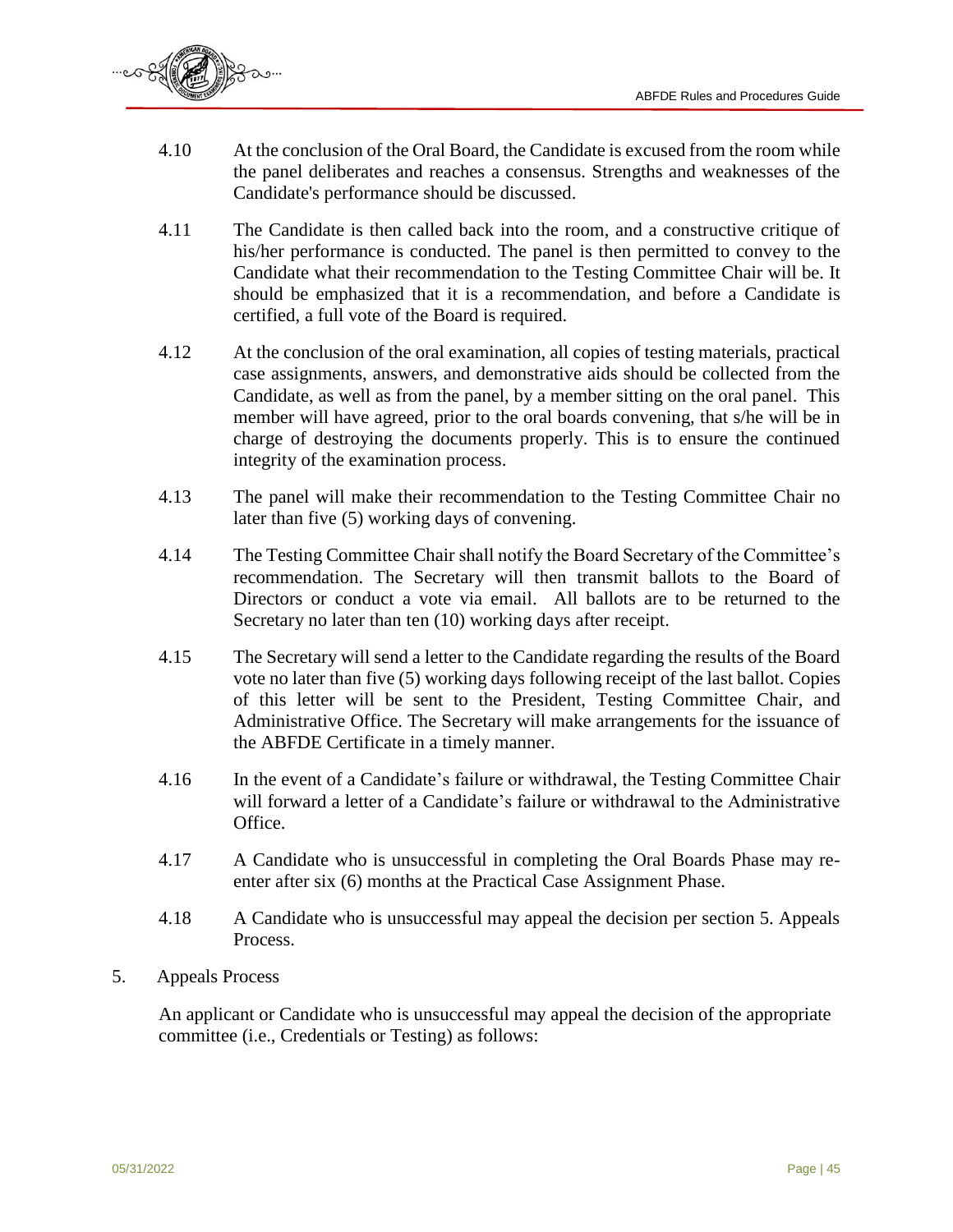4.10 At the conclusion of the Oral Board, the Candidate is excused from the room while the panel deliberates and reaches a consensus. Strengths and weaknesses of the Candidate's performance should be discussed.

4.11 The Candidate is then called back into the room, and a constructive critique of his/her performance is conducted. The panel is then permitted to convey to the Candidate what their recommendation to the Testing Committee Chair will be. It should be emphasized that it is a recommendation, and before a Candidate is certified, a full vote of the Board is required.

4.12 At the conclusion of the oral examination, all copies of testing materials, practical case assignments, answers, and demonstrative aids should be collected from the Candidate, as well as from the panel, by a member sitting on the oral panel. This member will have agreed, prior to the oral boards convening, that s/he will be in charge of destroying the documents properly. This is to ensure the continued integrity of the examination process.

4.13 The panel will make their recommendation to the Testing Committee Chair no later than five (5) working days of convening.

4.14 The Testing Committee Chair shall notify the Board Secretary of the Committee's recommendation. The Secretary will then transmit ballots to the Board of Directors or conduct a vote via email. All ballots are to be returned to the Secretary no later than ten (10) working days after receipt.

4.15 The Secretary will send a letter to the Candidate regarding the results of the Board vote no later than five (5) working days following receipt of the last ballot. Copies of this letter will be sent to the President, Testing Committee Chair, and Administrative Office. The Secretary will make arrangements for the issuance of the ABFDE Certificate in a timely manner.

4.16 In the event of a Candidate's failure or withdrawal, the Testing Committee Chair will forward a letter of a Candidate's failure or withdrawal to the Administrative Office.

4.17 A Candidate who is unsuccessful in completing the Oral Boards Phase may re-enter after six (6) months at the Practical Case Assignment Phase.

4.18 A Candidate who is unsuccessful may appeal the decision per section 5. Appeals Process.

5. Appeals Process

An applicant or Candidate who is unsuccessful may appeal the decision of the appropriate committee (i.e., Credentials or Testing) as follows: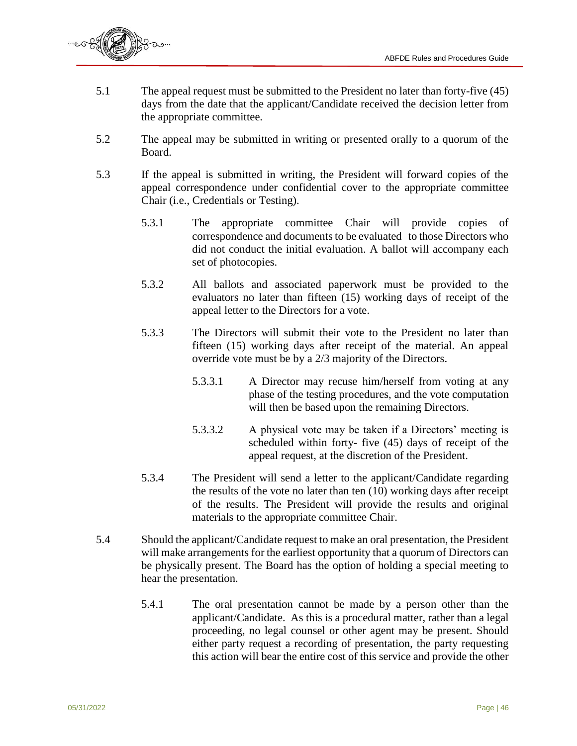5.1 The appeal request must be submitted to the President no later than forty-five (45) days from the date that the applicant/Candidate received the decision letter from the appropriate committee.

5.2 The appeal may be submitted in writing or presented orally to a quorum of the Board.

5.3 If the appeal is submitted in writing, the President will forward copies of the appeal correspondence under confidential cover to the appropriate committee Chair (i.e., Credentials or Testing).

5.3.1 The appropriate committee Chair will provide copies of correspondence and documents to be evaluated to those Directors who did not conduct the initial evaluation. A ballot will accompany each set of photocopies.

5.3.2 All ballots and associated paperwork must be provided to the evaluators no later than fifteen (15) working days of receipt of the appeal letter to the Directors for a vote.

5.3.3 The Directors will submit their vote to the President no later than fifteen (15) working days after receipt of the material. An appeal override vote must be by a 2/3 majority of the Directors.

5.3.3.1 A Director may recuse him/herself from voting at any phase of the testing procedures, and the vote computation will then be based upon the remaining Directors.

5.3.3.2 A physical vote may be taken if a Directors' meeting is scheduled within forty- five (45) days of receipt of the appeal request, at the discretion of the President.

5.3.4 The President will send a letter to the applicant/Candidate regarding the results of the vote no later than ten (10) working days after receipt of the results. The President will provide the results and original materials to the appropriate committee Chair.

5.4 Should the applicant/Candidate request to make an oral presentation, the President will make arrangements for the earliest opportunity that a quorum of Directors can be physically present. The Board has the option of holding a special meeting to hear the presentation.

5.4.1 The oral presentation cannot be made by a person other than the applicant/Candidate. As this is a procedural matter, rather than a legal proceeding, no legal counsel or other agent may be present. Should either party request a recording of presentation, the party requesting this action will bear the entire cost of this service and provide the other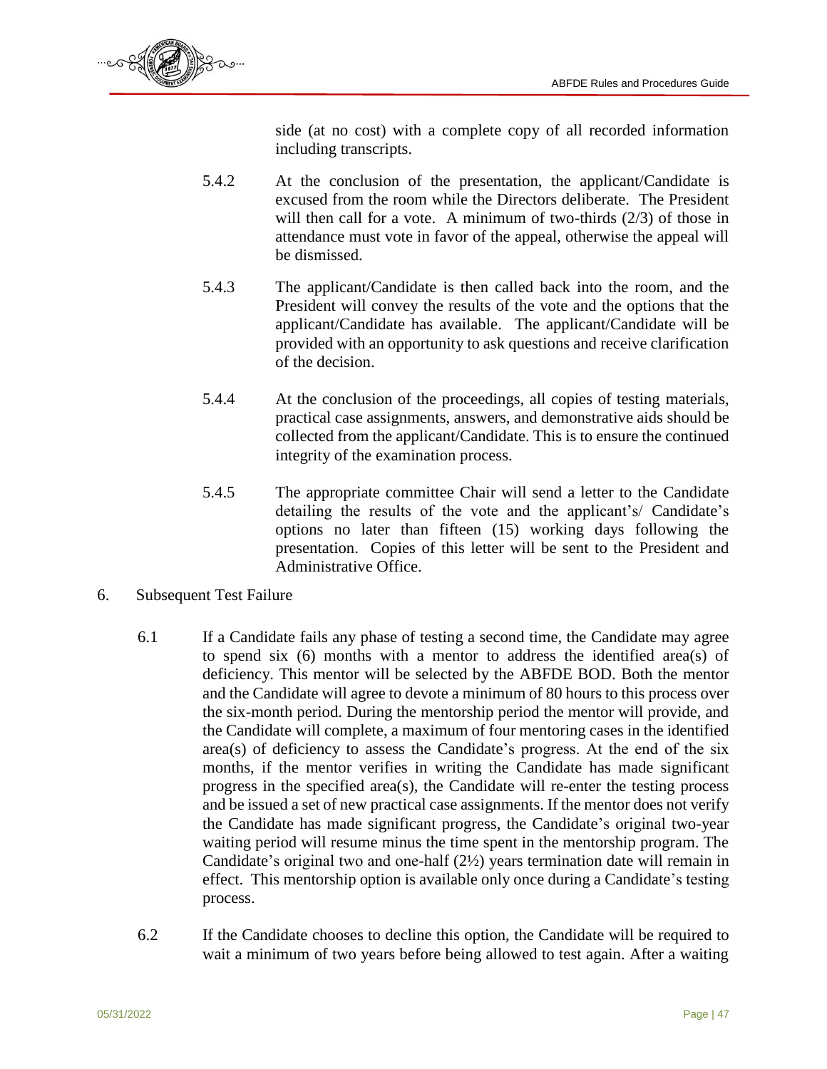side (at no cost) with a complete copy of all recorded information including transcripts.

5.4.2 At the conclusion of the presentation, the applicant/Candidate is excused from the room while the Directors deliberate. The President will then call for a vote. A minimum of two-thirds (2/3) of those in attendance must vote in favor of the appeal, otherwise the appeal will be dismissed.

5.4.3 The applicant/Candidate is then called back into the room, and the President will convey the results of the vote and the options that the applicant/Candidate has available. The applicant/Candidate will be provided with an opportunity to ask questions and receive clarification of the decision.

5.4.4 At the conclusion of the proceedings, all copies of testing materials, practical case assignments, answers, and demonstrative aids should be collected from the applicant/Candidate. This is to ensure the continued integrity of the examination process.

5.4.5 The appropriate committee Chair will send a letter to the Candidate detailing the results of the vote and the applicant's/ Candidate's options no later than fifteen (15) working days following the presentation. Copies of this letter will be sent to the President and Administrative Office.

6. Subsequent Test Failure

6.1 If a Candidate fails any phase of testing a second time, the Candidate may agree to spend six (6) months with a mentor to address the identified area(s) of deficiency. This mentor will be selected by the ABFDE BOD. Both the mentor and the Candidate will agree to devote a minimum of 80 hours to this process over the six-month period. During the mentorship period the mentor will provide, and the Candidate will complete, a maximum of four mentoring cases in the identified area(s) of deficiency to assess the Candidate's progress. At the end of the six months, if the mentor verifies in writing the Candidate has made significant progress in the specified area(s), the Candidate will re-enter the testing process and be issued a set of new practical case assignments. If the mentor does not verify the Candidate has made significant progress, the Candidate's original two-year waiting period will resume minus the time spent in the mentorship program. The Candidate's original two and one-half (2½) years termination date will remain in effect. This mentorship option is available only once during a Candidate's testing process.

6.2 If the Candidate chooses to decline this option, the Candidate will be required to wait a minimum of two years before being allowed to test again. After a waiting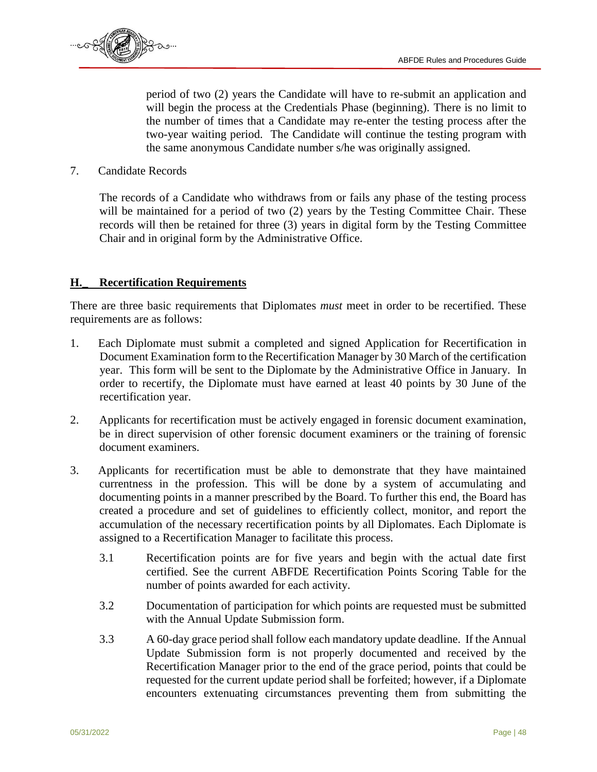period of two (2) years the Candidate will have to re-submit an application and will begin the process at the Credentials Phase (beginning). There is no limit to the number of times that a Candidate may re-enter the testing process after the two-year waiting period. The Candidate will continue the testing program with the same anonymous Candidate number s/he was originally assigned.

7. Candidate Records

   The records of a Candidate who withdraws from or fails any phase of the testing process will be maintained for a period of two (2) years by the Testing Committee Chair. These records will then be retained for three (3) years in digital form by the Testing Committee Chair and in original form by the Administrative Office.

## H._ Recertification Requirements

There are three basic requirements that Diplomates *must* meet in order to be recertified. These requirements are as follows:

1. Each Diplomate must submit a completed and signed Application for Recertification in Document Examination form to the Recertification Manager by 30 March of the certification year. This form will be sent to the Diplomate by the Administrative Office in January. In order to recertify, the Diplomate must have earned at least 40 points by 30 June of the recertification year.

2. Applicants for recertification must be actively engaged in forensic document examination, be in direct supervision of other forensic document examiners or the training of forensic document examiners.

3. Applicants for recertification must be able to demonstrate that they have maintained currentness in the profession. This will be done by a system of accumulating and documenting points in a manner prescribed by the Board. To further this end, the Board has created a procedure and set of guidelines to efficiently collect, monitor, and report the accumulation of the necessary recertification points by all Diplomates. Each Diplomate is assigned to a Recertification Manager to facilitate this process.

   3.1 Recertification points are for five years and begin with the actual date first certified. See the current ABFDE Recertification Points Scoring Table for the number of points awarded for each activity.

   3.2 Documentation of participation for which points are requested must be submitted with the Annual Update Submission form.

   3.3 A 60-day grace period shall follow each mandatory update deadline. If the Annual Update Submission form is not properly documented and received by the Recertification Manager prior to the end of the grace period, points that could be requested for the current update period shall be forfeited; however, if a Diplomate encounters extenuating circumstances preventing them from submitting the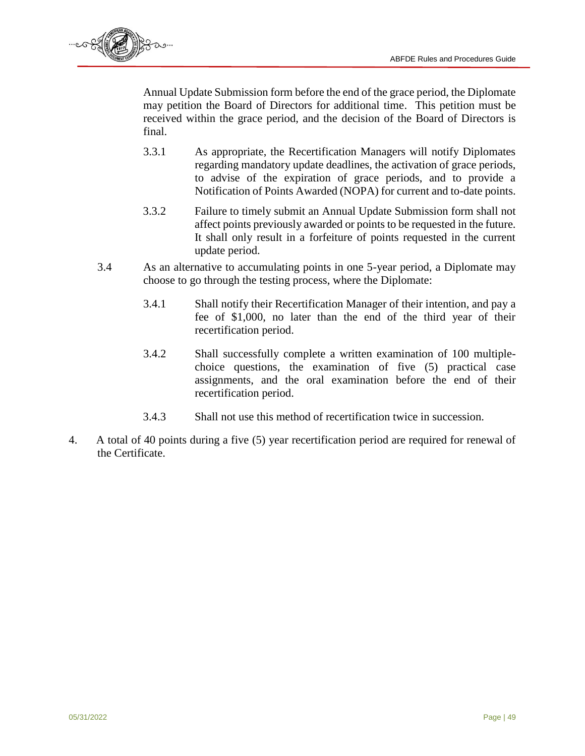Annual Update Submission form before the end of the grace period, the Diplomate may petition the Board of Directors for additional time. This petition must be received within the grace period, and the decision of the Board of Directors is final.

3.3.1 As appropriate, the Recertification Managers will notify Diplomates regarding mandatory update deadlines, the activation of grace periods, to advise of the expiration of grace periods, and to provide a Notification of Points Awarded (NOPA) for current and to-date points.

3.3.2 Failure to timely submit an Annual Update Submission form shall not affect points previously awarded or points to be requested in the future. It shall only result in a forfeiture of points requested in the current update period.

3.4 As an alternative to accumulating points in one 5-year period, a Diplomate may choose to go through the testing process, where the Diplomate:

3.4.1 Shall notify their Recertification Manager of their intention, and pay a fee of $1,000, no later than the end of the third year of their recertification period.

3.4.2 Shall successfully complete a written examination of 100 multiple-choice questions, the examination of five (5) practical case assignments, and the oral examination before the end of their recertification period.

3.4.3 Shall not use this method of recertification twice in succession.

4. A total of 40 points during a five (5) year recertification period are required for renewal of the Certificate.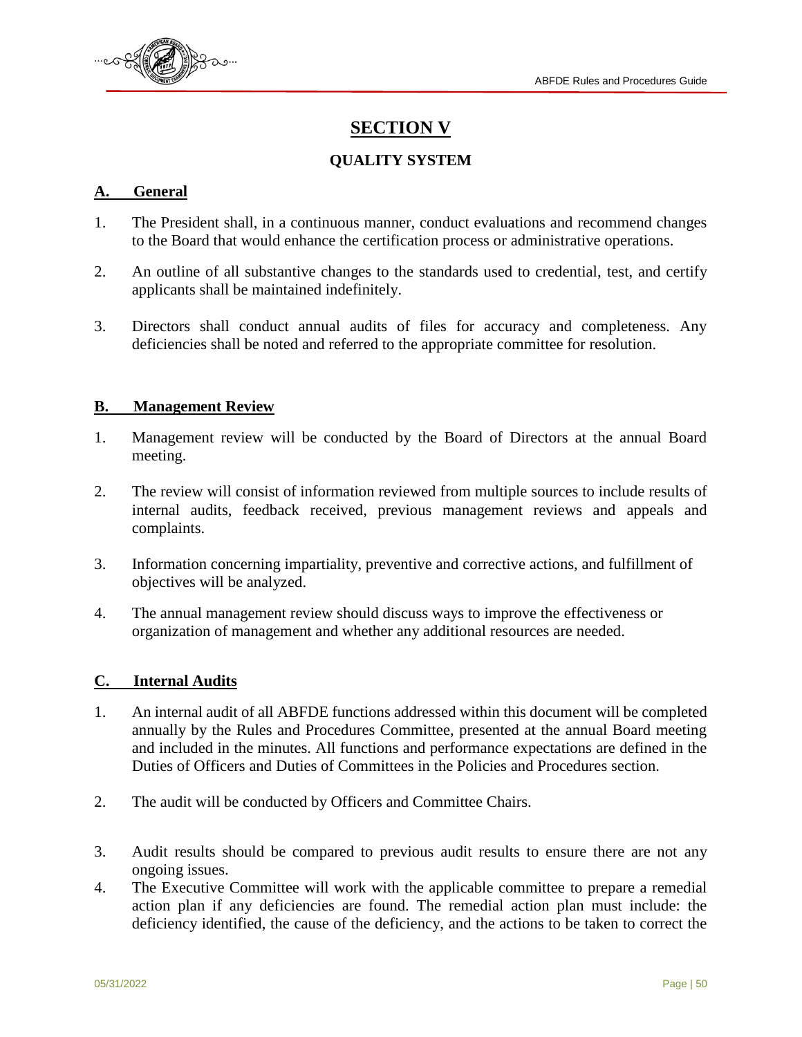# SECTION V

## QUALITY SYSTEM

### A. General

1. The President shall, in a continuous manner, conduct evaluations and recommend changes to the Board that would enhance the certification process or administrative operations.

2. An outline of all substantive changes to the standards used to credential, test, and certify applicants shall be maintained indefinitely.

3. Directors shall conduct annual audits of files for accuracy and completeness. Any deficiencies shall be noted and referred to the appropriate committee for resolution.

### B. Management Review

1. Management review will be conducted by the Board of Directors at the annual Board meeting.

2. The review will consist of information reviewed from multiple sources to include results of internal audits, feedback received, previous management reviews and appeals and complaints.

3. Information concerning impartiality, preventive and corrective actions, and fulfillment of objectives will be analyzed.

4. The annual management review should discuss ways to improve the effectiveness or organization of management and whether any additional resources are needed.

### C. Internal Audits

1. An internal audit of all ABFDE functions addressed within this document will be completed annually by the Rules and Procedures Committee, presented at the annual Board meeting and included in the minutes. All functions and performance expectations are defined in the Duties of Officers and Duties of Committees in the Policies and Procedures section.

2. The audit will be conducted by Officers and Committee Chairs.

3. Audit results should be compared to previous audit results to ensure there are not any ongoing issues.

4. The Executive Committee will work with the applicable committee to prepare a remedial action plan if any deficiencies are found. The remedial action plan must include: the deficiency identified, the cause of the deficiency, and the actions to be taken to correct the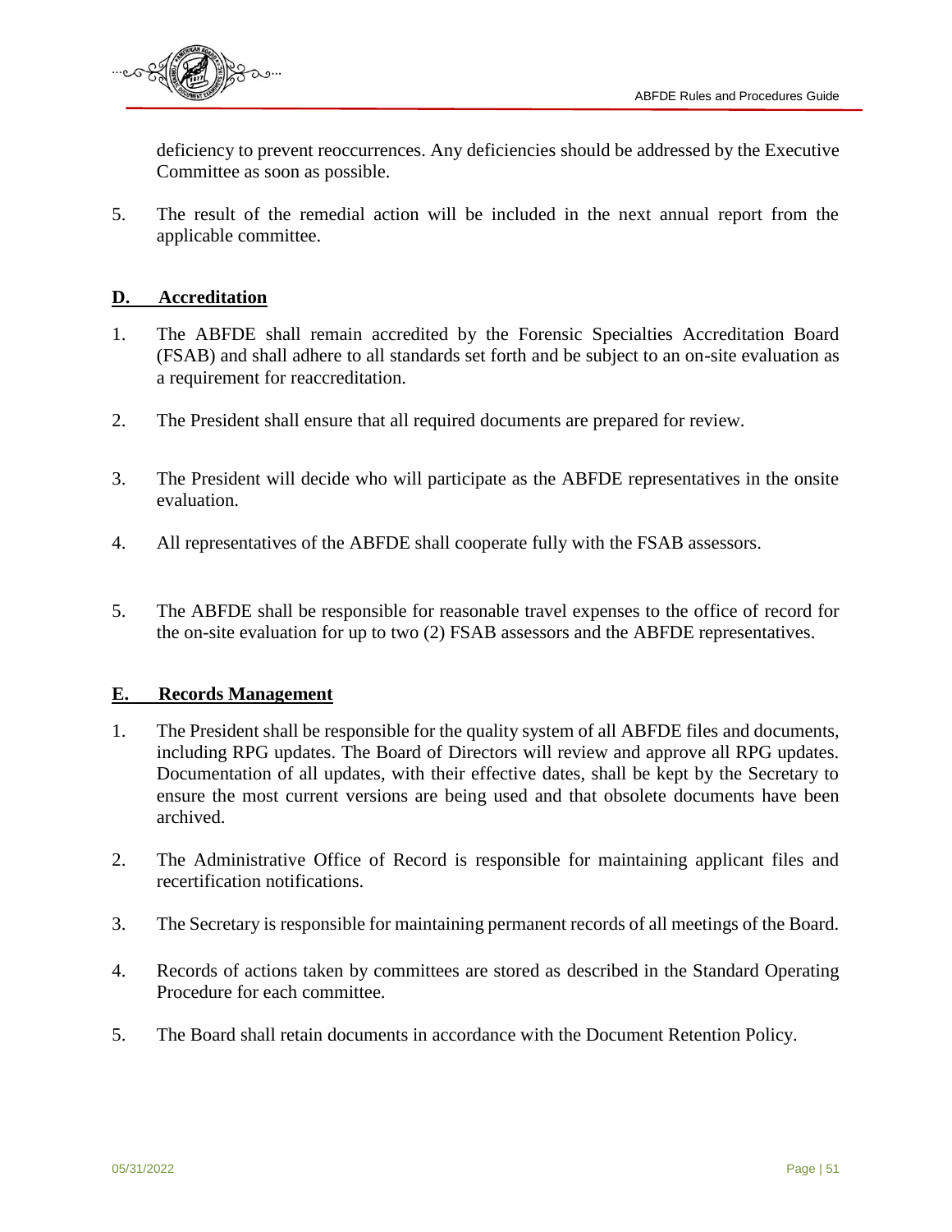deficiency to prevent reoccurrences. Any deficiencies should be addressed by the Executive Committee as soon as possible.

5. The result of the remedial action will be included in the next annual report from the applicable committee.

## **D. Accreditation**

1. The ABFDE shall remain accredited by the Forensic Specialties Accreditation Board (FSAB) and shall adhere to all standards set forth and be subject to an on-site evaluation as a requirement for reaccreditation.

2. The President shall ensure that all required documents are prepared for review.

3. The President will decide who will participate as the ABFDE representatives in the onsite evaluation.

4. All representatives of the ABFDE shall cooperate fully with the FSAB assessors.

5. The ABFDE shall be responsible for reasonable travel expenses to the office of record for the on-site evaluation for up to two (2) FSAB assessors and the ABFDE representatives.

## **E. Records Management**

1. The President shall be responsible for the quality system of all ABFDE files and documents, including RPG updates. The Board of Directors will review and approve all RPG updates. Documentation of all updates, with their effective dates, shall be kept by the Secretary to ensure the most current versions are being used and that obsolete documents have been archived.

2. The Administrative Office of Record is responsible for maintaining applicant files and recertification notifications.

3. The Secretary is responsible for maintaining permanent records of all meetings of the Board.

4. Records of actions taken by committees are stored as described in the Standard Operating Procedure for each committee.

5. The Board shall retain documents in accordance with the Document Retention Policy.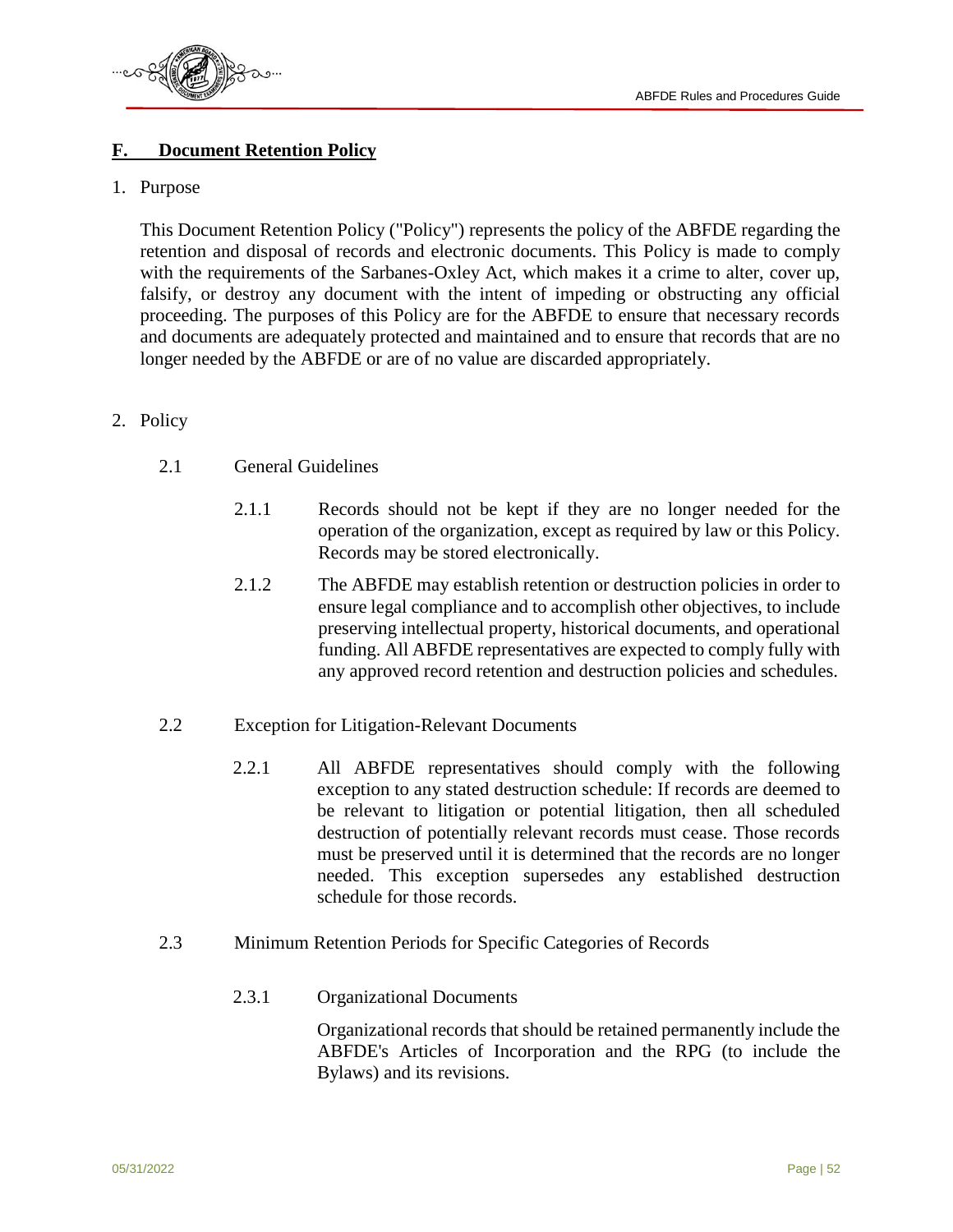## F. Document Retention Policy

1. Purpose

   This Document Retention Policy ("Policy") represents the policy of the ABFDE regarding the retention and disposal of records and electronic documents. This Policy is made to comply with the requirements of the Sarbanes-Oxley Act, which makes it a crime to alter, cover up, falsify, or destroy any document with the intent of impeding or obstructing any official proceeding. The purposes of this Policy are for the ABFDE to ensure that necessary records and documents are adequately protected and maintained and to ensure that records that are no longer needed by the ABFDE or are of no value are discarded appropriately.

2. Policy

   2.1 General Guidelines

   2.1.1 Records should not be kept if they are no longer needed for the operation of the organization, except as required by law or this Policy. Records may be stored electronically.

   2.1.2 The ABFDE may establish retention or destruction policies in order to ensure legal compliance and to accomplish other objectives, to include preserving intellectual property, historical documents, and operational funding. All ABFDE representatives are expected to comply fully with any approved record retention and destruction policies and schedules.

   2.2 Exception for Litigation-Relevant Documents

   2.2.1 All ABFDE representatives should comply with the following exception to any stated destruction schedule: If records are deemed to be relevant to litigation or potential litigation, then all scheduled destruction of potentially relevant records must cease. Those records must be preserved until it is determined that the records are no longer needed. This exception supersedes any established destruction schedule for those records.

   2.3 Minimum Retention Periods for Specific Categories of Records

   2.3.1 Organizational Documents

   Organizational records that should be retained permanently include the ABFDE's Articles of Incorporation and the RPG (to include the Bylaws) and its revisions.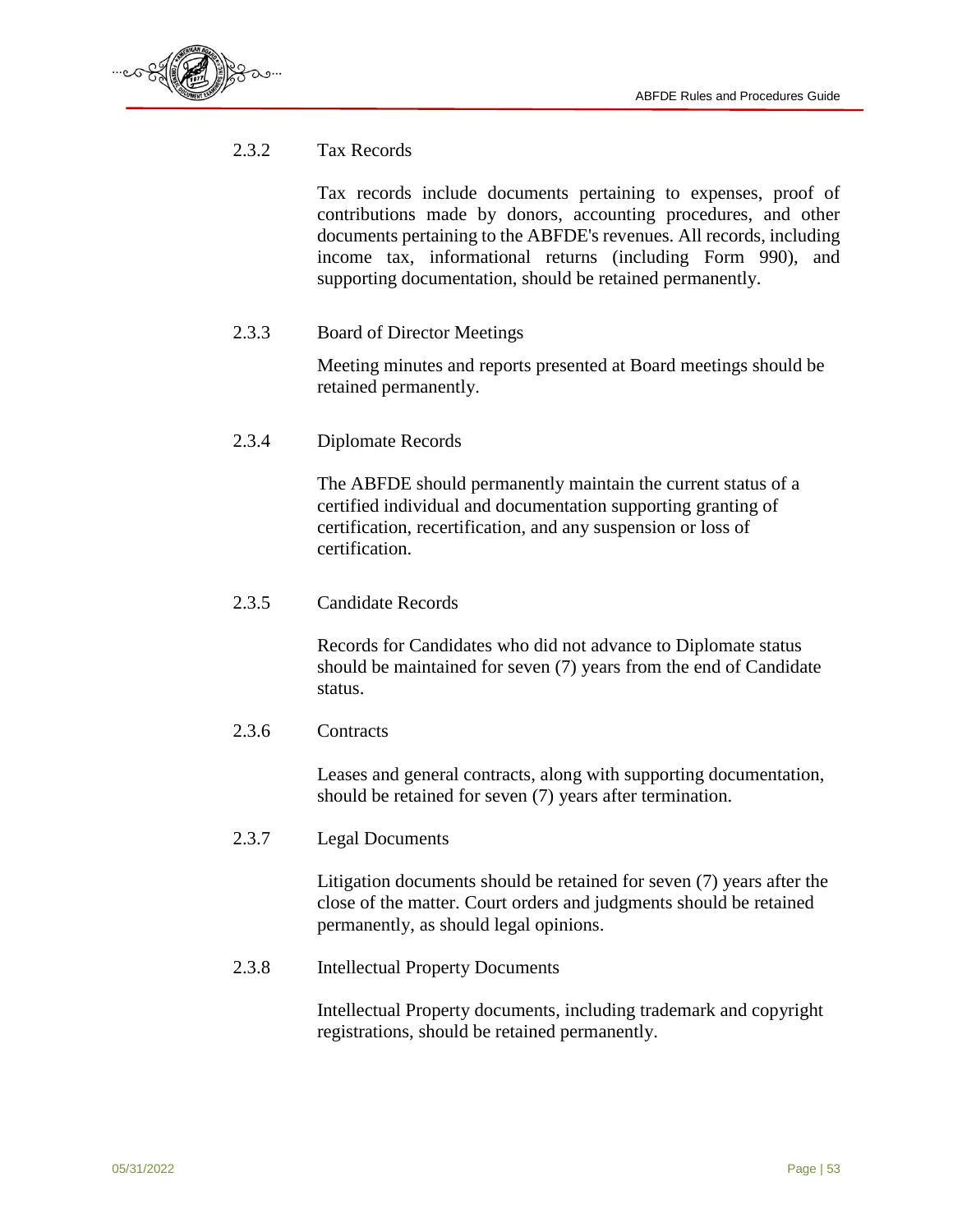### 2.3.2 Tax Records

Tax records include documents pertaining to expenses, proof of contributions made by donors, accounting procedures, and other documents pertaining to the ABFDE's revenues. All records, including income tax, informational returns (including Form 990), and supporting documentation, should be retained permanently.

### 2.3.3 Board of Director Meetings

Meeting minutes and reports presented at Board meetings should be retained permanently.

### 2.3.4 Diplomate Records

The ABFDE should permanently maintain the current status of a certified individual and documentation supporting granting of certification, recertification, and any suspension or loss of certification.

### 2.3.5 Candidate Records

Records for Candidates who did not advance to Diplomate status should be maintained for seven (7) years from the end of Candidate status.

### 2.3.6 Contracts

Leases and general contracts, along with supporting documentation, should be retained for seven (7) years after termination.

### 2.3.7 Legal Documents

Litigation documents should be retained for seven (7) years after the close of the matter. Court orders and judgments should be retained permanently, as should legal opinions.

### 2.3.8 Intellectual Property Documents

Intellectual Property documents, including trademark and copyright registrations, should be retained permanently.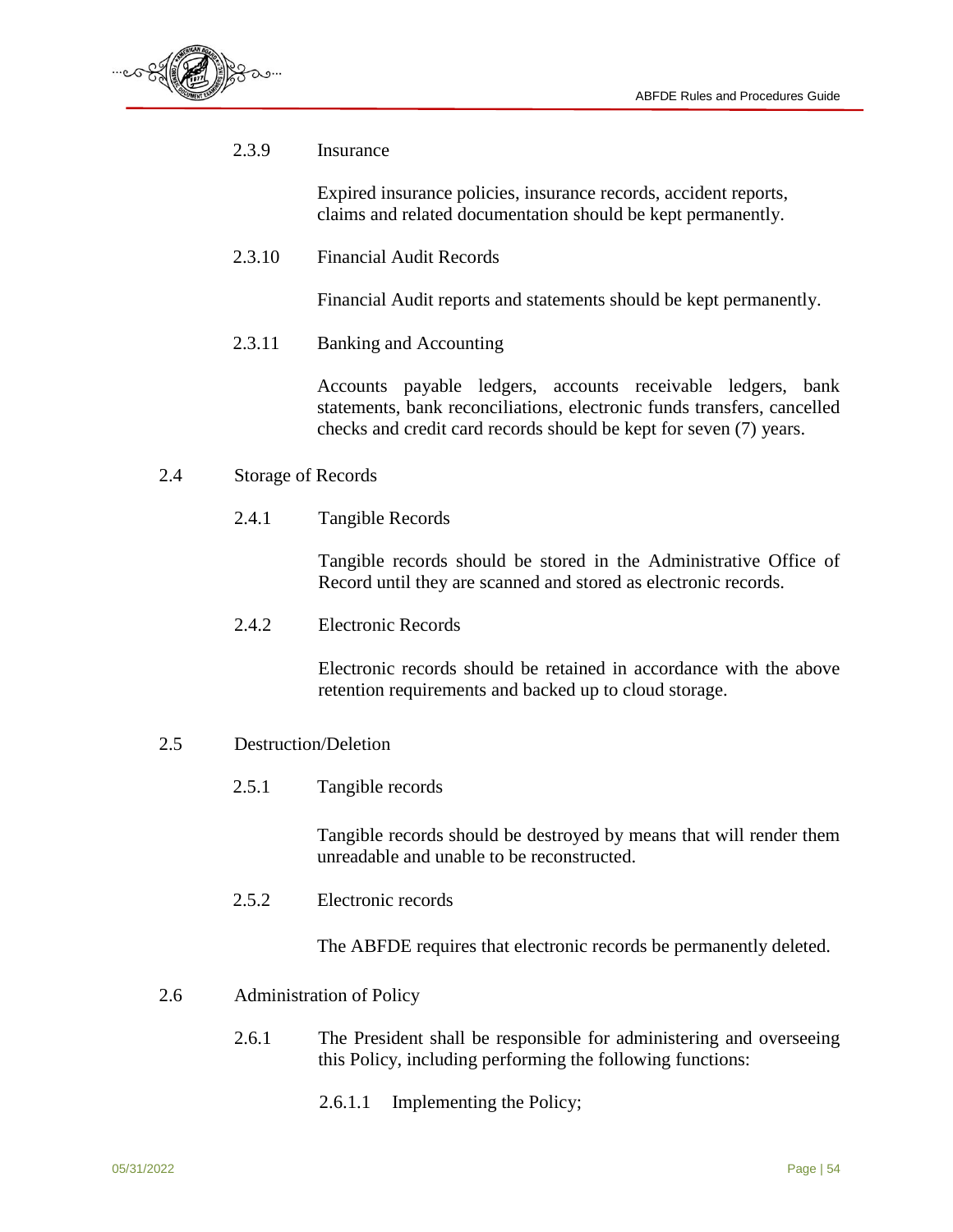### 2.3.9 Insurance

Expired insurance policies, insurance records, accident reports, claims and related documentation should be kept permanently.

### 2.3.10 Financial Audit Records

Financial Audit reports and statements should be kept permanently.

### 2.3.11 Banking and Accounting

Accounts payable ledgers, accounts receivable ledgers, bank statements, bank reconciliations, electronic funds transfers, cancelled checks and credit card records should be kept for seven (7) years.

## 2.4 Storage of Records

### 2.4.1 Tangible Records

Tangible records should be stored in the Administrative Office of Record until they are scanned and stored as electronic records.

### 2.4.2 Electronic Records

Electronic records should be retained in accordance with the above retention requirements and backed up to cloud storage.

## 2.5 Destruction/Deletion

### 2.5.1 Tangible records

Tangible records should be destroyed by means that will render them unreadable and unable to be reconstructed.

### 2.5.2 Electronic records

The ABFDE requires that electronic records be permanently deleted.

## 2.6 Administration of Policy

2.6.1 The President shall be responsible for administering and overseeing this Policy, including performing the following functions:

- 2.6.1.1 Implementing the Policy;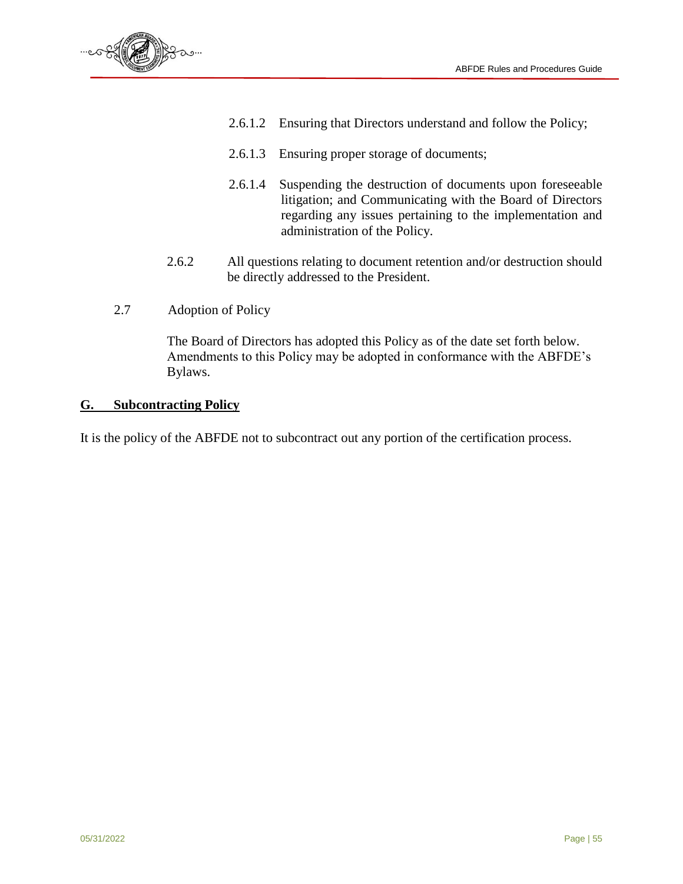2.6.1.2 Ensuring that Directors understand and follow the Policy;

2.6.1.3 Ensuring proper storage of documents;

2.6.1.4 Suspending the destruction of documents upon foreseeable litigation; and Communicating with the Board of Directors regarding any issues pertaining to the implementation and administration of the Policy.

2.6.2 All questions relating to document retention and/or destruction should be directly addressed to the President.

2.7 Adoption of Policy

The Board of Directors has adopted this Policy as of the date set forth below. Amendments to this Policy may be adopted in conformance with the ABFDE's Bylaws.

## G. Subcontracting Policy

It is the policy of the ABFDE not to subcontract out any portion of the certification process.